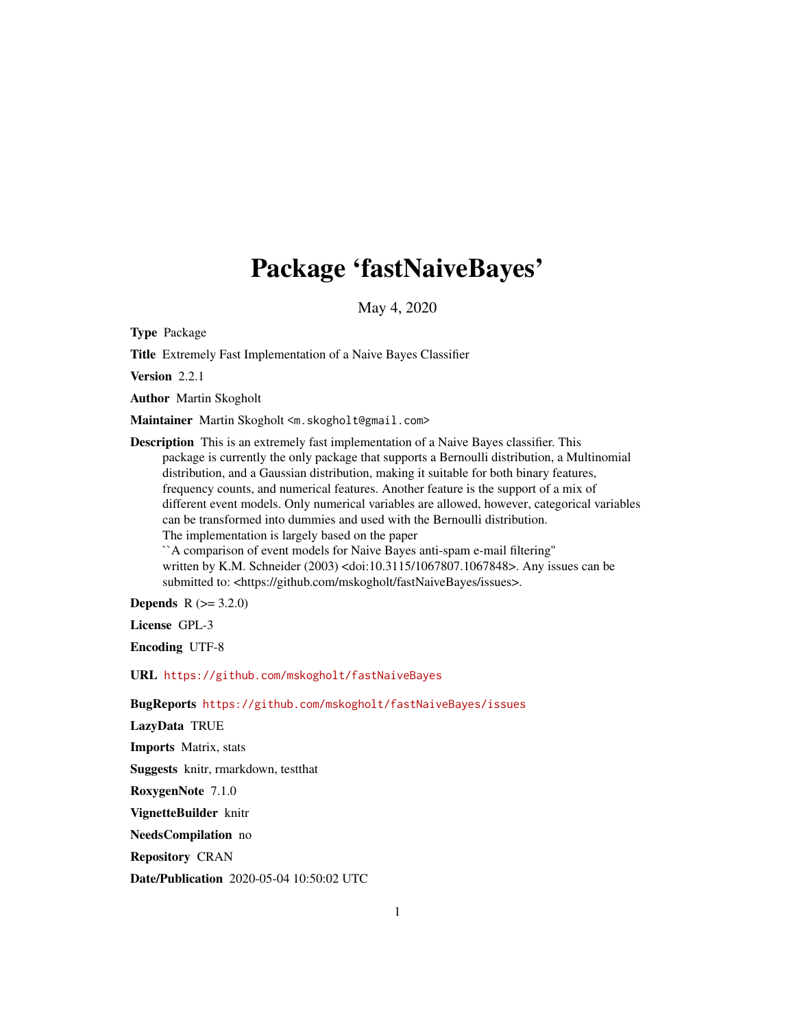# Package 'fastNaiveBayes'

May 4, 2020

**Type** Package

**Title** Extremely Fast Implementation of a Naive Bayes Classifier

**Version** 2.2.1

**Author** Martin Skogholt

**Maintainer** Martin Skogholt <m.skogholt@gmail.com>

**Description** This is an extremely fast implementation of a Naive Bayes classifier. This package is currently the only package that supports a Bernoulli distribution, a Multinomial distribution, and a Gaussian distribution, making it suitable for both binary features, frequency counts, and numerical features. Another feature is the support of a mix of different event models. Only numerical variables are allowed, however, categorical variables can be transformed into dummies and used with the Bernoulli distribution. The implementation is largely based on the paper ``A comparison of event models for Naive Bayes anti-spam e-mail filtering'' written by K.M. Schneider (2003) <doi:10.3115/1067807.1067848>. Any issues can be submitted to: <https://github.com/mskogholt/fastNaiveBayes/issues>.

**Depends** R (>= 3.2.0)

**License** GPL-3

**Encoding** UTF-8

**URL** https://github.com/mskogholt/fastNaiveBayes

**BugReports** https://github.com/mskogholt/fastNaiveBayes/issues

**LazyData** TRUE

**Imports** Matrix, stats

**Suggests** knitr, rmarkdown, testthat

**RoxygenNote** 7.1.0

**VignetteBuilder** knitr

**NeedsCompilation** no

**Repository** CRAN

**Date/Publication** 2020-05-04 10:50:02 UTC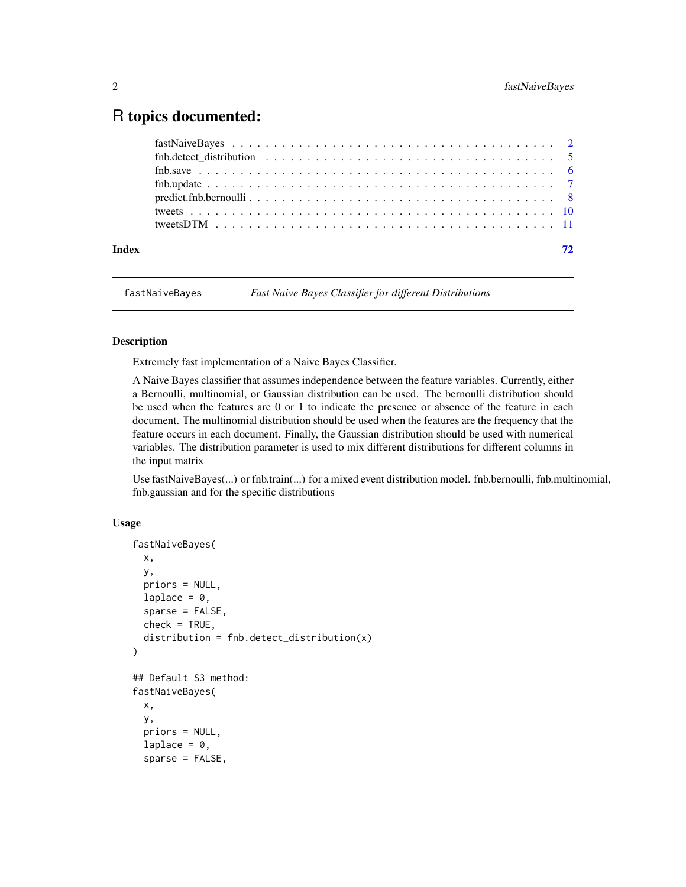# R topics documented:

| | |
|---|---|
| fastNaiveBayes | 2 |
| fnb.detect_distribution | 5 |
| fnb.save | 6 |
| fnb.update | 7 |
| predict.fnb.bernoulli | 8 |
| tweets | 10 |
| tweetsDTM | 11 |
| **Index** | **72** |

---

`fastNaiveBayes` *Fast Naive Bayes Classifier for different Distributions*

---

## Description

Extremely fast implementation of a Naive Bayes Classifier.

A Naive Bayes classifier that assumes independence between the feature variables. Currently, either a Bernoulli, multinomial, or Gaussian distribution can be used. The bernoulli distribution should be used when the features are 0 or 1 to indicate the presence or absence of the feature in each document. The multinomial distribution should be used when the features are the frequency that the feature occurs in each document. Finally, the Gaussian distribution should be used with numerical variables. The distribution parameter is used to mix different distributions for different columns in the input matrix

Use fastNaiveBayes(...) or fnb.train(...) for a mixed event distribution model. fnb.bernoulli, fnb.multinomial, fnb.gaussian and for the specific distributions

## Usage

```
fastNaiveBayes(
  x,
  y,
  priors = NULL,
  laplace = 0,
  sparse = FALSE,
  check = TRUE,
  distribution = fnb.detect_distribution(x)
)

## Default S3 method:
fastNaiveBayes(
  x,
  y,
  priors = NULL,
  laplace = 0,
  sparse = FALSE,
```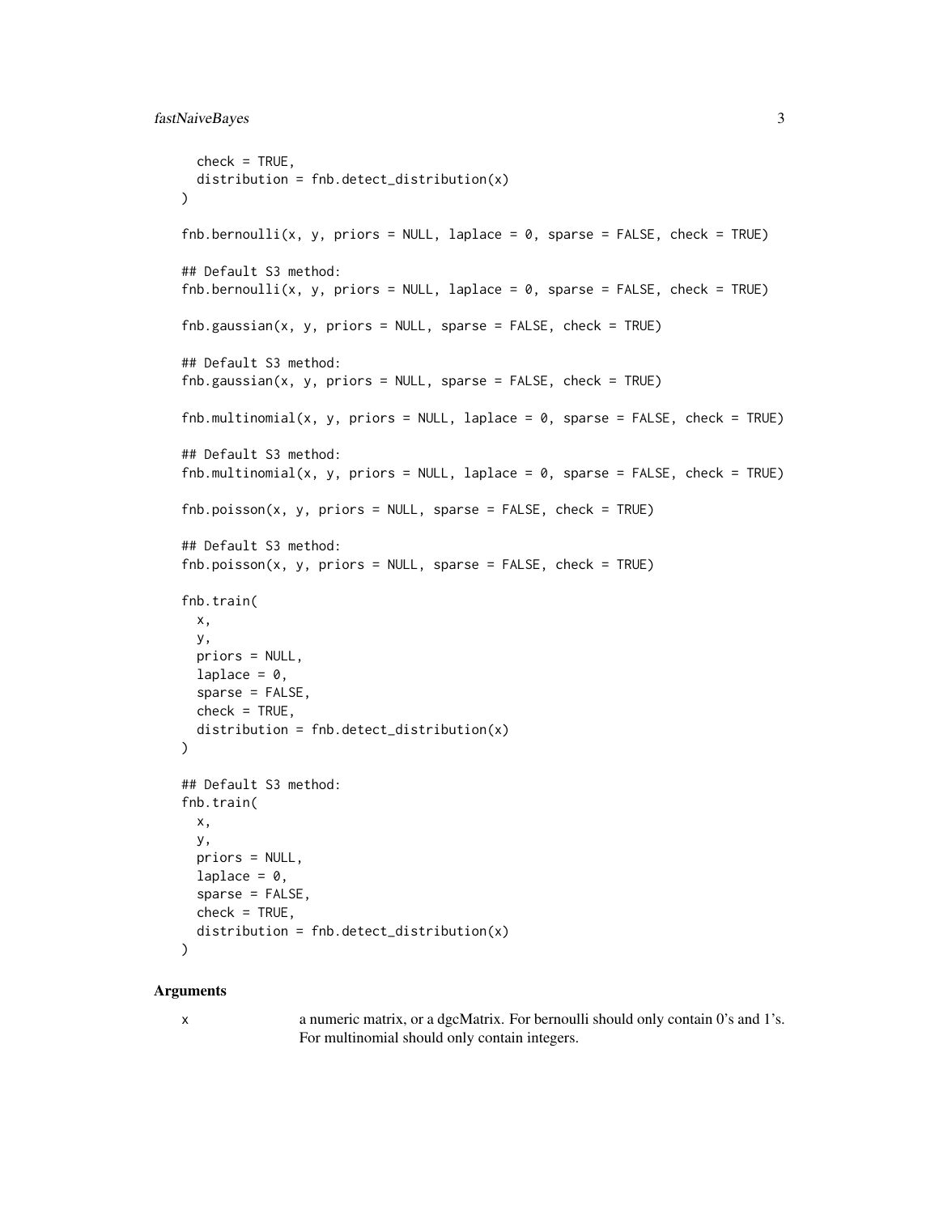```
  check = TRUE,
  distribution = fnb.detect_distribution(x)
)

fnb.bernoulli(x, y, priors = NULL, laplace = 0, sparse = FALSE, check = TRUE)

## Default S3 method:
fnb.bernoulli(x, y, priors = NULL, laplace = 0, sparse = FALSE, check = TRUE)

fnb.gaussian(x, y, priors = NULL, sparse = FALSE, check = TRUE)

## Default S3 method:
fnb.gaussian(x, y, priors = NULL, sparse = FALSE, check = TRUE)

fnb.multinomial(x, y, priors = NULL, laplace = 0, sparse = FALSE, check = TRUE)

## Default S3 method:
fnb.multinomial(x, y, priors = NULL, laplace = 0, sparse = FALSE, check = TRUE)

fnb.poisson(x, y, priors = NULL, sparse = FALSE, check = TRUE)

## Default S3 method:
fnb.poisson(x, y, priors = NULL, sparse = FALSE, check = TRUE)

fnb.train(
  x,
  y,
  priors = NULL,
  laplace = 0,
  sparse = FALSE,
  check = TRUE,
  distribution = fnb.detect_distribution(x)
)

## Default S3 method:
fnb.train(
  x,
  y,
  priors = NULL,
  laplace = 0,
  sparse = FALSE,
  check = TRUE,
  distribution = fnb.detect_distribution(x)
)
```

### Arguments

| | |
|---|---|
| x | a numeric matrix, or a dgcMatrix. For bernoulli should only contain 0's and 1's. For multinomial should only contain integers. |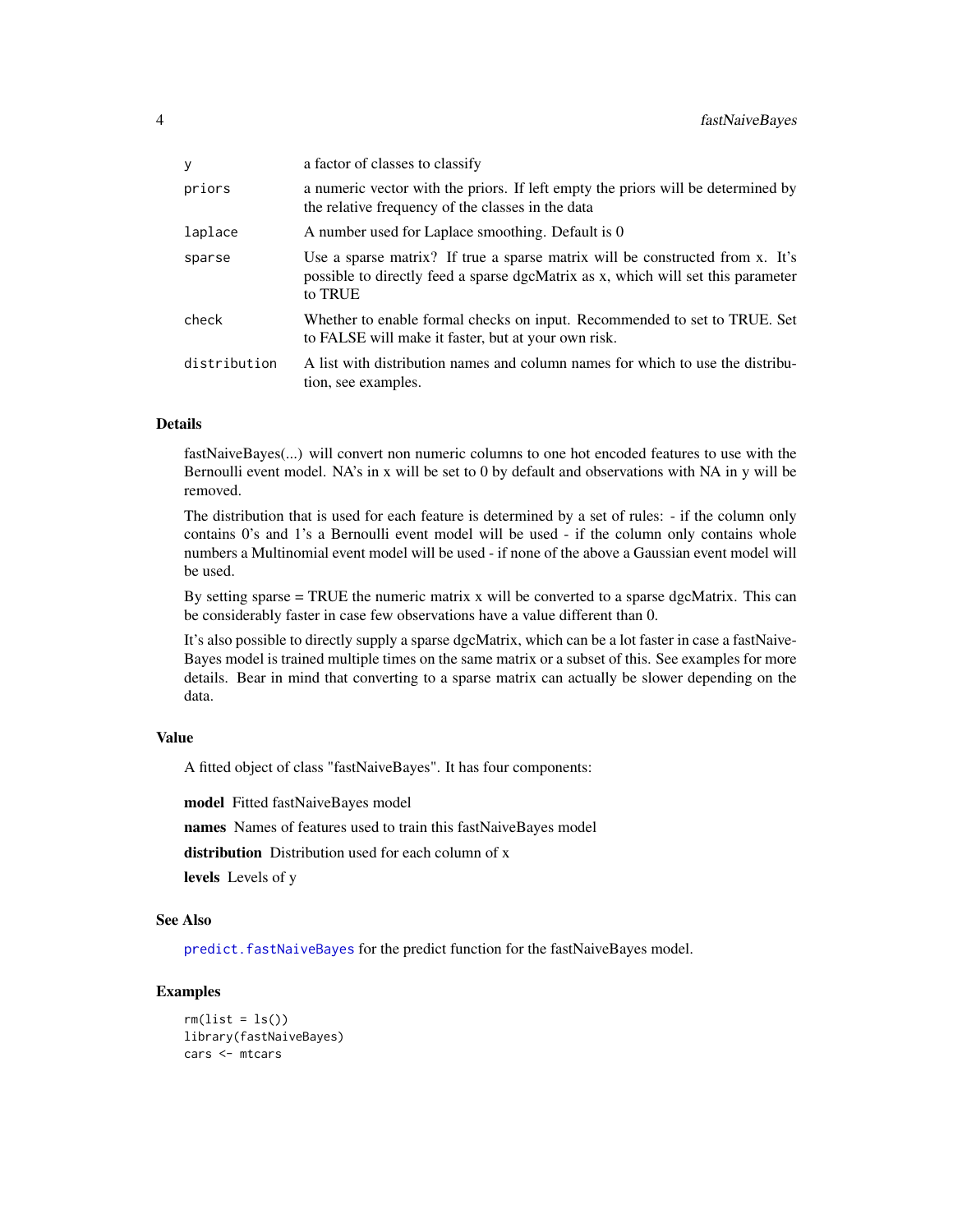| | |
|---|---|
| y | a factor of classes to classify |
| priors | a numeric vector with the priors. If left empty the priors will be determined by the relative frequency of the classes in the data |
| laplace | A number used for Laplace smoothing. Default is 0 |
| sparse | Use a sparse matrix? If true a sparse matrix will be constructed from x. It's possible to directly feed a sparse dgcMatrix as x, which will set this parameter to TRUE |
| check | Whether to enable formal checks on input. Recommended to set to TRUE. Set to FALSE will make it faster, but at your own risk. |
| distribution | A list with distribution names and column names for which to use the distribution, see examples. |

### Details

fastNaiveBayes(...) will convert non numeric columns to one hot encoded features to use with the Bernoulli event model. NA's in x will be set to 0 by default and observations with NA in y will be removed.

The distribution that is used for each feature is determined by a set of rules: - if the column only contains 0's and 1's a Bernoulli event model will be used - if the column only contains whole numbers a Multinomial event model will be used - if none of the above a Gaussian event model will be used.

By setting sparse = TRUE the numeric matrix x will be converted to a sparse dgcMatrix. This can be considerably faster in case few observations have a value different than 0.

It's also possible to directly supply a sparse dgcMatrix, which can be a lot faster in case a fastNaiveBayes model is trained multiple times on the same matrix or a subset of this. See examples for more details. Bear in mind that converting to a sparse matrix can actually be slower depending on the data.

### Value

A fitted object of class "fastNaiveBayes". It has four components:

**model** Fitted fastNaiveBayes model

**names** Names of features used to train this fastNaiveBayes model

**distribution** Distribution used for each column of x

**levels** Levels of y

### See Also

predict.fastNaiveBayes for the predict function for the fastNaiveBayes model.

### Examples

```
rm(list = ls())
library(fastNaiveBayes)
cars <- mtcars
```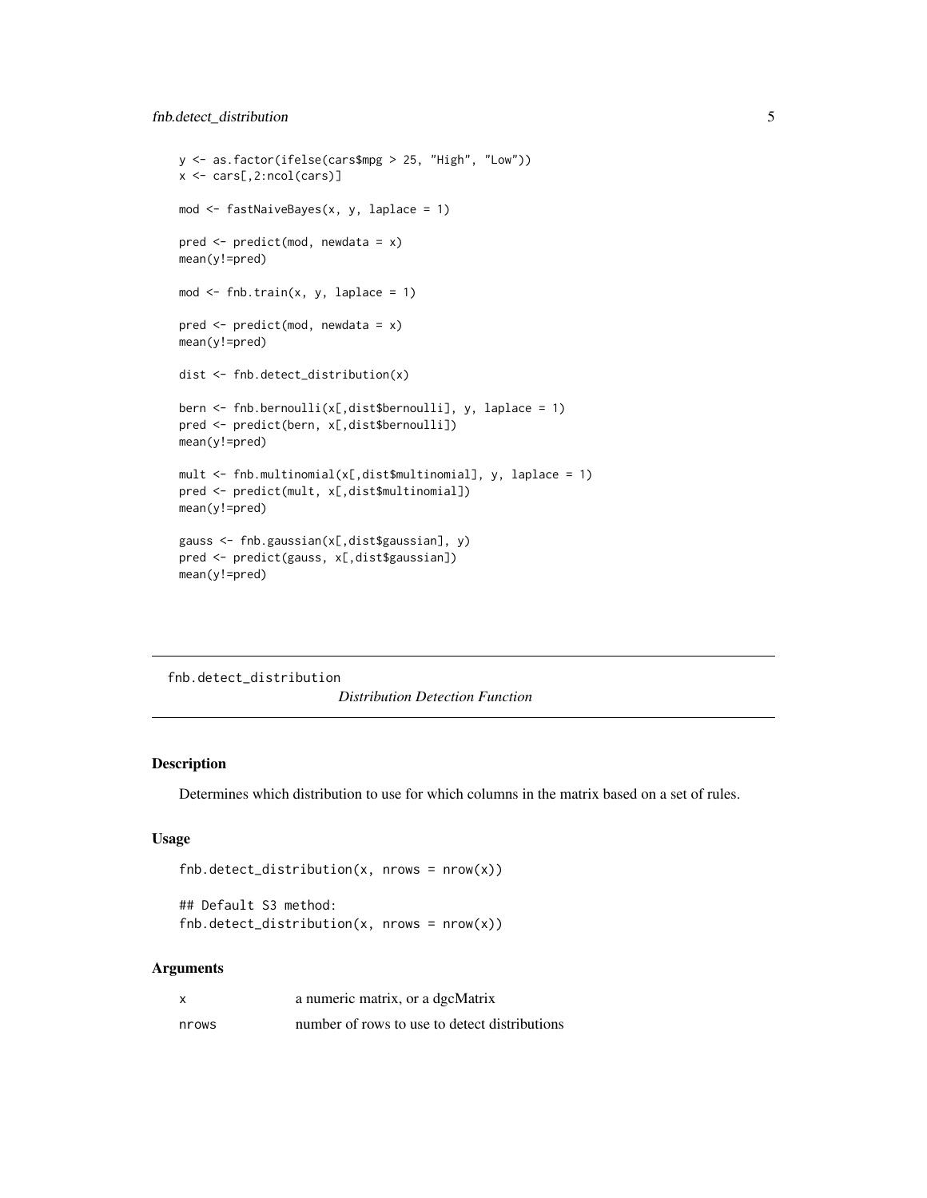```
y <- as.factor(ifelse(cars$mpg > 25, "High", "Low"))
x <- cars[,2:ncol(cars)]

mod <- fastNaiveBayes(x, y, laplace = 1)

pred <- predict(mod, newdata = x)
mean(y!=pred)

mod <- fnb.train(x, y, laplace = 1)

pred <- predict(mod, newdata = x)
mean(y!=pred)

dist <- fnb.detect_distribution(x)

bern <- fnb.bernoulli(x[,dist$bernoulli], y, laplace = 1)
pred <- predict(bern, x[,dist$bernoulli])
mean(y!=pred)

mult <- fnb.multinomial(x[,dist$multinomial], y, laplace = 1)
pred <- predict(mult, x[,dist$multinomial])
mean(y!=pred)

gauss <- fnb.gaussian(x[,dist$gaussian], y)
pred <- predict(gauss, x[,dist$gaussian])
mean(y!=pred)
```

---

## fnb.detect_distribution    *Distribution Detection Function*

---

### Description

Determines which distribution to use for which columns in the matrix based on a set of rules.

### Usage

```
fnb.detect_distribution(x, nrows = nrow(x))

## Default S3 method:
fnb.detect_distribution(x, nrows = nrow(x))
```

### Arguments

| | |
|---|---|
| x | a numeric matrix, or a dgcMatrix |
| nrows | number of rows to use to detect distributions |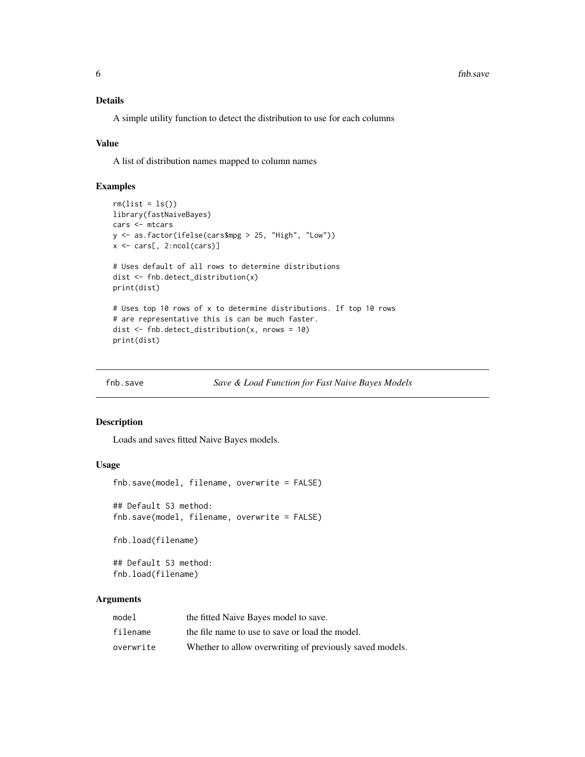### Details

A simple utility function to detect the distribution to use for each columns

### Value

A list of distribution names mapped to column names

### Examples

```
rm(list = ls())
library(fastNaiveBayes)
cars <- mtcars
y <- as.factor(ifelse(cars$mpg > 25, "High", "Low"))
x <- cars[, 2:ncol(cars)]

# Uses default of all rows to determine distributions
dist <- fnb.detect_distribution(x)
print(dist)

# Uses top 10 rows of x to determine distributions. If top 10 rows
# are representative this is can be much faster.
dist <- fnb.detect_distribution(x, nrows = 10)
print(dist)
```

---

## fnb.save — *Save & Load Function for Fast Naive Bayes Models*

### Description

Loads and saves fitted Naive Bayes models.

### Usage

```
fnb.save(model, filename, overwrite = FALSE)

## Default S3 method:
fnb.save(model, filename, overwrite = FALSE)

fnb.load(filename)

## Default S3 method:
fnb.load(filename)
```

### Arguments

| | |
|---|---|
| model | the fitted Naive Bayes model to save. |
| filename | the file name to use to save or load the model. |
| overwrite | Whether to allow overwriting of previously saved models. |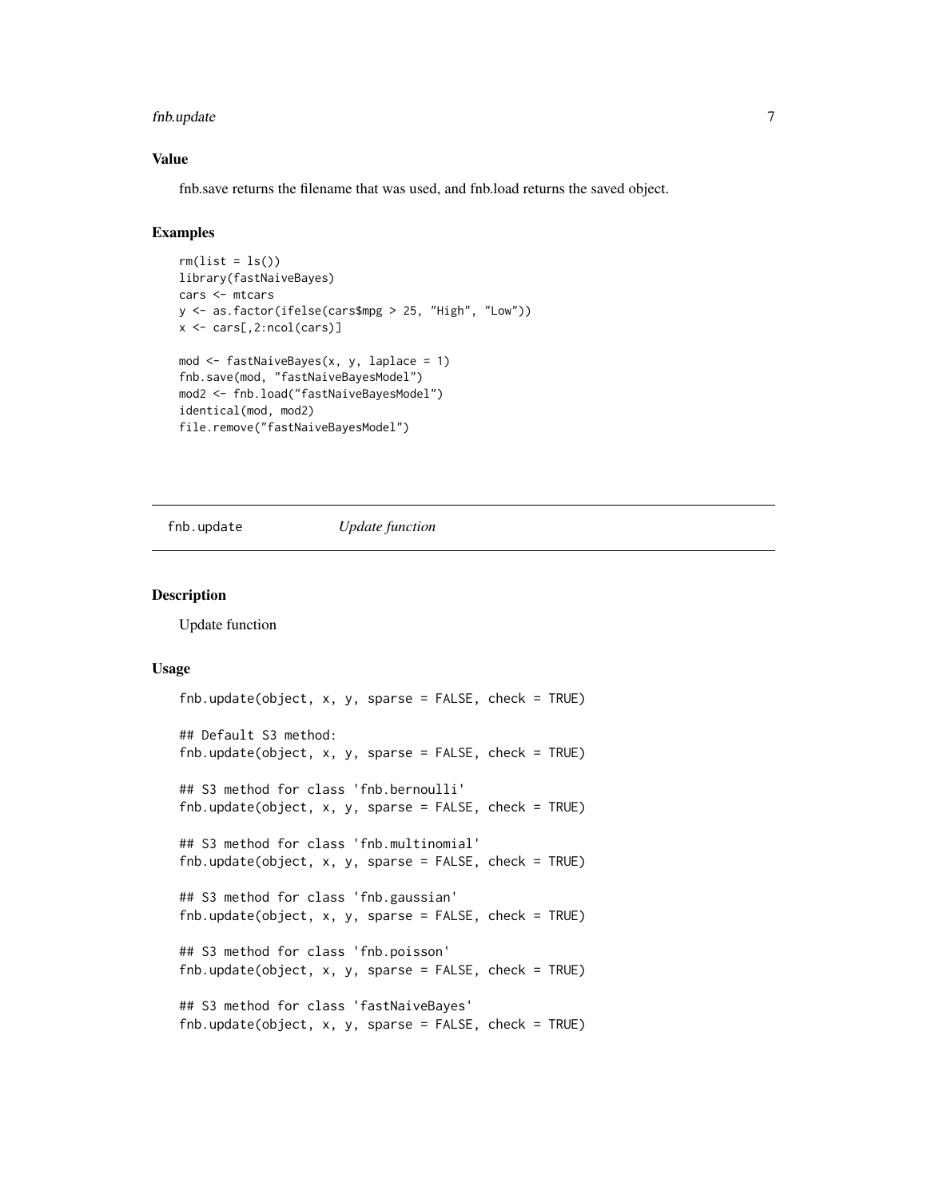### Value

fnb.save returns the filename that was used, and fnb.load returns the saved object.

### Examples

```
rm(list = ls())
library(fastNaiveBayes)
cars <- mtcars
y <- as.factor(ifelse(cars$mpg > 25, "High", "Low"))
x <- cars[,2:ncol(cars)]

mod <- fastNaiveBayes(x, y, laplace = 1)
fnb.save(mod, "fastNaiveBayesModel")
mod2 <- fnb.load("fastNaiveBayesModel")
identical(mod, mod2)
file.remove("fastNaiveBayesModel")
```

---

## fnb.update *Update function*

---

### Description

Update function

### Usage

```
fnb.update(object, x, y, sparse = FALSE, check = TRUE)

## Default S3 method:
fnb.update(object, x, y, sparse = FALSE, check = TRUE)

## S3 method for class 'fnb.bernoulli'
fnb.update(object, x, y, sparse = FALSE, check = TRUE)

## S3 method for class 'fnb.multinomial'
fnb.update(object, x, y, sparse = FALSE, check = TRUE)

## S3 method for class 'fnb.gaussian'
fnb.update(object, x, y, sparse = FALSE, check = TRUE)

## S3 method for class 'fnb.poisson'
fnb.update(object, x, y, sparse = FALSE, check = TRUE)

## S3 method for class 'fastNaiveBayes'
fnb.update(object, x, y, sparse = FALSE, check = TRUE)
```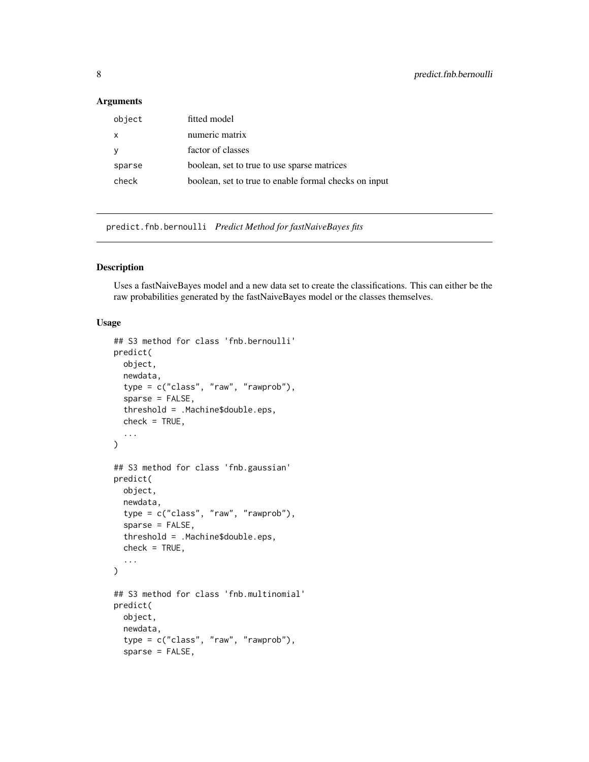## Arguments

| | |
|---|---|
| `object` | fitted model |
| `x` | numeric matrix |
| `y` | factor of classes |
| `sparse` | boolean, set to true to use sparse matrices |
| `check` | boolean, set to true to enable formal checks on input |

---

## `predict.fnb.bernoulli` *Predict Method for fastNaiveBayes fits*

---

### Description

Uses a fastNaiveBayes model and a new data set to create the classifications. This can either be the raw probabilities generated by the fastNaiveBayes model or the classes themselves.

### Usage

```
## S3 method for class 'fnb.bernoulli'
predict(
  object,
  newdata,
  type = c("class", "raw", "rawprob"),
  sparse = FALSE,
  threshold = .Machine$double.eps,
  check = TRUE,
  ...
)

## S3 method for class 'fnb.gaussian'
predict(
  object,
  newdata,
  type = c("class", "raw", "rawprob"),
  sparse = FALSE,
  threshold = .Machine$double.eps,
  check = TRUE,
  ...
)

## S3 method for class 'fnb.multinomial'
predict(
  object,
  newdata,
  type = c("class", "raw", "rawprob"),
  sparse = FALSE,
```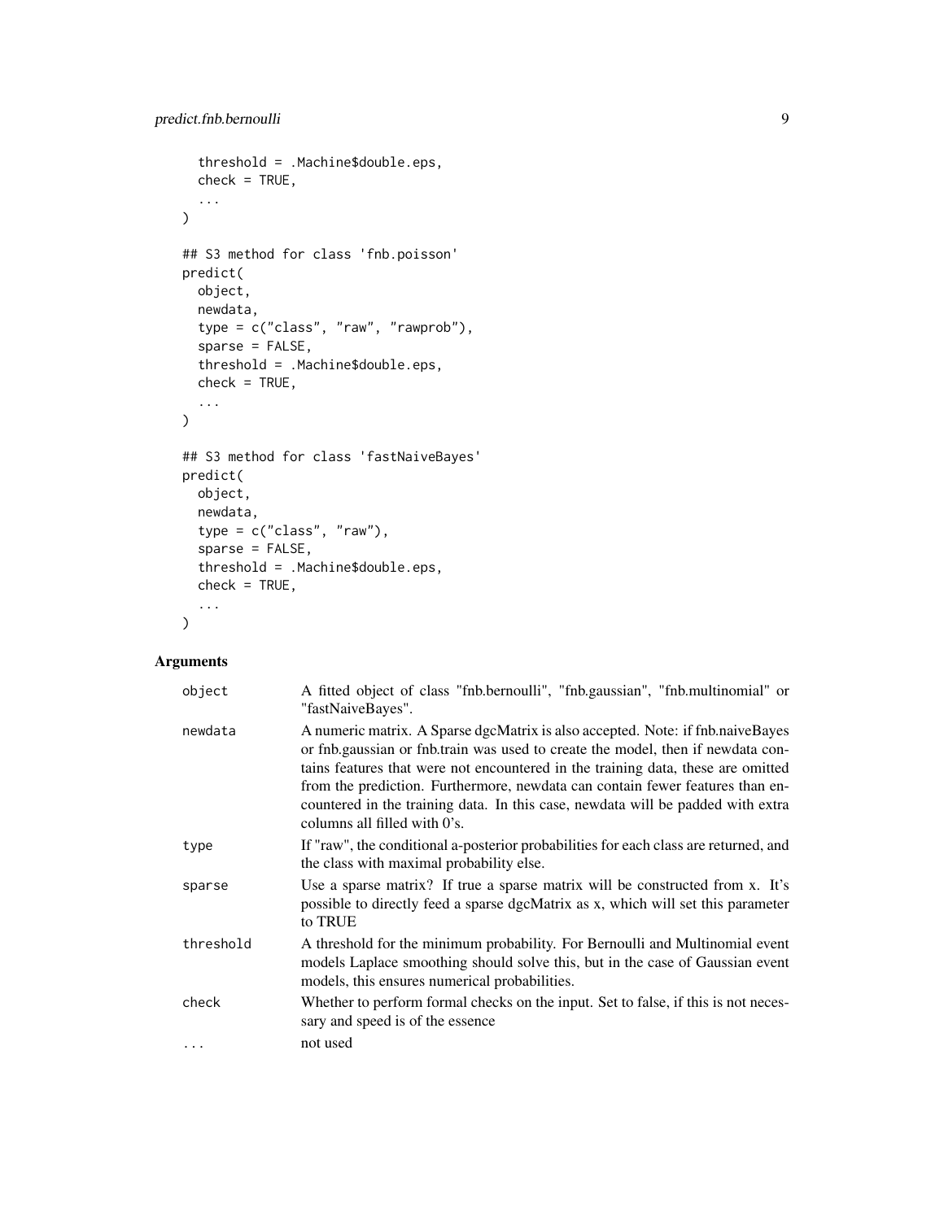```
  threshold = .Machine$double.eps,
  check = TRUE,
  ...
)

## S3 method for class 'fnb.poisson'
predict(
  object,
  newdata,
  type = c("class", "raw", "rawprob"),
  sparse = FALSE,
  threshold = .Machine$double.eps,
  check = TRUE,
  ...
)

## S3 method for class 'fastNaiveBayes'
predict(
  object,
  newdata,
  type = c("class", "raw"),
  sparse = FALSE,
  threshold = .Machine$double.eps,
  check = TRUE,
  ...
)
```

## Arguments

| | |
|---|---|
| object | A fitted object of class "fnb.bernoulli", "fnb.gaussian", "fnb.multinomial" or "fastNaiveBayes". |
| newdata | A numeric matrix. A Sparse dgcMatrix is also accepted. Note: if fnb.naiveBayes or fnb.gaussian or fnb.train was used to create the model, then if newdata contains features that were not encountered in the training data, these are omitted from the prediction. Furthermore, newdata can contain fewer features than encountered in the training data. In this case, newdata will be padded with extra columns all filled with 0's. |
| type | If "raw", the conditional a-posterior probabilities for each class are returned, and the class with maximal probability else. |
| sparse | Use a sparse matrix? If true a sparse matrix will be constructed from x. It's possible to directly feed a sparse dgcMatrix as x, which will set this parameter to TRUE |
| threshold | A threshold for the minimum probability. For Bernoulli and Multinomial event models Laplace smoothing should solve this, but in the case of Gaussian event models, this ensures numerical probabilities. |
| check | Whether to perform formal checks on the input. Set to false, if this is not necessary and speed is of the essence |
| ... | not used |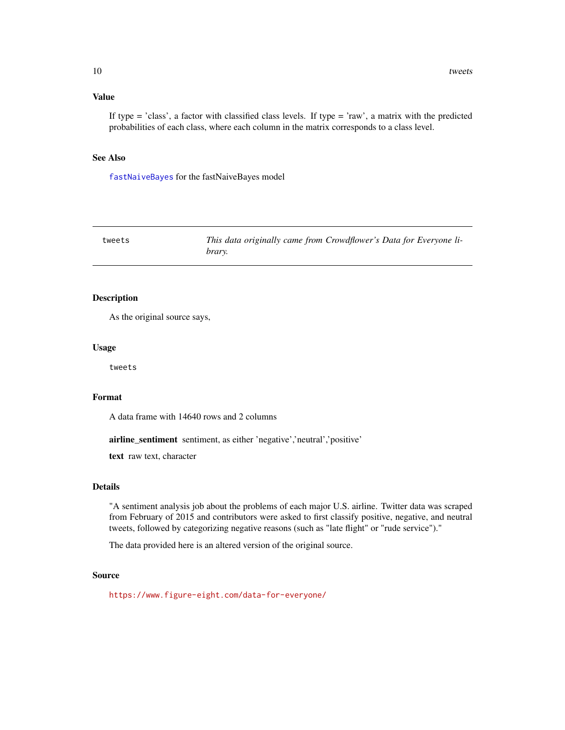## Value

If type = 'class', a factor with classified class levels. If type = 'raw', a matrix with the predicted probabilities of each class, where each column in the matrix corresponds to a class level.

## See Also

`fastNaiveBayes` for the fastNaiveBayes model

---

`tweets` *This data originally came from Crowdflower's Data for Everyone library.*

---

## Description

As the original source says,

## Usage

```
tweets
```

## Format

A data frame with 14640 rows and 2 columns

**airline_sentiment** sentiment, as either 'negative','neutral','positive'

**text** raw text, character

## Details

"A sentiment analysis job about the problems of each major U.S. airline. Twitter data was scraped from February of 2015 and contributors were asked to first classify positive, negative, and neutral tweets, followed by categorizing negative reasons (such as "late flight" or "rude service")."

The data provided here is an altered version of the original source.

## Source

https://www.figure-eight.com/data-for-everyone/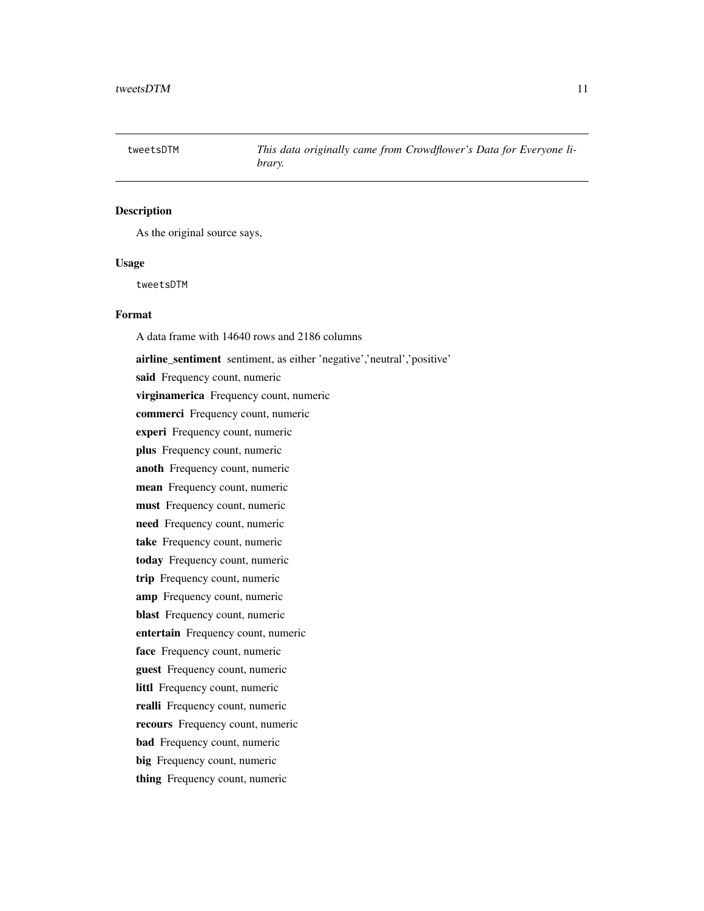| tweetsDTM | *This data originally came from Crowdflower's Data for Everyone library.* |
|---|---|

## Description

As the original source says,

## Usage

```
tweetsDTM
```

## Format

A data frame with 14640 rows and 2186 columns

**airline_sentiment** sentiment, as either 'negative','neutral','positive'

**said** Frequency count, numeric

**virginamerica** Frequency count, numeric

**commerci** Frequency count, numeric

**experi** Frequency count, numeric

**plus** Frequency count, numeric

**anoth** Frequency count, numeric

**mean** Frequency count, numeric

**must** Frequency count, numeric

**need** Frequency count, numeric

**take** Frequency count, numeric

**today** Frequency count, numeric

**trip** Frequency count, numeric

**amp** Frequency count, numeric

**blast** Frequency count, numeric

**entertain** Frequency count, numeric

**face** Frequency count, numeric

**guest** Frequency count, numeric

**littl** Frequency count, numeric

**realli** Frequency count, numeric

**recours** Frequency count, numeric

**bad** Frequency count, numeric

**big** Frequency count, numeric

**thing** Frequency count, numeric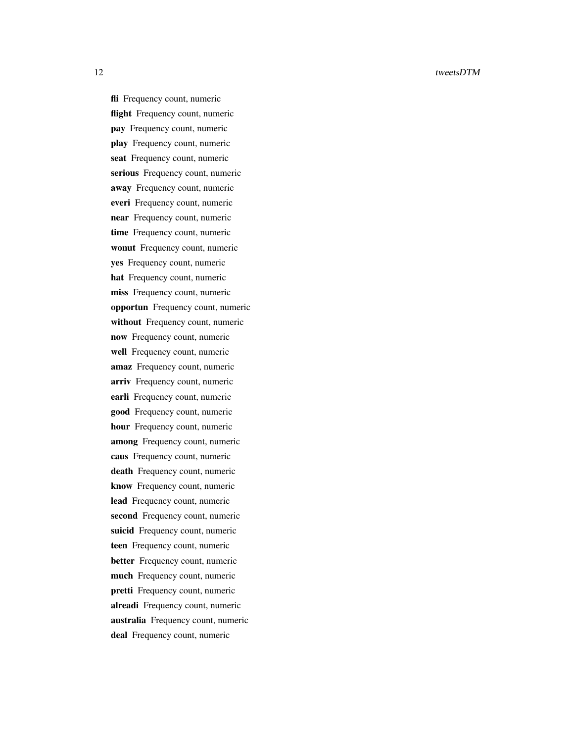**fli** Frequency count, numeric
**flight** Frequency count, numeric
**pay** Frequency count, numeric
**play** Frequency count, numeric
**seat** Frequency count, numeric
**serious** Frequency count, numeric
**away** Frequency count, numeric
**everi** Frequency count, numeric
**near** Frequency count, numeric
**time** Frequency count, numeric
**wonut** Frequency count, numeric
**yes** Frequency count, numeric
**hat** Frequency count, numeric
**miss** Frequency count, numeric
**opportun** Frequency count, numeric
**without** Frequency count, numeric
**now** Frequency count, numeric
**well** Frequency count, numeric
**amaz** Frequency count, numeric
**arriv** Frequency count, numeric
**earli** Frequency count, numeric
**good** Frequency count, numeric
**hour** Frequency count, numeric
**among** Frequency count, numeric
**caus** Frequency count, numeric
**death** Frequency count, numeric
**know** Frequency count, numeric
**lead** Frequency count, numeric
**second** Frequency count, numeric
**suicid** Frequency count, numeric
**teen** Frequency count, numeric
**better** Frequency count, numeric
**much** Frequency count, numeric
**pretti** Frequency count, numeric
**alreadi** Frequency count, numeric
**australia** Frequency count, numeric
**deal** Frequency count, numeric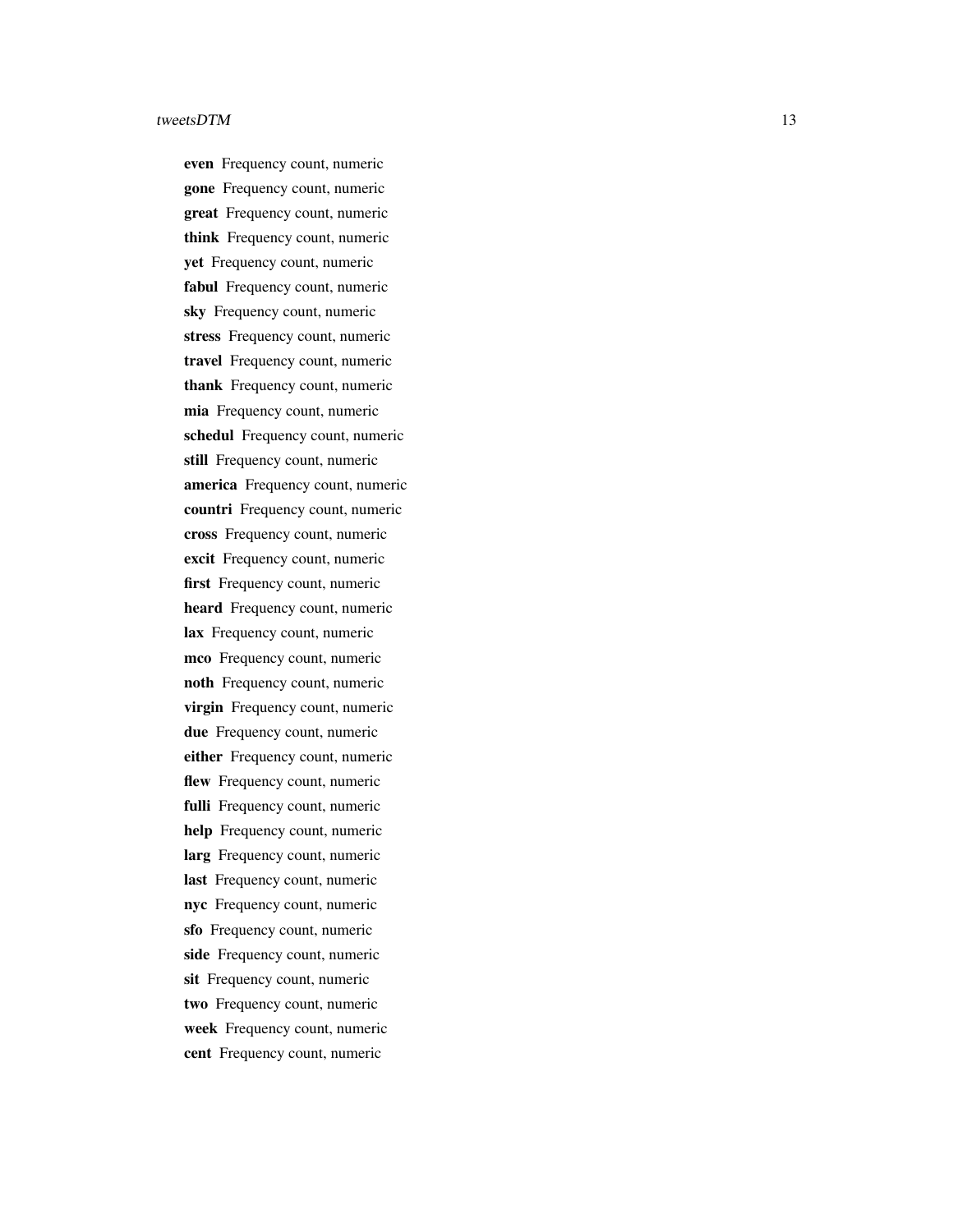**even** Frequency count, numeric

**gone** Frequency count, numeric

**great** Frequency count, numeric

**think** Frequency count, numeric

**yet** Frequency count, numeric

**fabul** Frequency count, numeric

**sky** Frequency count, numeric

**stress** Frequency count, numeric

**travel** Frequency count, numeric

**thank** Frequency count, numeric

**mia** Frequency count, numeric

**schedul** Frequency count, numeric

**still** Frequency count, numeric

**america** Frequency count, numeric

**countri** Frequency count, numeric

**cross** Frequency count, numeric

**excit** Frequency count, numeric

**first** Frequency count, numeric

**heard** Frequency count, numeric

**lax** Frequency count, numeric

**mco** Frequency count, numeric

**noth** Frequency count, numeric

**virgin** Frequency count, numeric

**due** Frequency count, numeric

**either** Frequency count, numeric

**flew** Frequency count, numeric

**fulli** Frequency count, numeric

**help** Frequency count, numeric

**larg** Frequency count, numeric

**last** Frequency count, numeric

**nyc** Frequency count, numeric

**sfo** Frequency count, numeric

**side** Frequency count, numeric

**sit** Frequency count, numeric

**two** Frequency count, numeric

**week** Frequency count, numeric

**cent** Frequency count, numeric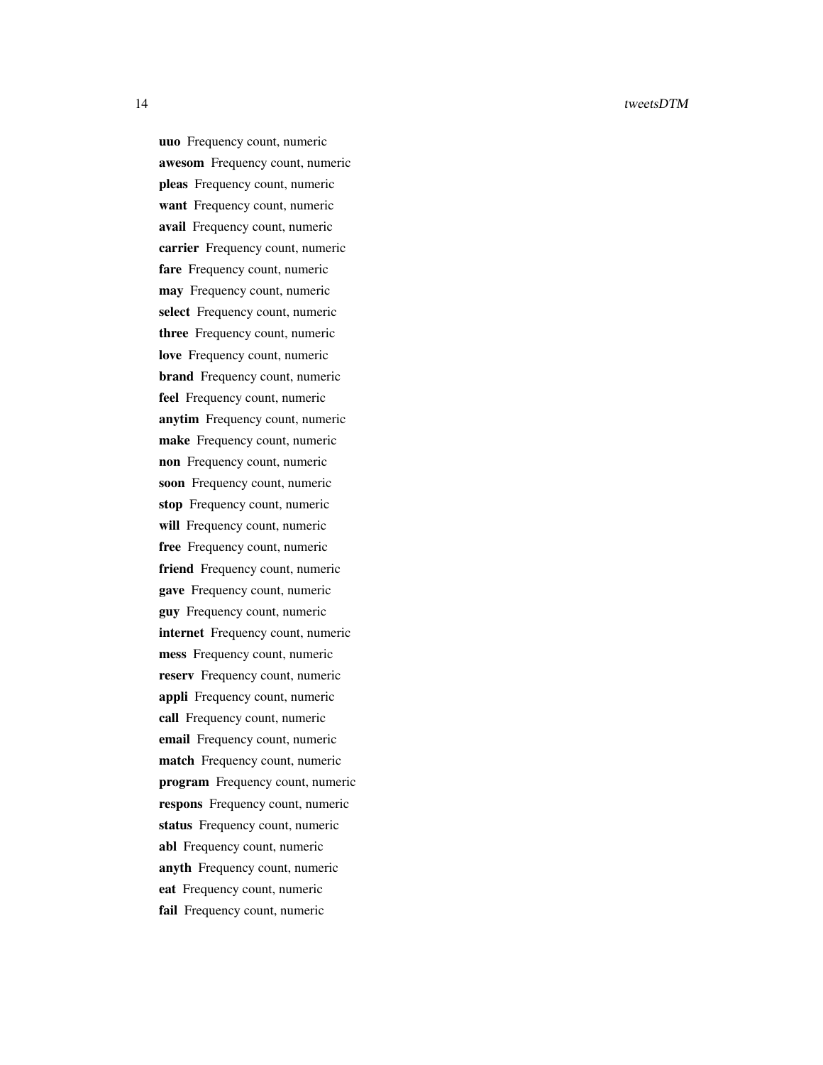**uuo** Frequency count, numeric

**awesom** Frequency count, numeric

**pleas** Frequency count, numeric

**want** Frequency count, numeric

**avail** Frequency count, numeric

**carrier** Frequency count, numeric

**fare** Frequency count, numeric

**may** Frequency count, numeric

**select** Frequency count, numeric

**three** Frequency count, numeric

**love** Frequency count, numeric

**brand** Frequency count, numeric

**feel** Frequency count, numeric

**anytim** Frequency count, numeric

**make** Frequency count, numeric

**non** Frequency count, numeric

**soon** Frequency count, numeric

**stop** Frequency count, numeric

**will** Frequency count, numeric

**free** Frequency count, numeric

**friend** Frequency count, numeric

**gave** Frequency count, numeric

**guy** Frequency count, numeric

**internet** Frequency count, numeric

**mess** Frequency count, numeric

**reserv** Frequency count, numeric

**appli** Frequency count, numeric

**call** Frequency count, numeric

**email** Frequency count, numeric

**match** Frequency count, numeric

**program** Frequency count, numeric

**respons** Frequency count, numeric

**status** Frequency count, numeric

**abl** Frequency count, numeric

**anyth** Frequency count, numeric

**eat** Frequency count, numeric

**fail** Frequency count, numeric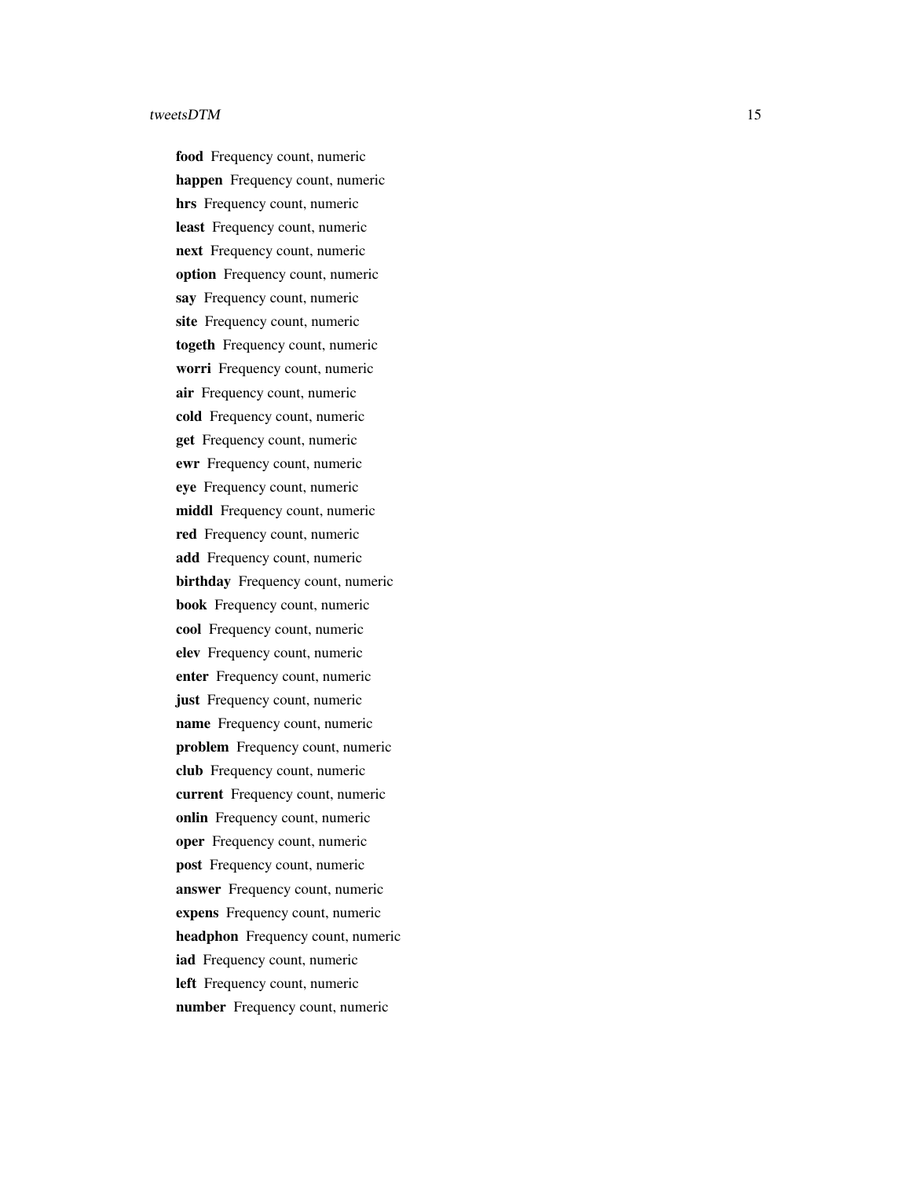**food** Frequency count, numeric

**happen** Frequency count, numeric

**hrs** Frequency count, numeric

**least** Frequency count, numeric

**next** Frequency count, numeric

**option** Frequency count, numeric

**say** Frequency count, numeric

**site** Frequency count, numeric

**togeth** Frequency count, numeric

**worri** Frequency count, numeric

**air** Frequency count, numeric

**cold** Frequency count, numeric

**get** Frequency count, numeric

**ewr** Frequency count, numeric

**eye** Frequency count, numeric

**middl** Frequency count, numeric

**red** Frequency count, numeric

**add** Frequency count, numeric

**birthday** Frequency count, numeric

**book** Frequency count, numeric

**cool** Frequency count, numeric

**elev** Frequency count, numeric

**enter** Frequency count, numeric

**just** Frequency count, numeric

**name** Frequency count, numeric

**problem** Frequency count, numeric

**club** Frequency count, numeric

**current** Frequency count, numeric

**onlin** Frequency count, numeric

**oper** Frequency count, numeric

**post** Frequency count, numeric

**answer** Frequency count, numeric

**expens** Frequency count, numeric

**headphon** Frequency count, numeric

**iad** Frequency count, numeric

**left** Frequency count, numeric

**number** Frequency count, numeric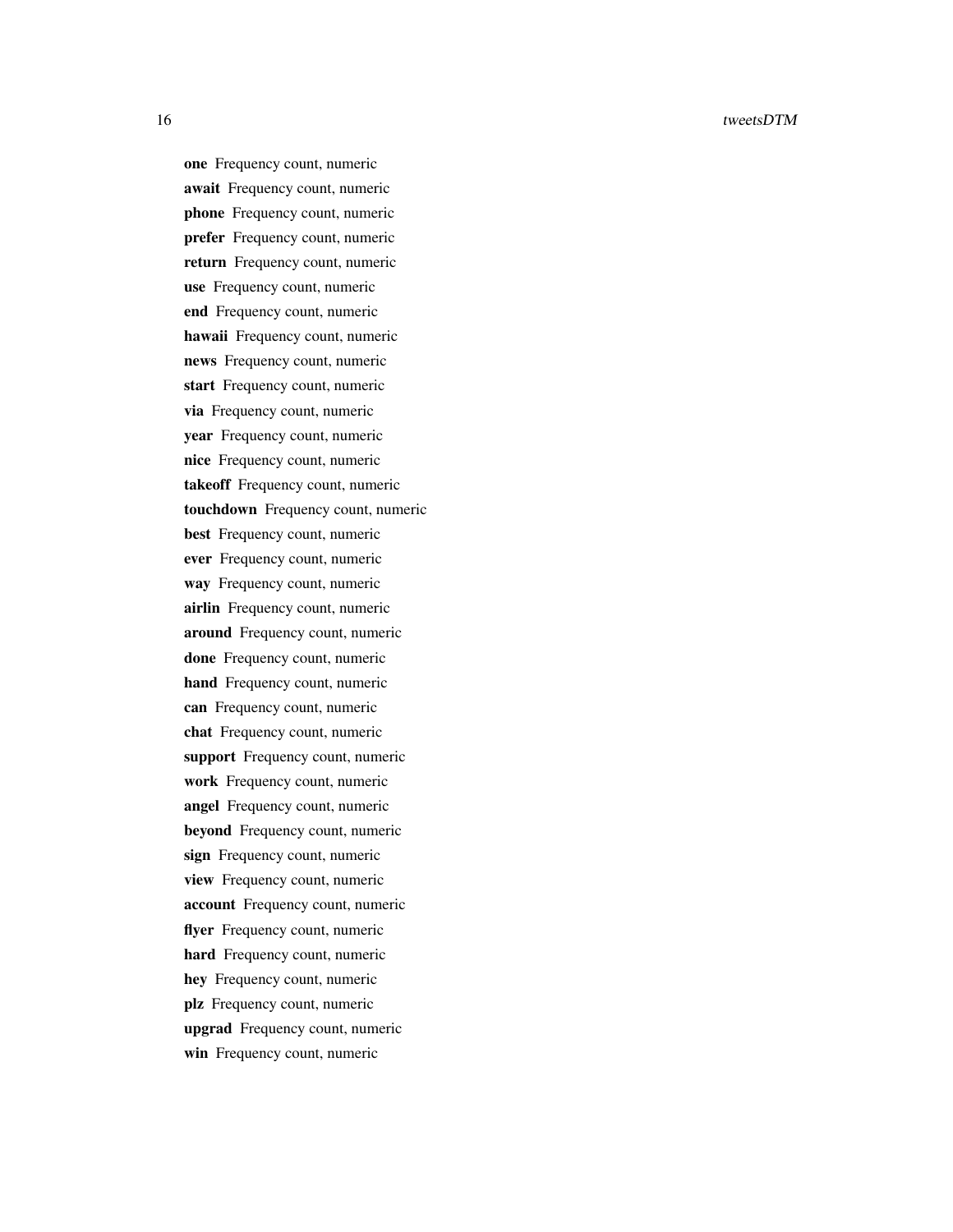**one** Frequency count, numeric

**await** Frequency count, numeric

**phone** Frequency count, numeric

**prefer** Frequency count, numeric

**return** Frequency count, numeric

**use** Frequency count, numeric

**end** Frequency count, numeric

**hawaii** Frequency count, numeric

**news** Frequency count, numeric

**start** Frequency count, numeric

**via** Frequency count, numeric

**year** Frequency count, numeric

**nice** Frequency count, numeric

**takeoff** Frequency count, numeric

**touchdown** Frequency count, numeric

**best** Frequency count, numeric

**ever** Frequency count, numeric

**way** Frequency count, numeric

**airlin** Frequency count, numeric

**around** Frequency count, numeric

**done** Frequency count, numeric

**hand** Frequency count, numeric

**can** Frequency count, numeric

**chat** Frequency count, numeric

**support** Frequency count, numeric

**work** Frequency count, numeric

**angel** Frequency count, numeric

**beyond** Frequency count, numeric

**sign** Frequency count, numeric

**view** Frequency count, numeric

**account** Frequency count, numeric

**flyer** Frequency count, numeric

**hard** Frequency count, numeric

**hey** Frequency count, numeric

**plz** Frequency count, numeric

**upgrad** Frequency count, numeric

**win** Frequency count, numeric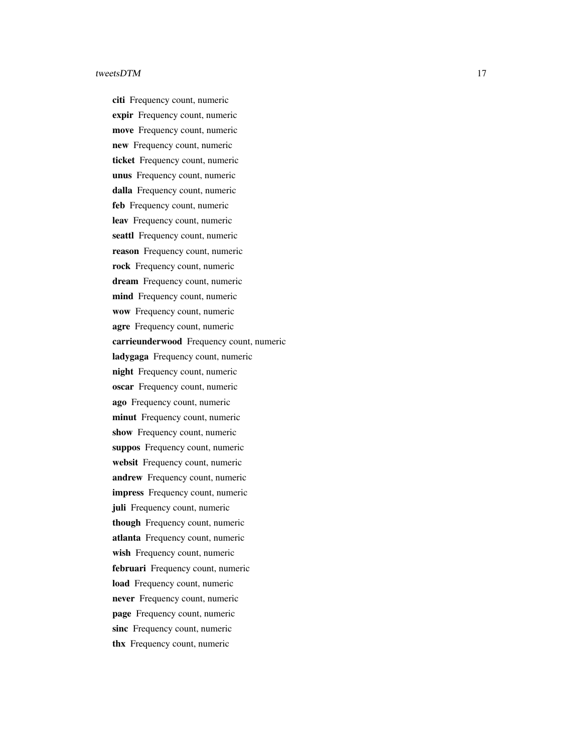**citi** Frequency count, numeric

**expir** Frequency count, numeric

**move** Frequency count, numeric

**new** Frequency count, numeric

**ticket** Frequency count, numeric

**unus** Frequency count, numeric

**dalla** Frequency count, numeric

**feb** Frequency count, numeric

**leav** Frequency count, numeric

**seattl** Frequency count, numeric

**reason** Frequency count, numeric

**rock** Frequency count, numeric

**dream** Frequency count, numeric

**mind** Frequency count, numeric

**wow** Frequency count, numeric

**agre** Frequency count, numeric

**carrieunderwood** Frequency count, numeric

**ladygaga** Frequency count, numeric

**night** Frequency count, numeric

**oscar** Frequency count, numeric

**ago** Frequency count, numeric

**minut** Frequency count, numeric

**show** Frequency count, numeric

**suppos** Frequency count, numeric

**websit** Frequency count, numeric

**andrew** Frequency count, numeric

**impress** Frequency count, numeric

**juli** Frequency count, numeric

**though** Frequency count, numeric

**atlanta** Frequency count, numeric

**wish** Frequency count, numeric

**februari** Frequency count, numeric

**load** Frequency count, numeric

**never** Frequency count, numeric

**page** Frequency count, numeric

**sinc** Frequency count, numeric

**thx** Frequency count, numeric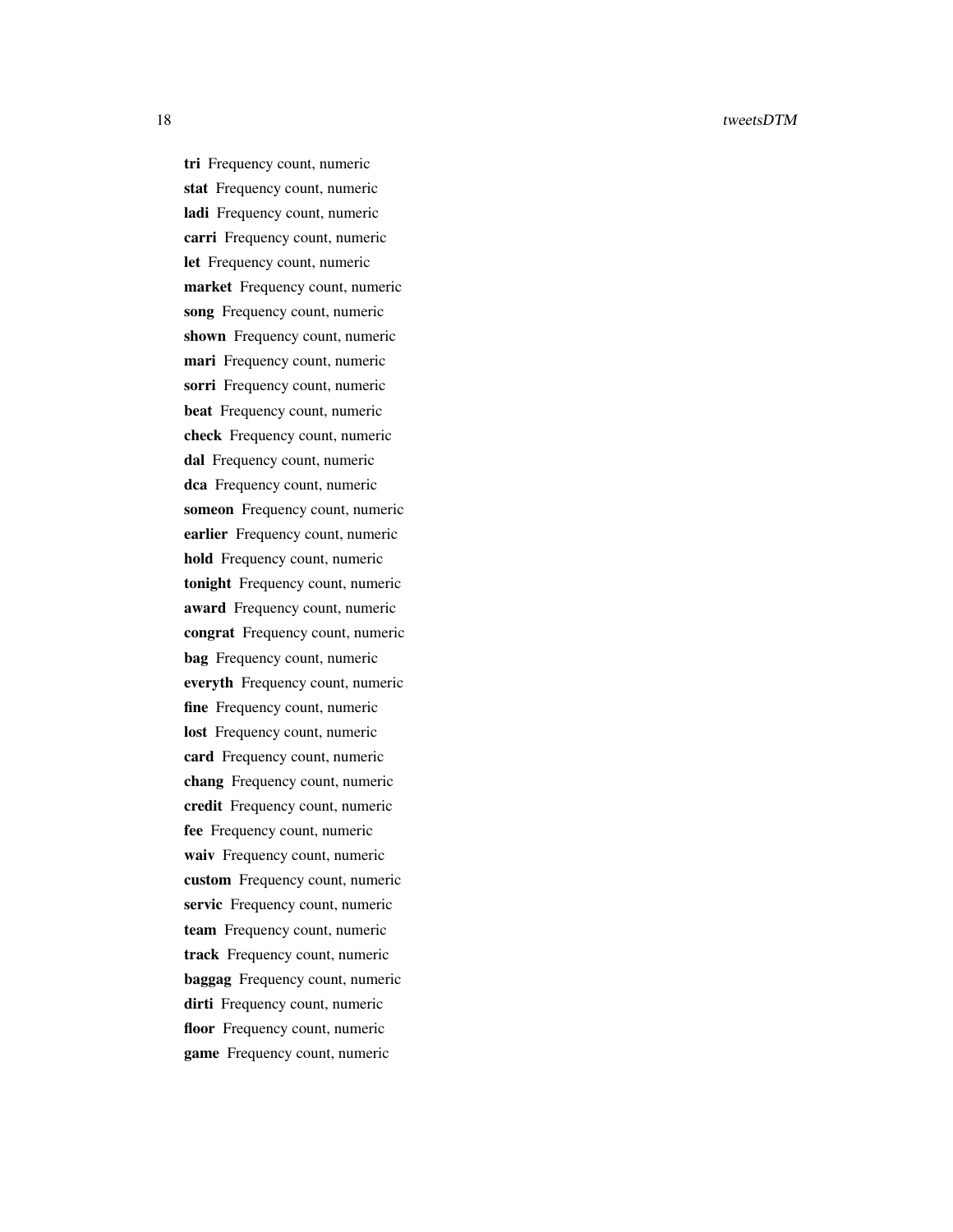**tri** Frequency count, numeric

**stat** Frequency count, numeric

**ladi** Frequency count, numeric

**carri** Frequency count, numeric

**let** Frequency count, numeric

**market** Frequency count, numeric

**song** Frequency count, numeric

**shown** Frequency count, numeric

**mari** Frequency count, numeric

**sorri** Frequency count, numeric

**beat** Frequency count, numeric

**check** Frequency count, numeric

**dal** Frequency count, numeric

**dca** Frequency count, numeric

**someon** Frequency count, numeric

**earlier** Frequency count, numeric

**hold** Frequency count, numeric

**tonight** Frequency count, numeric

**award** Frequency count, numeric

**congrat** Frequency count, numeric

**bag** Frequency count, numeric

**everyth** Frequency count, numeric

**fine** Frequency count, numeric

**lost** Frequency count, numeric

**card** Frequency count, numeric

**chang** Frequency count, numeric

**credit** Frequency count, numeric

**fee** Frequency count, numeric

**waiv** Frequency count, numeric

**custom** Frequency count, numeric

**servic** Frequency count, numeric

**team** Frequency count, numeric

**track** Frequency count, numeric

**baggag** Frequency count, numeric

**dirti** Frequency count, numeric

**floor** Frequency count, numeric

**game** Frequency count, numeric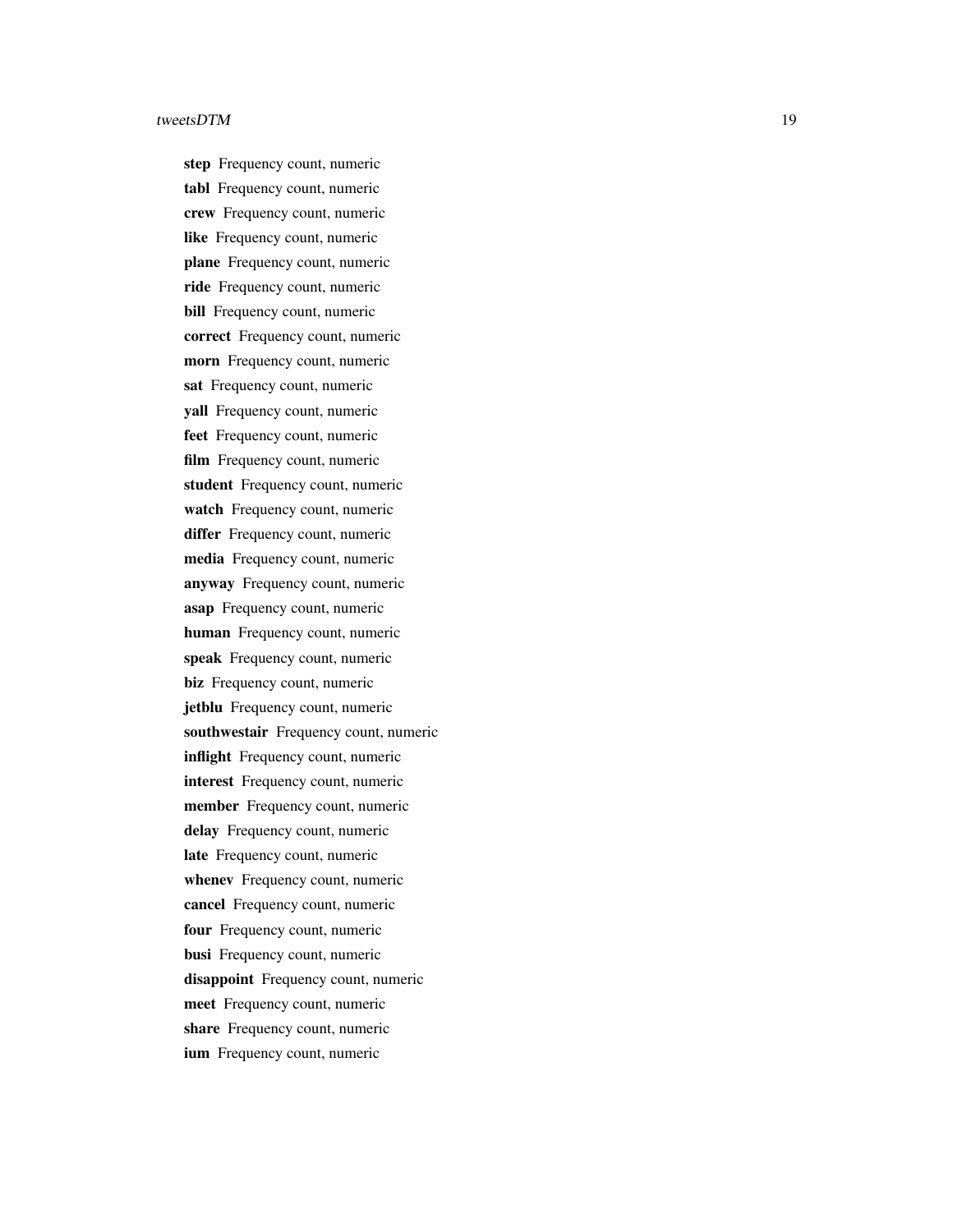**step** Frequency count, numeric

**tabl** Frequency count, numeric

**crew** Frequency count, numeric

**like** Frequency count, numeric

**plane** Frequency count, numeric

**ride** Frequency count, numeric

**bill** Frequency count, numeric

**correct** Frequency count, numeric

**morn** Frequency count, numeric

**sat** Frequency count, numeric

**yall** Frequency count, numeric

**feet** Frequency count, numeric

**film** Frequency count, numeric

**student** Frequency count, numeric

**watch** Frequency count, numeric

**differ** Frequency count, numeric

**media** Frequency count, numeric

**anyway** Frequency count, numeric

**asap** Frequency count, numeric

**human** Frequency count, numeric

**speak** Frequency count, numeric

**biz** Frequency count, numeric

**jetblu** Frequency count, numeric

**southwestair** Frequency count, numeric

**inflight** Frequency count, numeric

**interest** Frequency count, numeric

**member** Frequency count, numeric

**delay** Frequency count, numeric

**late** Frequency count, numeric

**whenev** Frequency count, numeric

**cancel** Frequency count, numeric

**four** Frequency count, numeric

**busi** Frequency count, numeric

**disappoint** Frequency count, numeric

**meet** Frequency count, numeric

**share** Frequency count, numeric

**ium** Frequency count, numeric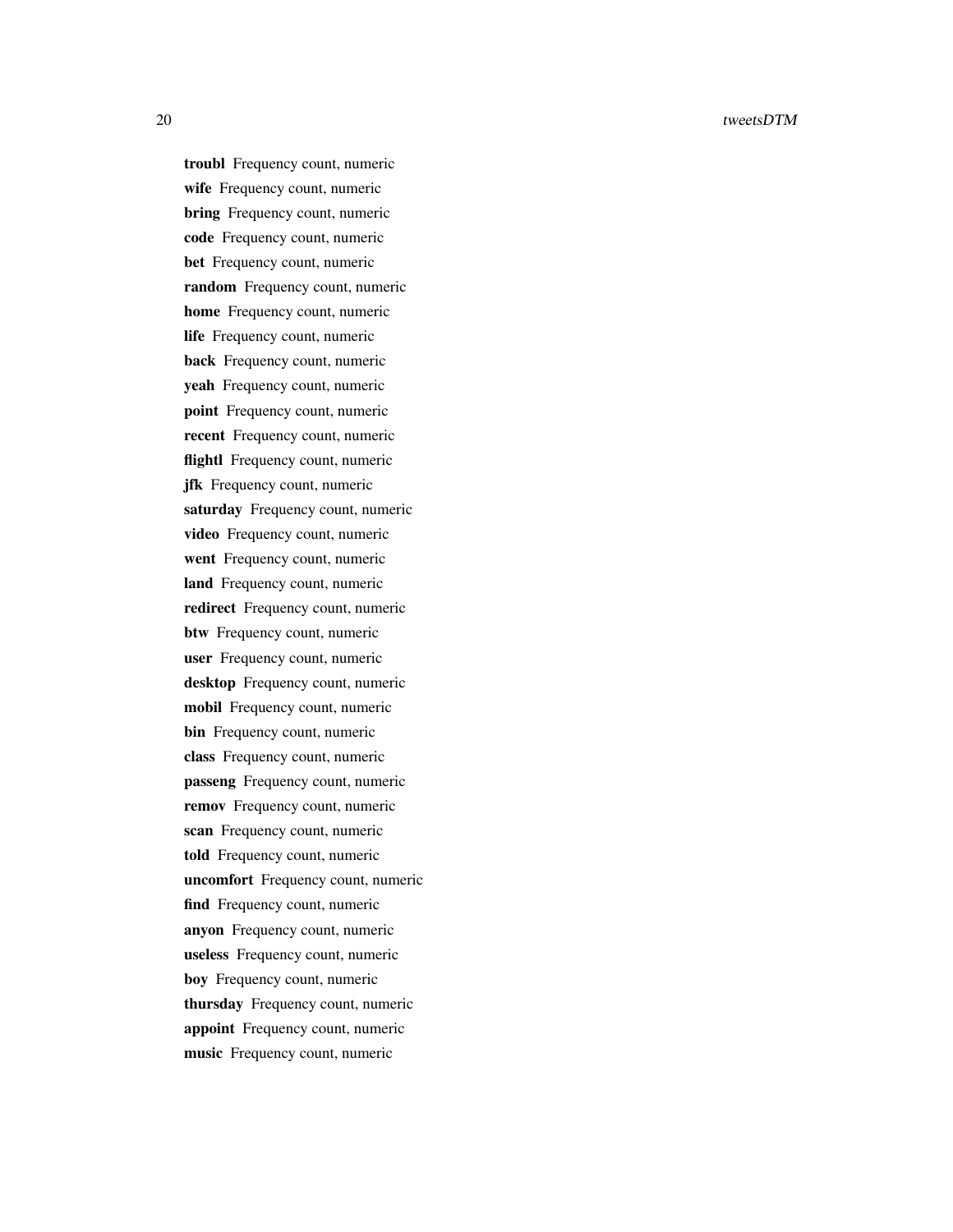**troubl** Frequency count, numeric

**wife** Frequency count, numeric

**bring** Frequency count, numeric

**code** Frequency count, numeric

**bet** Frequency count, numeric

**random** Frequency count, numeric

**home** Frequency count, numeric

**life** Frequency count, numeric

**back** Frequency count, numeric

**yeah** Frequency count, numeric

**point** Frequency count, numeric

**recent** Frequency count, numeric

**flightl** Frequency count, numeric

**jfk** Frequency count, numeric

**saturday** Frequency count, numeric

**video** Frequency count, numeric

**went** Frequency count, numeric

**land** Frequency count, numeric

**redirect** Frequency count, numeric

**btw** Frequency count, numeric

**user** Frequency count, numeric

**desktop** Frequency count, numeric

**mobil** Frequency count, numeric

**bin** Frequency count, numeric

**class** Frequency count, numeric

**passeng** Frequency count, numeric

**remov** Frequency count, numeric

**scan** Frequency count, numeric

**told** Frequency count, numeric

**uncomfort** Frequency count, numeric

**find** Frequency count, numeric

**anyon** Frequency count, numeric

**useless** Frequency count, numeric

**boy** Frequency count, numeric

**thursday** Frequency count, numeric

**appoint** Frequency count, numeric

**music** Frequency count, numeric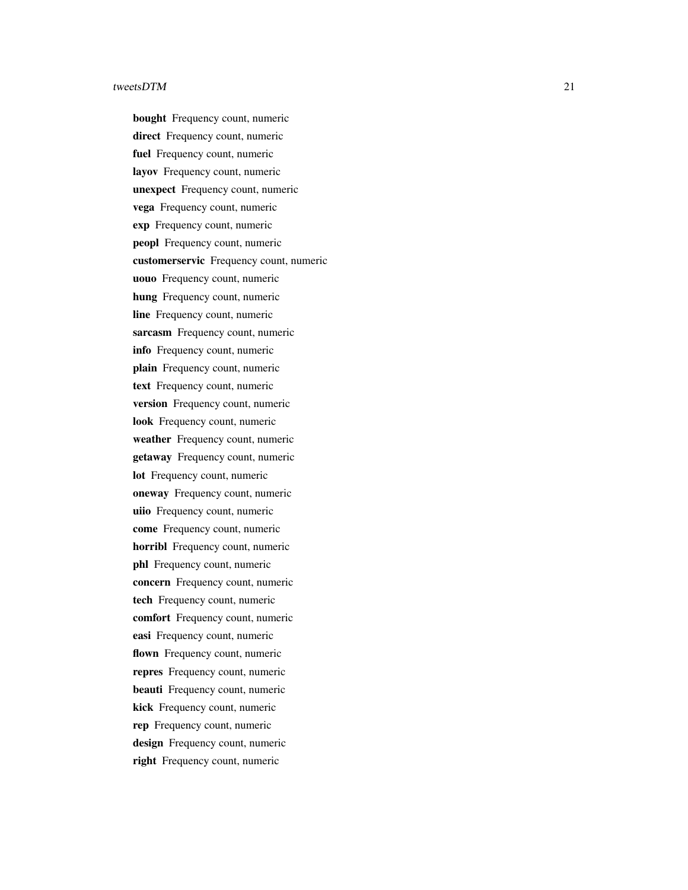**bought** Frequency count, numeric

**direct** Frequency count, numeric

**fuel** Frequency count, numeric

**layov** Frequency count, numeric

**unexpect** Frequency count, numeric

**vega** Frequency count, numeric

**exp** Frequency count, numeric

**peopl** Frequency count, numeric

**customerservic** Frequency count, numeric

**uouo** Frequency count, numeric

**hung** Frequency count, numeric

**line** Frequency count, numeric

**sarcasm** Frequency count, numeric

**info** Frequency count, numeric

**plain** Frequency count, numeric

**text** Frequency count, numeric

**version** Frequency count, numeric

**look** Frequency count, numeric

**weather** Frequency count, numeric

**getaway** Frequency count, numeric

**lot** Frequency count, numeric

**oneway** Frequency count, numeric

**uiio** Frequency count, numeric

**come** Frequency count, numeric

**horribl** Frequency count, numeric

**phl** Frequency count, numeric

**concern** Frequency count, numeric

**tech** Frequency count, numeric

**comfort** Frequency count, numeric

**easi** Frequency count, numeric

**flown** Frequency count, numeric

**repres** Frequency count, numeric

**beauti** Frequency count, numeric

**kick** Frequency count, numeric

**rep** Frequency count, numeric

**design** Frequency count, numeric

**right** Frequency count, numeric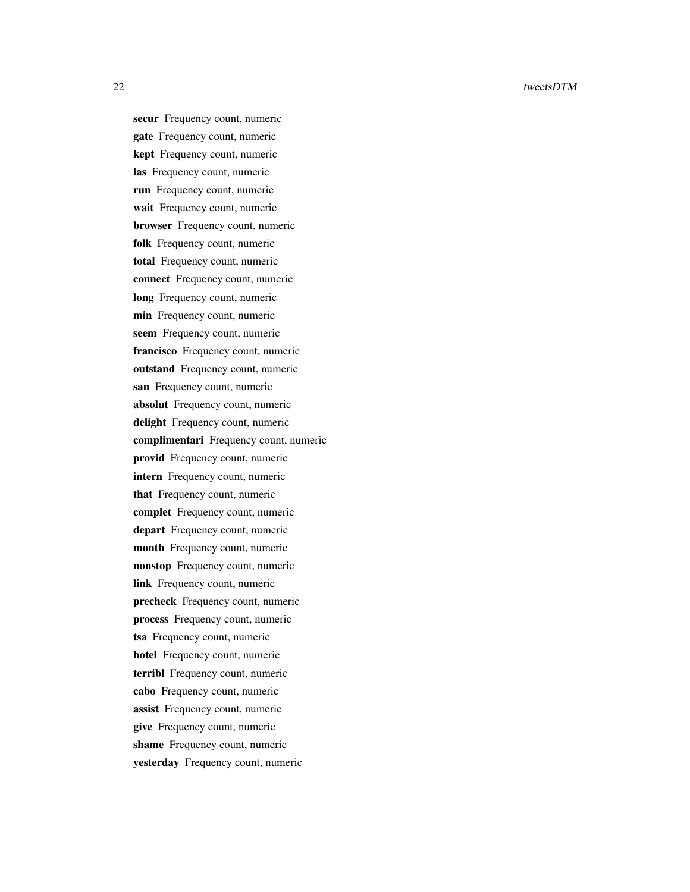**secur** Frequency count, numeric

**gate** Frequency count, numeric

**kept** Frequency count, numeric

**las** Frequency count, numeric

**run** Frequency count, numeric

**wait** Frequency count, numeric

**browser** Frequency count, numeric

**folk** Frequency count, numeric

**total** Frequency count, numeric

**connect** Frequency count, numeric

**long** Frequency count, numeric

**min** Frequency count, numeric

**seem** Frequency count, numeric

**francisco** Frequency count, numeric

**outstand** Frequency count, numeric

**san** Frequency count, numeric

**absolut** Frequency count, numeric

**delight** Frequency count, numeric

**complimentari** Frequency count, numeric

**provid** Frequency count, numeric

**intern** Frequency count, numeric

**that** Frequency count, numeric

**complet** Frequency count, numeric

**depart** Frequency count, numeric

**month** Frequency count, numeric

**nonstop** Frequency count, numeric

**link** Frequency count, numeric

**precheck** Frequency count, numeric

**process** Frequency count, numeric

**tsa** Frequency count, numeric

**hotel** Frequency count, numeric

**terribl** Frequency count, numeric

**cabo** Frequency count, numeric

**assist** Frequency count, numeric

**give** Frequency count, numeric

**shame** Frequency count, numeric

**yesterday** Frequency count, numeric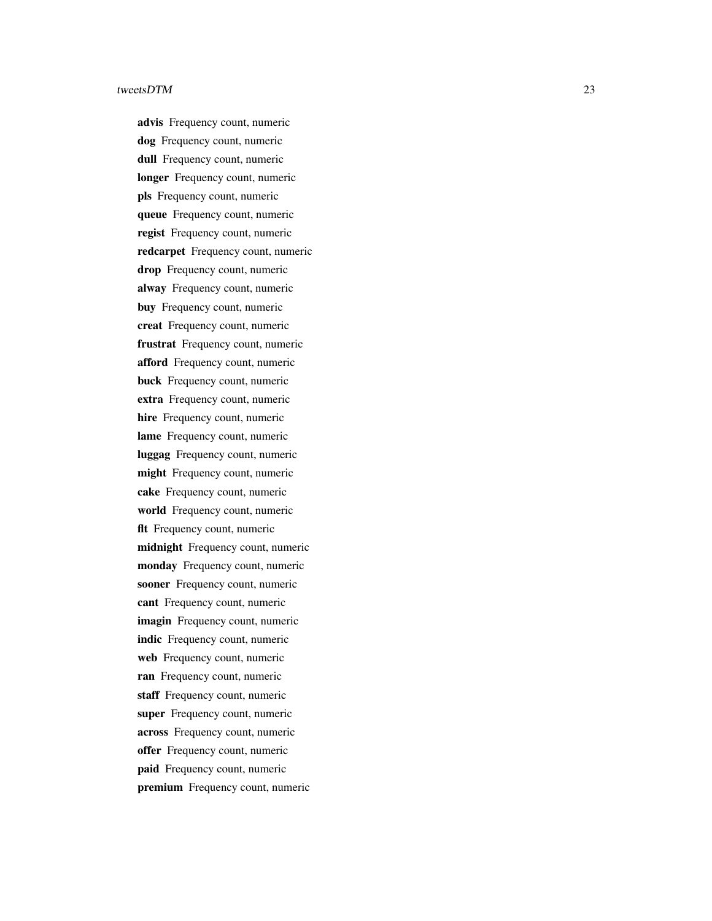**advis** Frequency count, numeric

**dog** Frequency count, numeric

**dull** Frequency count, numeric

**longer** Frequency count, numeric

**pls** Frequency count, numeric

**queue** Frequency count, numeric

**regist** Frequency count, numeric

**redcarpet** Frequency count, numeric

**drop** Frequency count, numeric

**alway** Frequency count, numeric

**buy** Frequency count, numeric

**creat** Frequency count, numeric

**frustrat** Frequency count, numeric

**afford** Frequency count, numeric

**buck** Frequency count, numeric

**extra** Frequency count, numeric

**hire** Frequency count, numeric

**lame** Frequency count, numeric

**luggag** Frequency count, numeric

**might** Frequency count, numeric

**cake** Frequency count, numeric

**world** Frequency count, numeric

**flt** Frequency count, numeric

**midnight** Frequency count, numeric

**monday** Frequency count, numeric

**sooner** Frequency count, numeric

**cant** Frequency count, numeric

**imagin** Frequency count, numeric

**indic** Frequency count, numeric

**web** Frequency count, numeric

**ran** Frequency count, numeric

**staff** Frequency count, numeric

**super** Frequency count, numeric

**across** Frequency count, numeric

**offer** Frequency count, numeric

**paid** Frequency count, numeric

**premium** Frequency count, numeric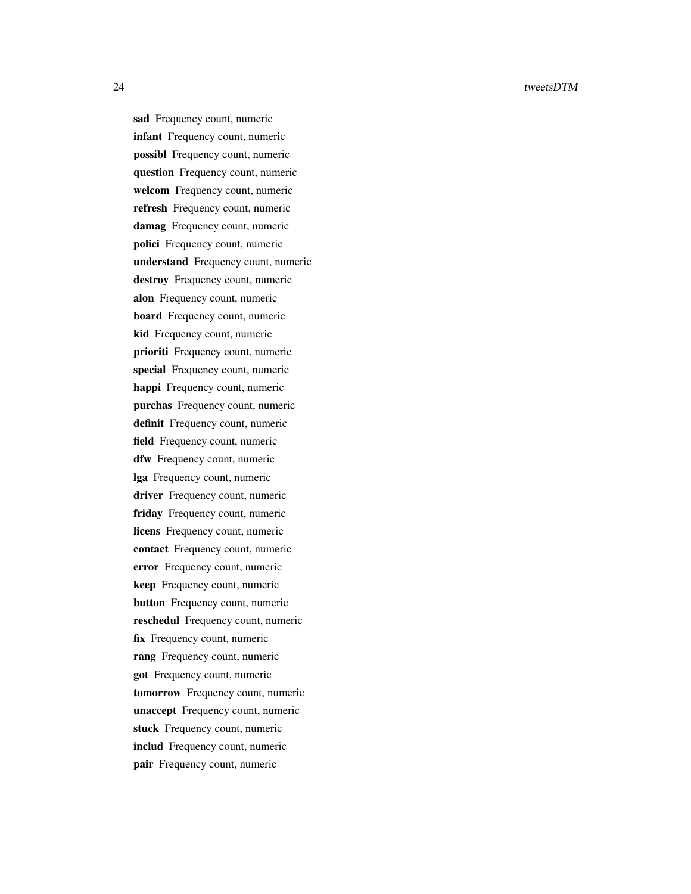**sad** Frequency count, numeric

**infant** Frequency count, numeric

**possibl** Frequency count, numeric

**question** Frequency count, numeric

**welcom** Frequency count, numeric

**refresh** Frequency count, numeric

**damag** Frequency count, numeric

**polici** Frequency count, numeric

**understand** Frequency count, numeric

**destroy** Frequency count, numeric

**alon** Frequency count, numeric

**board** Frequency count, numeric

**kid** Frequency count, numeric

**prioriti** Frequency count, numeric

**special** Frequency count, numeric

**happi** Frequency count, numeric

**purchas** Frequency count, numeric

**definit** Frequency count, numeric

**field** Frequency count, numeric

**dfw** Frequency count, numeric

**lga** Frequency count, numeric

**driver** Frequency count, numeric

**friday** Frequency count, numeric

**licens** Frequency count, numeric

**contact** Frequency count, numeric

**error** Frequency count, numeric

**keep** Frequency count, numeric

**button** Frequency count, numeric

**reschedul** Frequency count, numeric

**fix** Frequency count, numeric

**rang** Frequency count, numeric

**got** Frequency count, numeric

**tomorrow** Frequency count, numeric

**unaccept** Frequency count, numeric

**stuck** Frequency count, numeric

**includ** Frequency count, numeric

**pair** Frequency count, numeric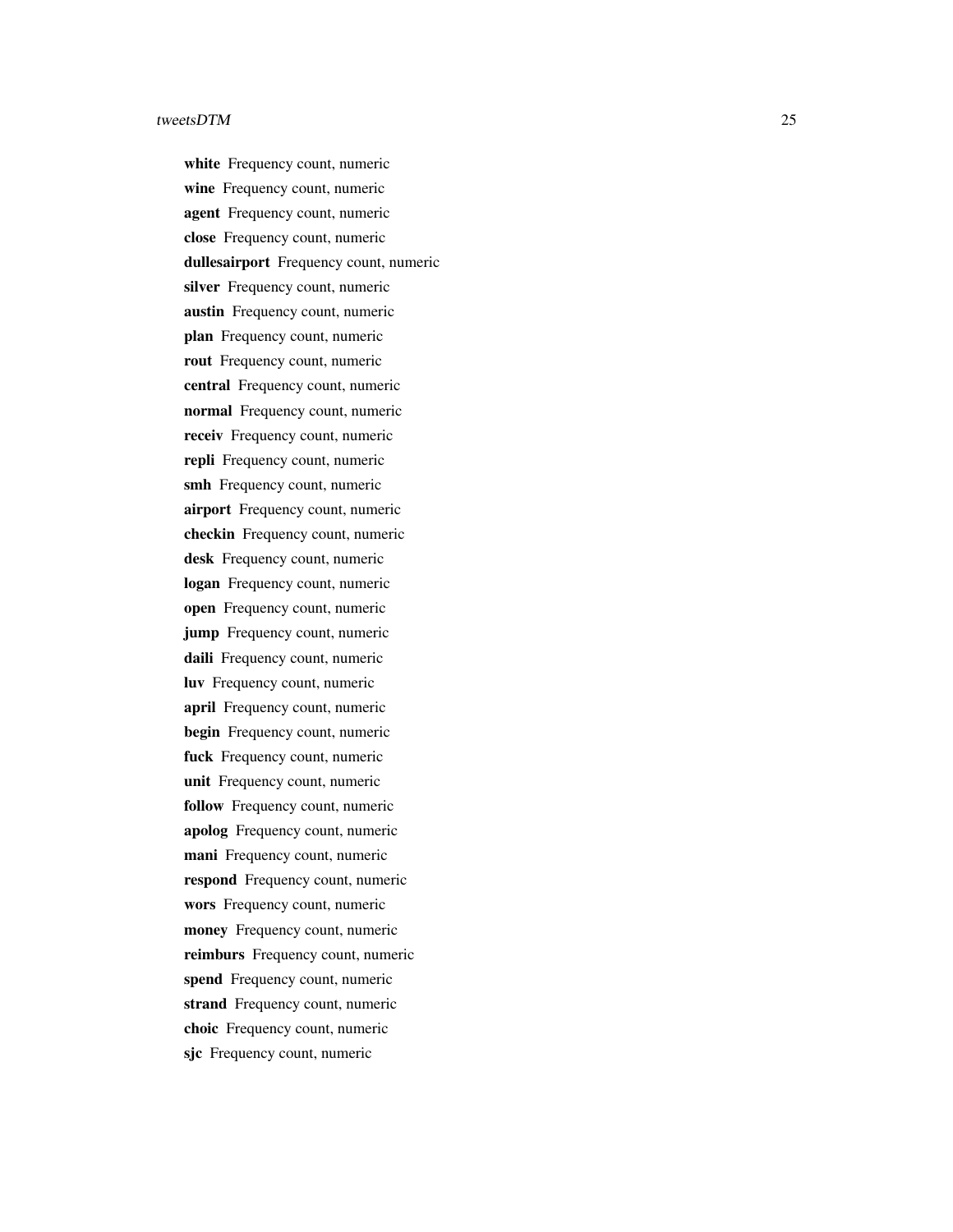**white** Frequency count, numeric

**wine** Frequency count, numeric

**agent** Frequency count, numeric

**close** Frequency count, numeric

**dullesairport** Frequency count, numeric

**silver** Frequency count, numeric

**austin** Frequency count, numeric

**plan** Frequency count, numeric

**rout** Frequency count, numeric

**central** Frequency count, numeric

**normal** Frequency count, numeric

**receiv** Frequency count, numeric

**repli** Frequency count, numeric

**smh** Frequency count, numeric

**airport** Frequency count, numeric

**checkin** Frequency count, numeric

**desk** Frequency count, numeric

**logan** Frequency count, numeric

**open** Frequency count, numeric

**jump** Frequency count, numeric

**daili** Frequency count, numeric

**luv** Frequency count, numeric

**april** Frequency count, numeric

**begin** Frequency count, numeric

**fuck** Frequency count, numeric

**unit** Frequency count, numeric

**follow** Frequency count, numeric

**apolog** Frequency count, numeric

**mani** Frequency count, numeric

**respond** Frequency count, numeric

**wors** Frequency count, numeric

**money** Frequency count, numeric

**reimburs** Frequency count, numeric

**spend** Frequency count, numeric

**strand** Frequency count, numeric

**choic** Frequency count, numeric

**sjc** Frequency count, numeric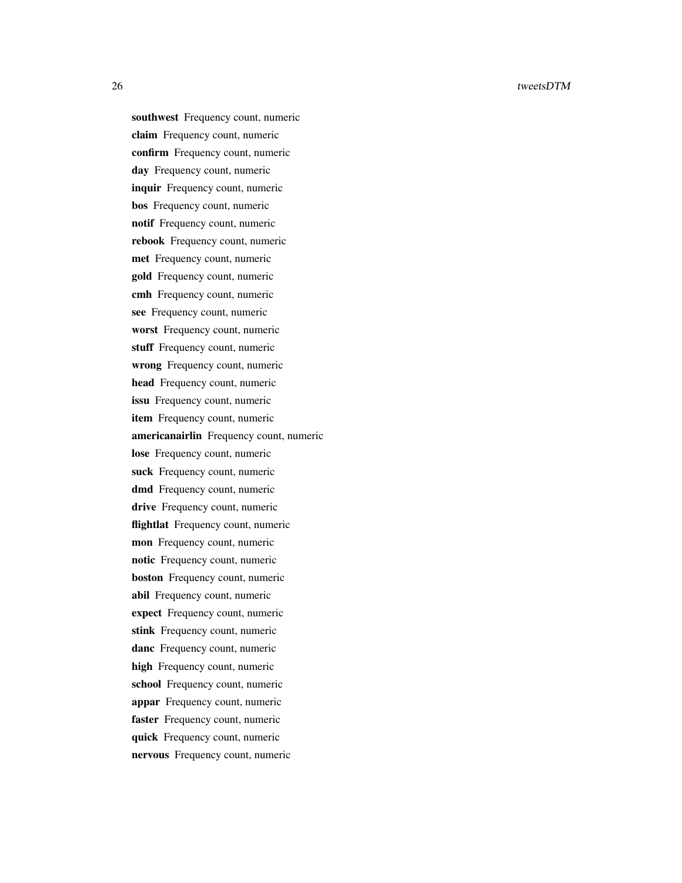**southwest** Frequency count, numeric

**claim** Frequency count, numeric

**confirm** Frequency count, numeric

**day** Frequency count, numeric

**inquir** Frequency count, numeric

**bos** Frequency count, numeric

**notif** Frequency count, numeric

**rebook** Frequency count, numeric

**met** Frequency count, numeric

**gold** Frequency count, numeric

**cmh** Frequency count, numeric

**see** Frequency count, numeric

**worst** Frequency count, numeric

**stuff** Frequency count, numeric

**wrong** Frequency count, numeric

**head** Frequency count, numeric

**issu** Frequency count, numeric

**item** Frequency count, numeric

**americanairlin** Frequency count, numeric

**lose** Frequency count, numeric

**suck** Frequency count, numeric

**dmd** Frequency count, numeric

**drive** Frequency count, numeric

**flightlat** Frequency count, numeric

**mon** Frequency count, numeric

**notic** Frequency count, numeric

**boston** Frequency count, numeric

**abil** Frequency count, numeric

**expect** Frequency count, numeric

**stink** Frequency count, numeric

**danc** Frequency count, numeric

**high** Frequency count, numeric

**school** Frequency count, numeric

**appar** Frequency count, numeric

**faster** Frequency count, numeric

**quick** Frequency count, numeric

**nervous** Frequency count, numeric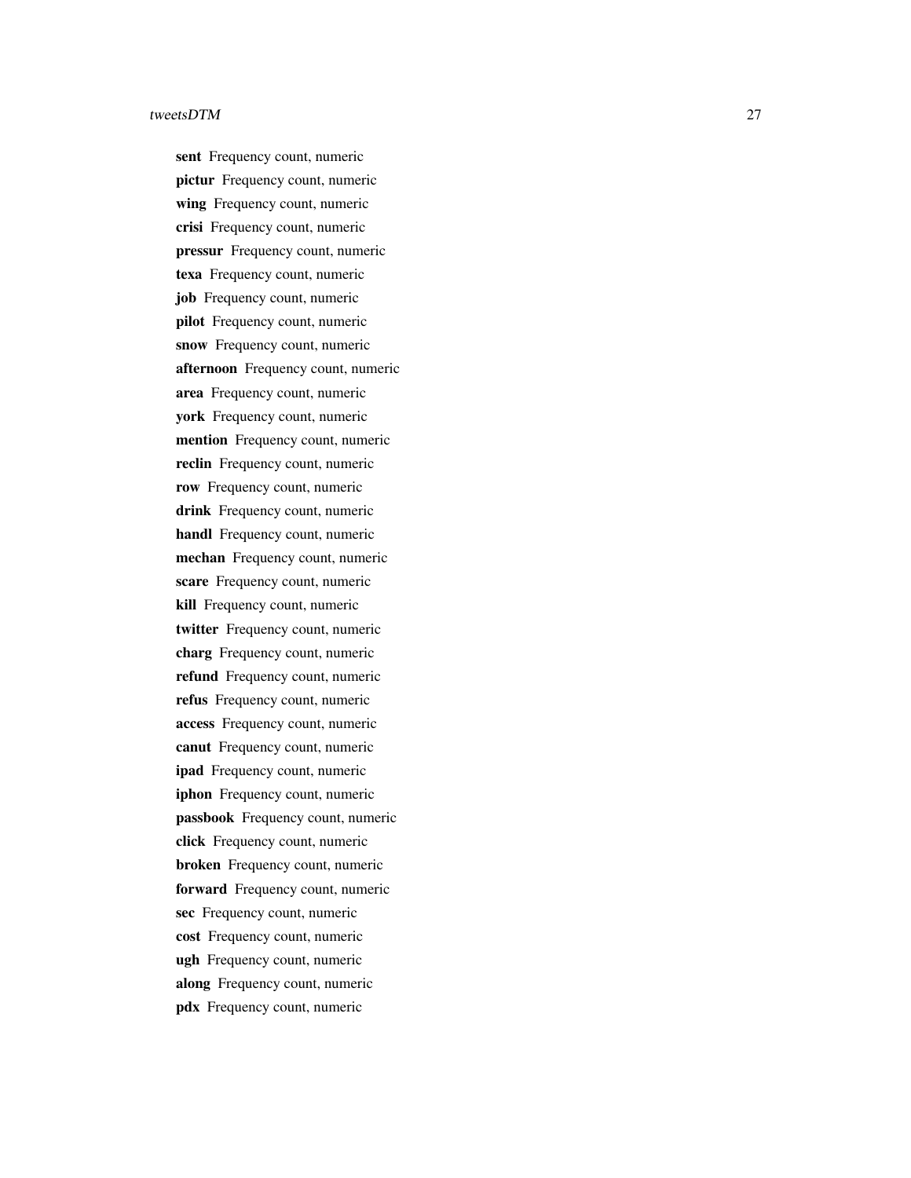**sent** Frequency count, numeric

**pictur** Frequency count, numeric

**wing** Frequency count, numeric

**crisi** Frequency count, numeric

**pressur** Frequency count, numeric

**texa** Frequency count, numeric

**job** Frequency count, numeric

**pilot** Frequency count, numeric

**snow** Frequency count, numeric

**afternoon** Frequency count, numeric

**area** Frequency count, numeric

**york** Frequency count, numeric

**mention** Frequency count, numeric

**reclin** Frequency count, numeric

**row** Frequency count, numeric

**drink** Frequency count, numeric

**handl** Frequency count, numeric

**mechan** Frequency count, numeric

**scare** Frequency count, numeric

**kill** Frequency count, numeric

**twitter** Frequency count, numeric

**charg** Frequency count, numeric

**refund** Frequency count, numeric

**refus** Frequency count, numeric

**access** Frequency count, numeric

**canut** Frequency count, numeric

**ipad** Frequency count, numeric

**iphon** Frequency count, numeric

**passbook** Frequency count, numeric

**click** Frequency count, numeric

**broken** Frequency count, numeric

**forward** Frequency count, numeric

**sec** Frequency count, numeric

**cost** Frequency count, numeric

**ugh** Frequency count, numeric

**along** Frequency count, numeric

**pdx** Frequency count, numeric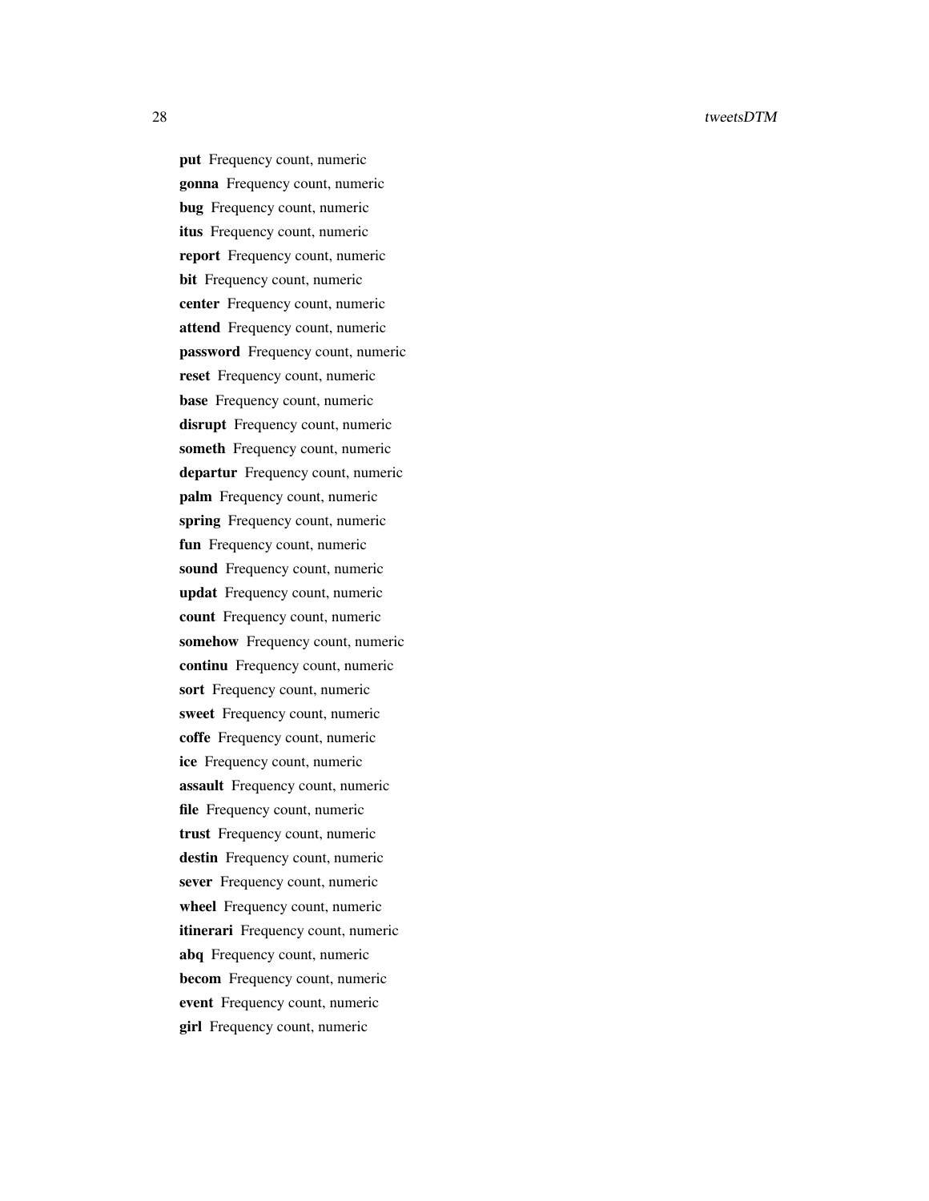**put** Frequency count, numeric  
**gonna** Frequency count, numeric  
**bug** Frequency count, numeric  
**itus** Frequency count, numeric  
**report** Frequency count, numeric  
**bit** Frequency count, numeric  
**center** Frequency count, numeric  
**attend** Frequency count, numeric  
**password** Frequency count, numeric  
**reset** Frequency count, numeric  
**base** Frequency count, numeric  
**disrupt** Frequency count, numeric  
**someth** Frequency count, numeric  
**departur** Frequency count, numeric  
**palm** Frequency count, numeric  
**spring** Frequency count, numeric  
**fun** Frequency count, numeric  
**sound** Frequency count, numeric  
**updat** Frequency count, numeric  
**count** Frequency count, numeric  
**somehow** Frequency count, numeric  
**continu** Frequency count, numeric  
**sort** Frequency count, numeric  
**sweet** Frequency count, numeric  
**coffe** Frequency count, numeric  
**ice** Frequency count, numeric  
**assault** Frequency count, numeric  
**file** Frequency count, numeric  
**trust** Frequency count, numeric  
**destin** Frequency count, numeric  
**sever** Frequency count, numeric  
**wheel** Frequency count, numeric  
**itinerari** Frequency count, numeric  
**abq** Frequency count, numeric  
**becom** Frequency count, numeric  
**event** Frequency count, numeric  
**girl** Frequency count, numeric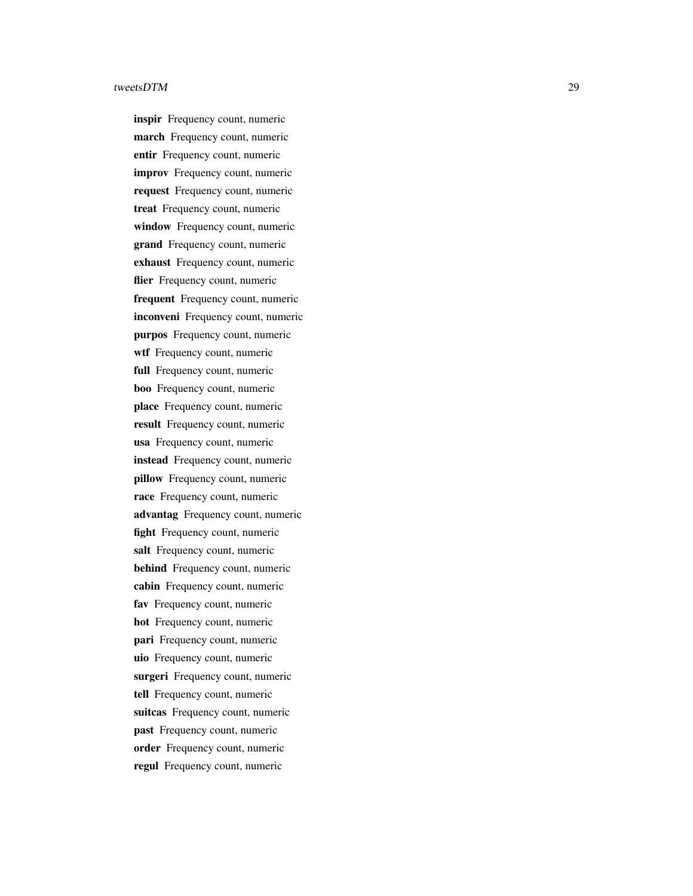**inspir** Frequency count, numeric

**march** Frequency count, numeric

**entir** Frequency count, numeric

**improv** Frequency count, numeric

**request** Frequency count, numeric

**treat** Frequency count, numeric

**window** Frequency count, numeric

**grand** Frequency count, numeric

**exhaust** Frequency count, numeric

**flier** Frequency count, numeric

**frequent** Frequency count, numeric

**inconveni** Frequency count, numeric

**purpos** Frequency count, numeric

**wtf** Frequency count, numeric

**full** Frequency count, numeric

**boo** Frequency count, numeric

**place** Frequency count, numeric

**result** Frequency count, numeric

**usa** Frequency count, numeric

**instead** Frequency count, numeric

**pillow** Frequency count, numeric

**race** Frequency count, numeric

**advantag** Frequency count, numeric

**fight** Frequency count, numeric

**salt** Frequency count, numeric

**behind** Frequency count, numeric

**cabin** Frequency count, numeric

**fav** Frequency count, numeric

**hot** Frequency count, numeric

**pari** Frequency count, numeric

**uio** Frequency count, numeric

**surgeri** Frequency count, numeric

**tell** Frequency count, numeric

**suitcas** Frequency count, numeric

**past** Frequency count, numeric

**order** Frequency count, numeric

**regul** Frequency count, numeric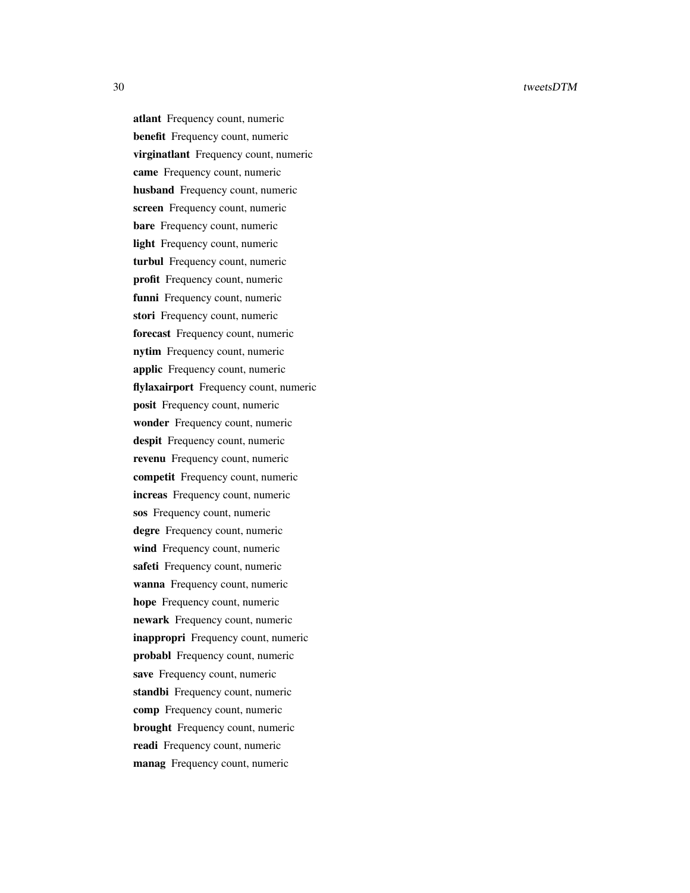**atlant** Frequency count, numeric
**benefit** Frequency count, numeric
**virginatlant** Frequency count, numeric
**came** Frequency count, numeric
**husband** Frequency count, numeric
**screen** Frequency count, numeric
**bare** Frequency count, numeric
**light** Frequency count, numeric
**turbul** Frequency count, numeric
**profit** Frequency count, numeric
**funni** Frequency count, numeric
**stori** Frequency count, numeric
**forecast** Frequency count, numeric
**nytim** Frequency count, numeric
**applic** Frequency count, numeric
**flylaxairport** Frequency count, numeric
**posit** Frequency count, numeric
**wonder** Frequency count, numeric
**despit** Frequency count, numeric
**revenu** Frequency count, numeric
**competit** Frequency count, numeric
**increas** Frequency count, numeric
**sos** Frequency count, numeric
**degre** Frequency count, numeric
**wind** Frequency count, numeric
**safeti** Frequency count, numeric
**wanna** Frequency count, numeric
**hope** Frequency count, numeric
**newark** Frequency count, numeric
**inappropri** Frequency count, numeric
**probabl** Frequency count, numeric
**save** Frequency count, numeric
**standbi** Frequency count, numeric
**comp** Frequency count, numeric
**brought** Frequency count, numeric
**readi** Frequency count, numeric
**manag** Frequency count, numeric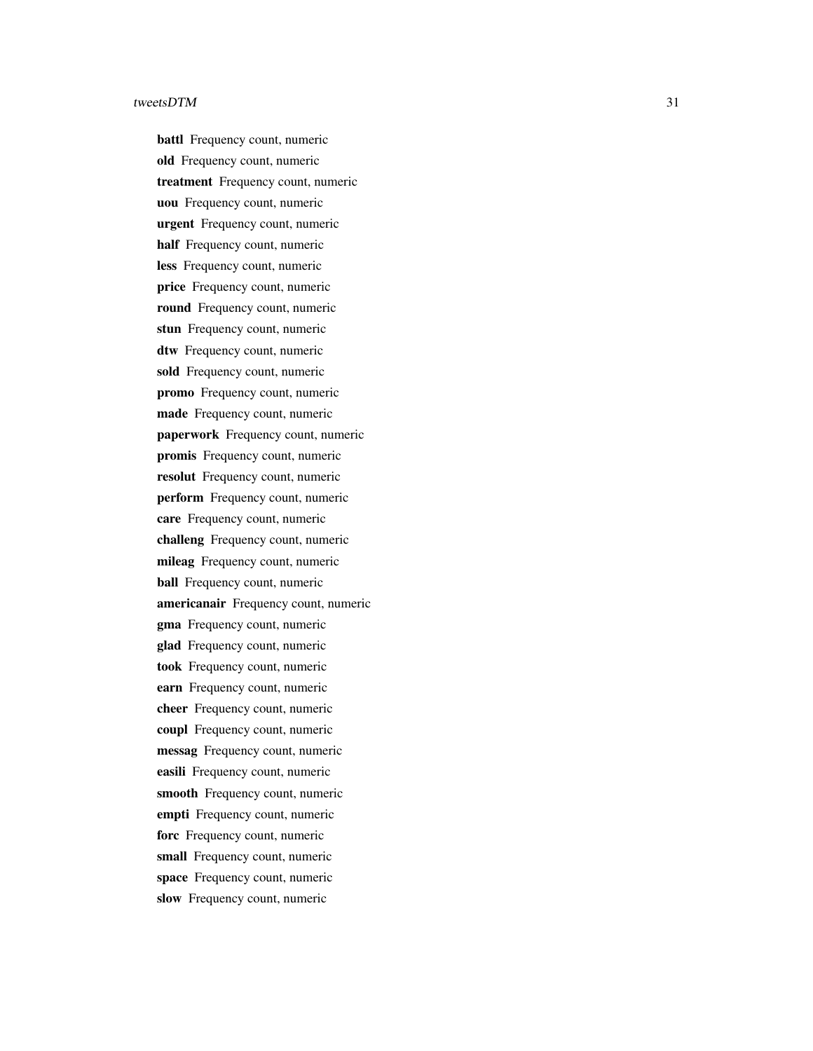**battl** Frequency count, numeric

**old** Frequency count, numeric

**treatment** Frequency count, numeric

**uou** Frequency count, numeric

**urgent** Frequency count, numeric

**half** Frequency count, numeric

**less** Frequency count, numeric

**price** Frequency count, numeric

**round** Frequency count, numeric

**stun** Frequency count, numeric

**dtw** Frequency count, numeric

**sold** Frequency count, numeric

**promo** Frequency count, numeric

**made** Frequency count, numeric

**paperwork** Frequency count, numeric

**promis** Frequency count, numeric

**resolut** Frequency count, numeric

**perform** Frequency count, numeric

**care** Frequency count, numeric

**challeng** Frequency count, numeric

**mileag** Frequency count, numeric

**ball** Frequency count, numeric

**americanair** Frequency count, numeric

**gma** Frequency count, numeric

**glad** Frequency count, numeric

**took** Frequency count, numeric

**earn** Frequency count, numeric

**cheer** Frequency count, numeric

**coupl** Frequency count, numeric

**messag** Frequency count, numeric

**easili** Frequency count, numeric

**smooth** Frequency count, numeric

**empti** Frequency count, numeric

**forc** Frequency count, numeric

**small** Frequency count, numeric

**space** Frequency count, numeric

**slow** Frequency count, numeric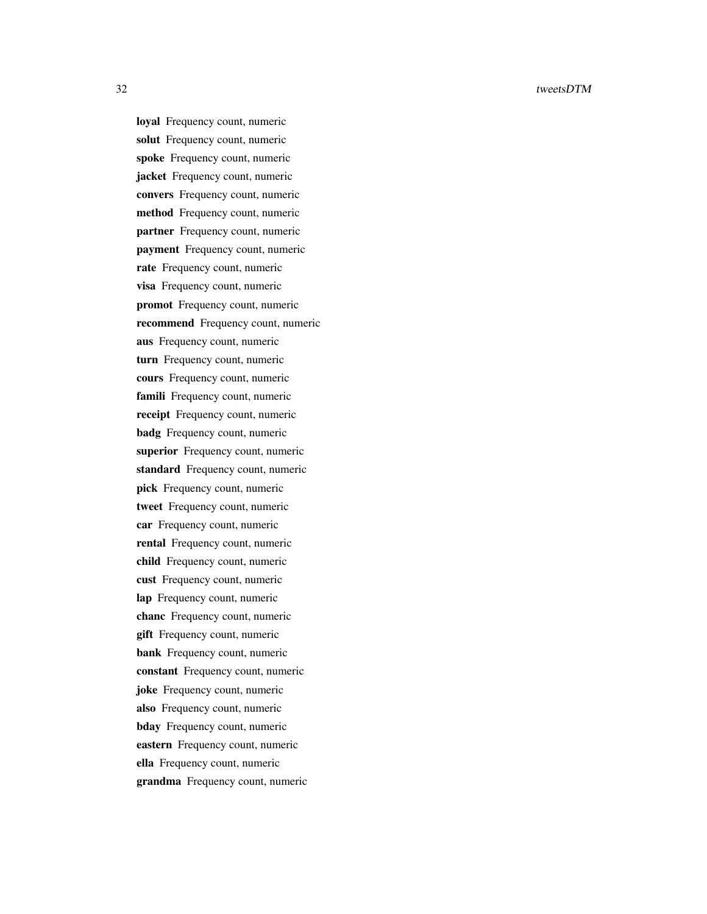**loyal** Frequency count, numeric

**solut** Frequency count, numeric

**spoke** Frequency count, numeric

**jacket** Frequency count, numeric

**convers** Frequency count, numeric

**method** Frequency count, numeric

**partner** Frequency count, numeric

**payment** Frequency count, numeric

**rate** Frequency count, numeric

**visa** Frequency count, numeric

**promot** Frequency count, numeric

**recommend** Frequency count, numeric

**aus** Frequency count, numeric

**turn** Frequency count, numeric

**cours** Frequency count, numeric

**famili** Frequency count, numeric

**receipt** Frequency count, numeric

**badg** Frequency count, numeric

**superior** Frequency count, numeric

**standard** Frequency count, numeric

**pick** Frequency count, numeric

**tweet** Frequency count, numeric

**car** Frequency count, numeric

**rental** Frequency count, numeric

**child** Frequency count, numeric

**cust** Frequency count, numeric

**lap** Frequency count, numeric

**chanc** Frequency count, numeric

**gift** Frequency count, numeric

**bank** Frequency count, numeric

**constant** Frequency count, numeric

**joke** Frequency count, numeric

**also** Frequency count, numeric

**bday** Frequency count, numeric

**eastern** Frequency count, numeric

**ella** Frequency count, numeric

**grandma** Frequency count, numeric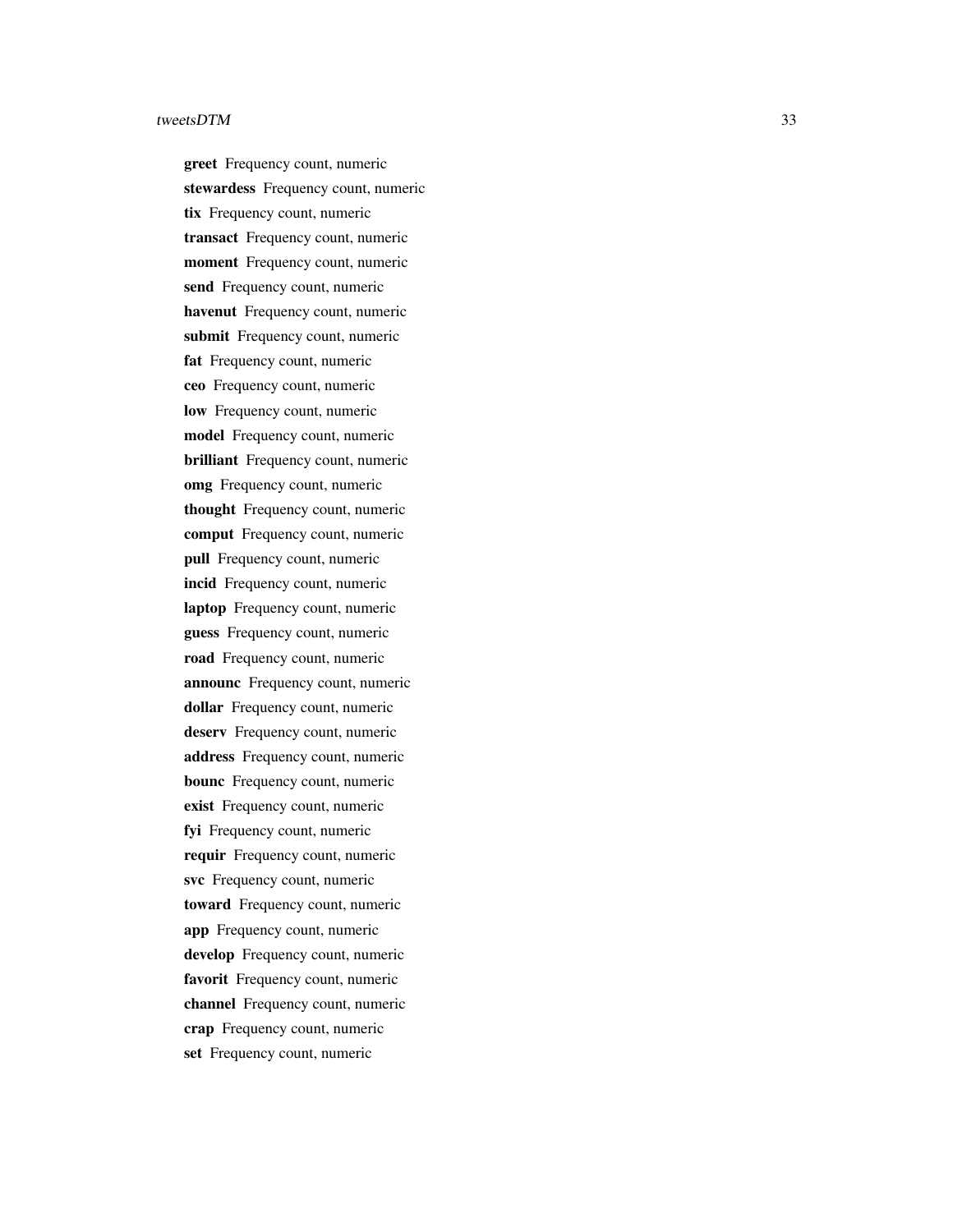**greet** Frequency count, numeric
**stewardess** Frequency count, numeric
**tix** Frequency count, numeric
**transact** Frequency count, numeric
**moment** Frequency count, numeric
**send** Frequency count, numeric
**havenut** Frequency count, numeric
**submit** Frequency count, numeric
**fat** Frequency count, numeric
**ceo** Frequency count, numeric
**low** Frequency count, numeric
**model** Frequency count, numeric
**brilliant** Frequency count, numeric
**omg** Frequency count, numeric
**thought** Frequency count, numeric
**comput** Frequency count, numeric
**pull** Frequency count, numeric
**incid** Frequency count, numeric
**laptop** Frequency count, numeric
**guess** Frequency count, numeric
**road** Frequency count, numeric
**announc** Frequency count, numeric
**dollar** Frequency count, numeric
**deserv** Frequency count, numeric
**address** Frequency count, numeric
**bounc** Frequency count, numeric
**exist** Frequency count, numeric
**fyi** Frequency count, numeric
**requir** Frequency count, numeric
**svc** Frequency count, numeric
**toward** Frequency count, numeric
**app** Frequency count, numeric
**develop** Frequency count, numeric
**favorit** Frequency count, numeric
**channel** Frequency count, numeric
**crap** Frequency count, numeric
**set** Frequency count, numeric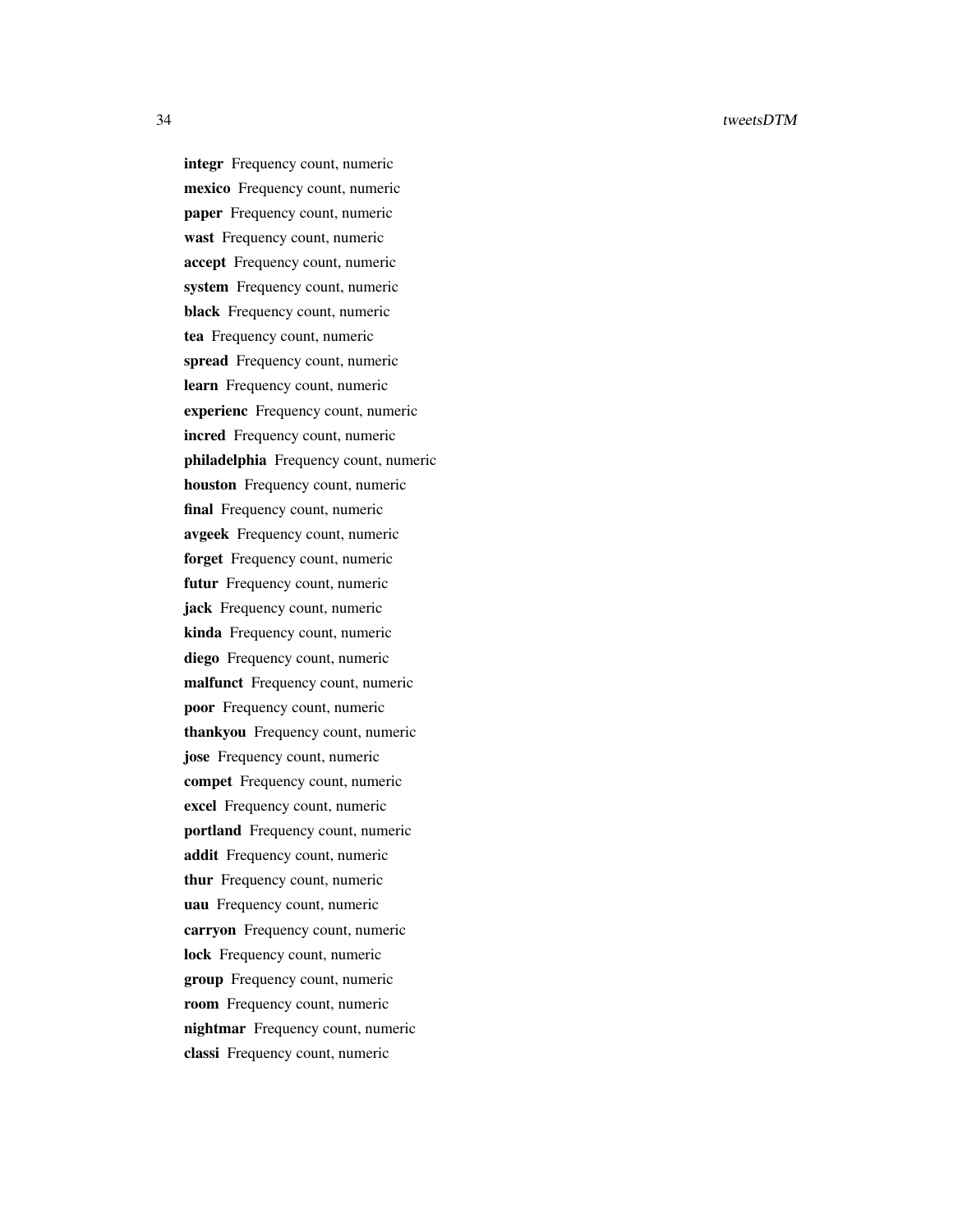**integr** Frequency count, numeric

**mexico** Frequency count, numeric

**paper** Frequency count, numeric

**wast** Frequency count, numeric

**accept** Frequency count, numeric

**system** Frequency count, numeric

**black** Frequency count, numeric

**tea** Frequency count, numeric

**spread** Frequency count, numeric

**learn** Frequency count, numeric

**experienc** Frequency count, numeric

**incred** Frequency count, numeric

**philadelphia** Frequency count, numeric

**houston** Frequency count, numeric

**final** Frequency count, numeric

**avgeek** Frequency count, numeric

**forget** Frequency count, numeric

**futur** Frequency count, numeric

**jack** Frequency count, numeric

**kinda** Frequency count, numeric

**diego** Frequency count, numeric

**malfunct** Frequency count, numeric

**poor** Frequency count, numeric

**thankyou** Frequency count, numeric

**jose** Frequency count, numeric

**compet** Frequency count, numeric

**excel** Frequency count, numeric

**portland** Frequency count, numeric

**addit** Frequency count, numeric

**thur** Frequency count, numeric

**uau** Frequency count, numeric

**carryon** Frequency count, numeric

**lock** Frequency count, numeric

**group** Frequency count, numeric

**room** Frequency count, numeric

**nightmar** Frequency count, numeric

**classi** Frequency count, numeric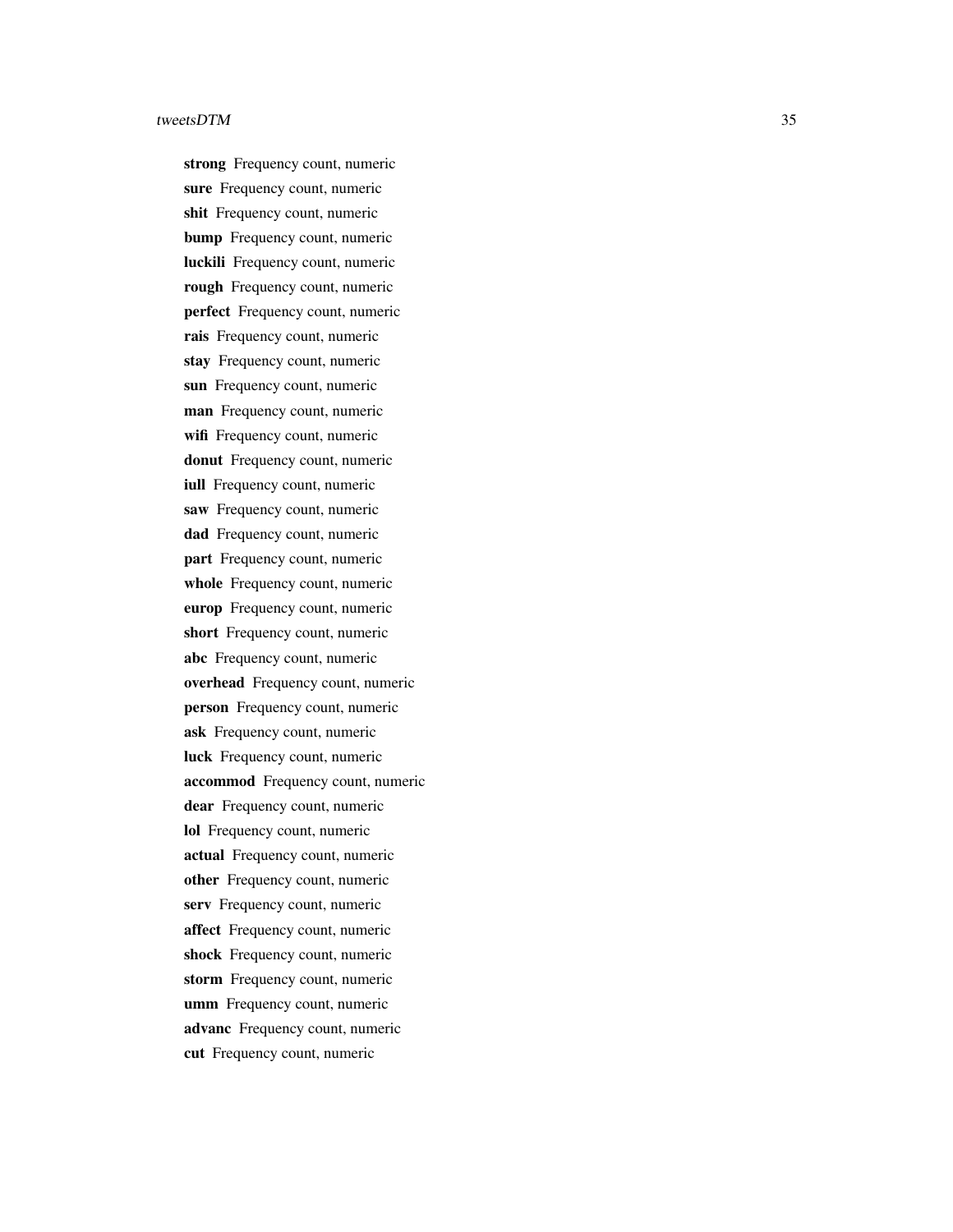**strong** Frequency count, numeric

**sure** Frequency count, numeric

**shit** Frequency count, numeric

**bump** Frequency count, numeric

**luckili** Frequency count, numeric

**rough** Frequency count, numeric

**perfect** Frequency count, numeric

**rais** Frequency count, numeric

**stay** Frequency count, numeric

**sun** Frequency count, numeric

**man** Frequency count, numeric

**wifi** Frequency count, numeric

**donut** Frequency count, numeric

**iull** Frequency count, numeric

**saw** Frequency count, numeric

**dad** Frequency count, numeric

**part** Frequency count, numeric

**whole** Frequency count, numeric

**europ** Frequency count, numeric

**short** Frequency count, numeric

**abc** Frequency count, numeric

**overhead** Frequency count, numeric

**person** Frequency count, numeric

**ask** Frequency count, numeric

**luck** Frequency count, numeric

**accommod** Frequency count, numeric

**dear** Frequency count, numeric

**lol** Frequency count, numeric

**actual** Frequency count, numeric

**other** Frequency count, numeric

**serv** Frequency count, numeric

**affect** Frequency count, numeric

**shock** Frequency count, numeric

**storm** Frequency count, numeric

**umm** Frequency count, numeric

**advanc** Frequency count, numeric

**cut** Frequency count, numeric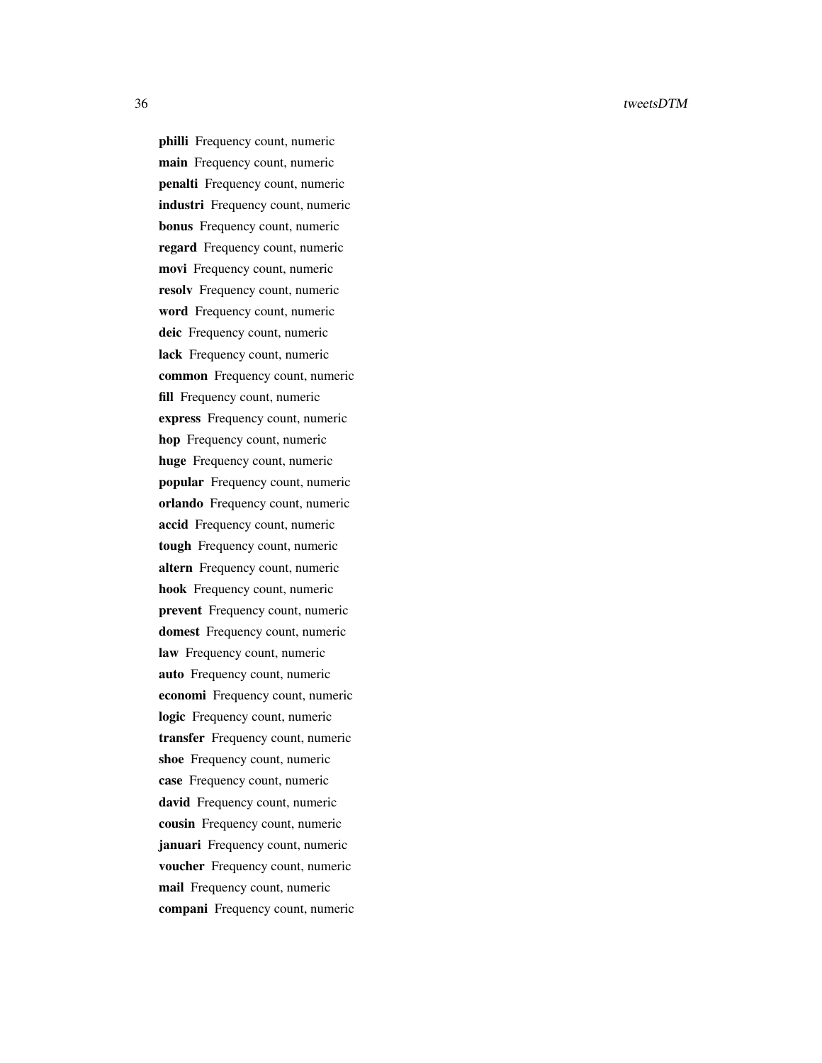**philli** Frequency count, numeric  
**main** Frequency count, numeric  
**penalti** Frequency count, numeric  
**industri** Frequency count, numeric  
**bonus** Frequency count, numeric  
**regard** Frequency count, numeric  
**movi** Frequency count, numeric  
**resolv** Frequency count, numeric  
**word** Frequency count, numeric  
**deic** Frequency count, numeric  
**lack** Frequency count, numeric  
**common** Frequency count, numeric  
**fill** Frequency count, numeric  
**express** Frequency count, numeric  
**hop** Frequency count, numeric  
**huge** Frequency count, numeric  
**popular** Frequency count, numeric  
**orlando** Frequency count, numeric  
**accid** Frequency count, numeric  
**tough** Frequency count, numeric  
**altern** Frequency count, numeric  
**hook** Frequency count, numeric  
**prevent** Frequency count, numeric  
**domest** Frequency count, numeric  
**law** Frequency count, numeric  
**auto** Frequency count, numeric  
**economi** Frequency count, numeric  
**logic** Frequency count, numeric  
**transfer** Frequency count, numeric  
**shoe** Frequency count, numeric  
**case** Frequency count, numeric  
**david** Frequency count, numeric  
**cousin** Frequency count, numeric  
**januari** Frequency count, numeric  
**voucher** Frequency count, numeric  
**mail** Frequency count, numeric  
**compani** Frequency count, numeric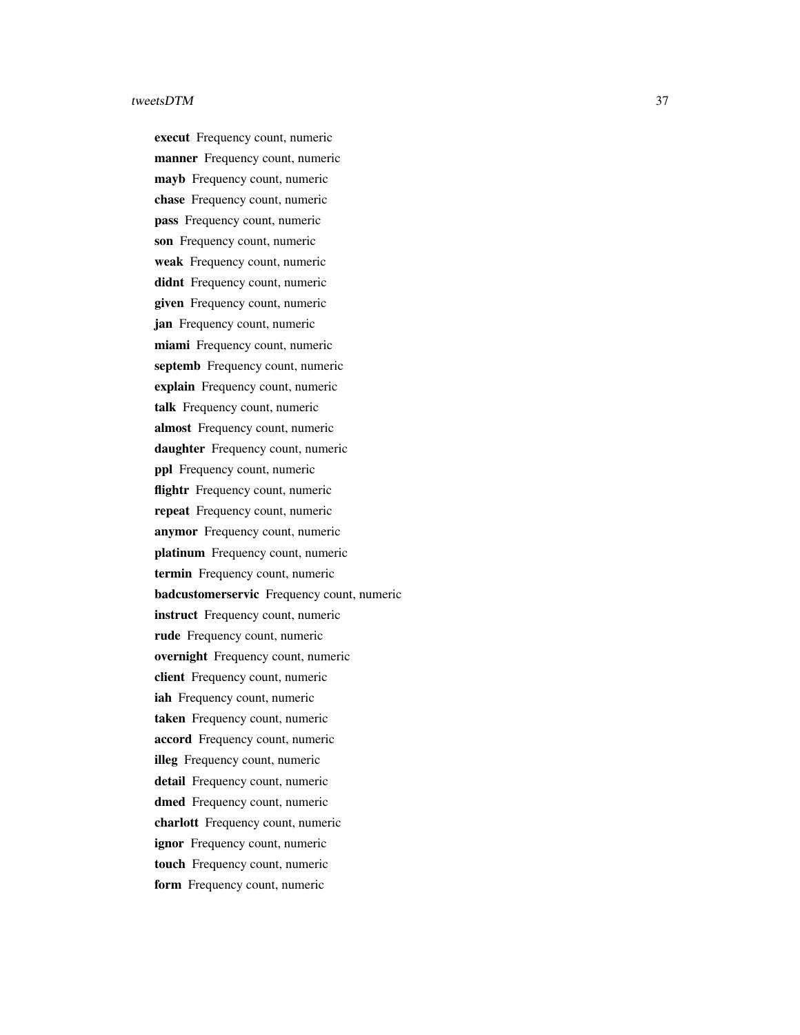**execut** Frequency count, numeric
**manner** Frequency count, numeric
**mayb** Frequency count, numeric
**chase** Frequency count, numeric
**pass** Frequency count, numeric
**son** Frequency count, numeric
**weak** Frequency count, numeric
**didnt** Frequency count, numeric
**given** Frequency count, numeric
**jan** Frequency count, numeric
**miami** Frequency count, numeric
**septemb** Frequency count, numeric
**explain** Frequency count, numeric
**talk** Frequency count, numeric
**almost** Frequency count, numeric
**daughter** Frequency count, numeric
**ppl** Frequency count, numeric
**flightr** Frequency count, numeric
**repeat** Frequency count, numeric
**anymor** Frequency count, numeric
**platinum** Frequency count, numeric
**termin** Frequency count, numeric
**badcustomerservic** Frequency count, numeric
**instruct** Frequency count, numeric
**rude** Frequency count, numeric
**overnight** Frequency count, numeric
**client** Frequency count, numeric
**iah** Frequency count, numeric
**taken** Frequency count, numeric
**accord** Frequency count, numeric
**illeg** Frequency count, numeric
**detail** Frequency count, numeric
**dmed** Frequency count, numeric
**charlott** Frequency count, numeric
**ignor** Frequency count, numeric
**touch** Frequency count, numeric
**form** Frequency count, numeric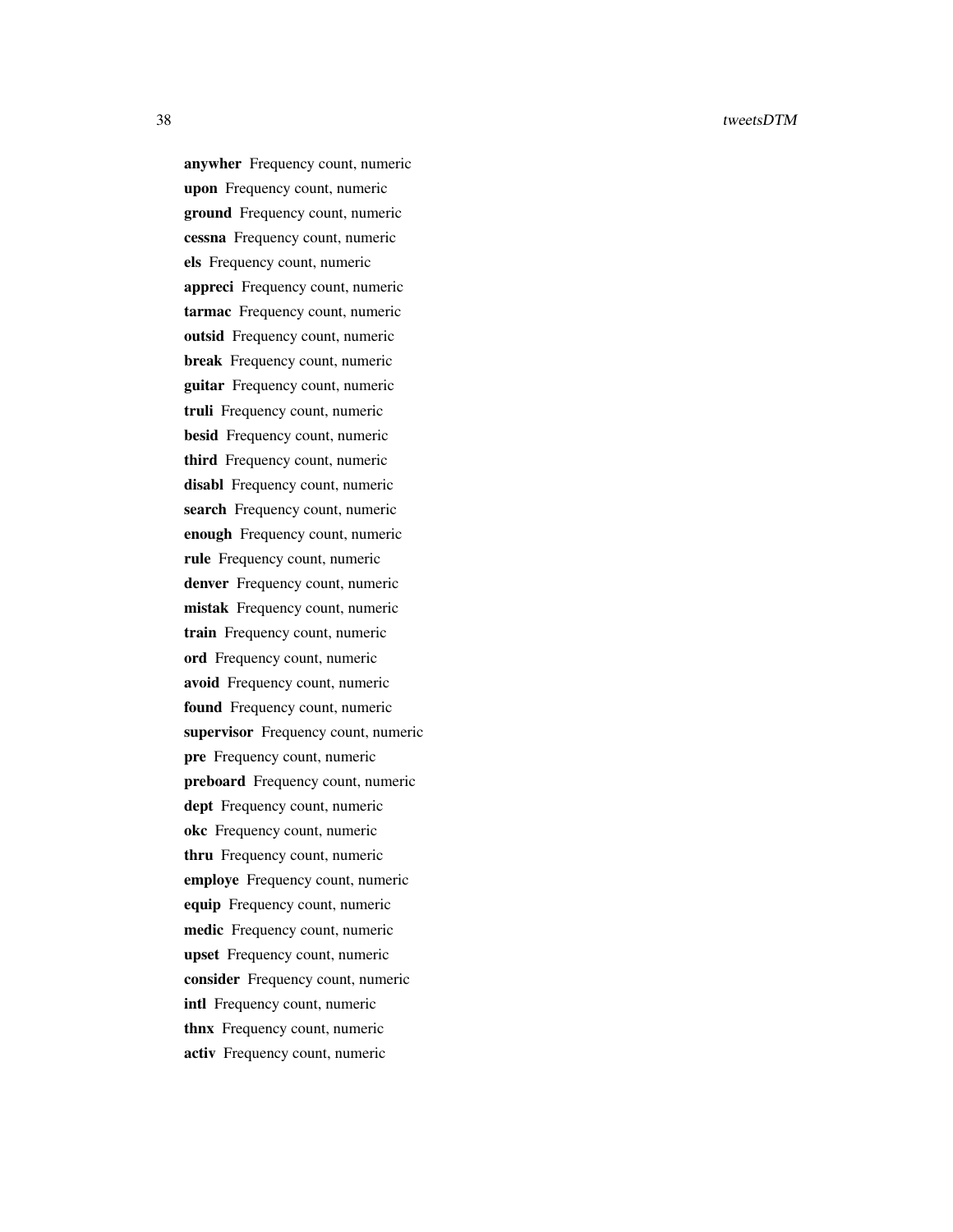**anywher** Frequency count, numeric

**upon** Frequency count, numeric

**ground** Frequency count, numeric

**cessna** Frequency count, numeric

**els** Frequency count, numeric

**appreci** Frequency count, numeric

**tarmac** Frequency count, numeric

**outsid** Frequency count, numeric

**break** Frequency count, numeric

**guitar** Frequency count, numeric

**truli** Frequency count, numeric

**besid** Frequency count, numeric

**third** Frequency count, numeric

**disabl** Frequency count, numeric

**search** Frequency count, numeric

**enough** Frequency count, numeric

**rule** Frequency count, numeric

**denver** Frequency count, numeric

**mistak** Frequency count, numeric

**train** Frequency count, numeric

**ord** Frequency count, numeric

**avoid** Frequency count, numeric

**found** Frequency count, numeric

**supervisor** Frequency count, numeric

**pre** Frequency count, numeric

**preboard** Frequency count, numeric

**dept** Frequency count, numeric

**okc** Frequency count, numeric

**thru** Frequency count, numeric

**employe** Frequency count, numeric

**equip** Frequency count, numeric

**medic** Frequency count, numeric

**upset** Frequency count, numeric

**consider** Frequency count, numeric

**intl** Frequency count, numeric

**thnx** Frequency count, numeric

**activ** Frequency count, numeric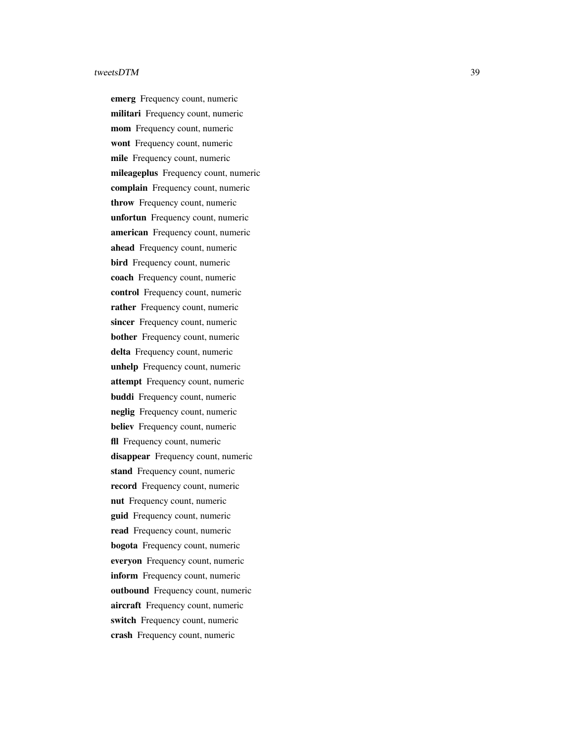**emerg** Frequency count, numeric

**militari** Frequency count, numeric

**mom** Frequency count, numeric

**wont** Frequency count, numeric

**mile** Frequency count, numeric

**mileageplus** Frequency count, numeric

**complain** Frequency count, numeric

**throw** Frequency count, numeric

**unfortun** Frequency count, numeric

**american** Frequency count, numeric

**ahead** Frequency count, numeric

**bird** Frequency count, numeric

**coach** Frequency count, numeric

**control** Frequency count, numeric

**rather** Frequency count, numeric

**sincer** Frequency count, numeric

**bother** Frequency count, numeric

**delta** Frequency count, numeric

**unhelp** Frequency count, numeric

**attempt** Frequency count, numeric

**buddi** Frequency count, numeric

**neglig** Frequency count, numeric

**believ** Frequency count, numeric

**fll** Frequency count, numeric

**disappear** Frequency count, numeric

**stand** Frequency count, numeric

**record** Frequency count, numeric

**nut** Frequency count, numeric

**guid** Frequency count, numeric

**read** Frequency count, numeric

**bogota** Frequency count, numeric

**everyon** Frequency count, numeric

**inform** Frequency count, numeric

**outbound** Frequency count, numeric

**aircraft** Frequency count, numeric

**switch** Frequency count, numeric

**crash** Frequency count, numeric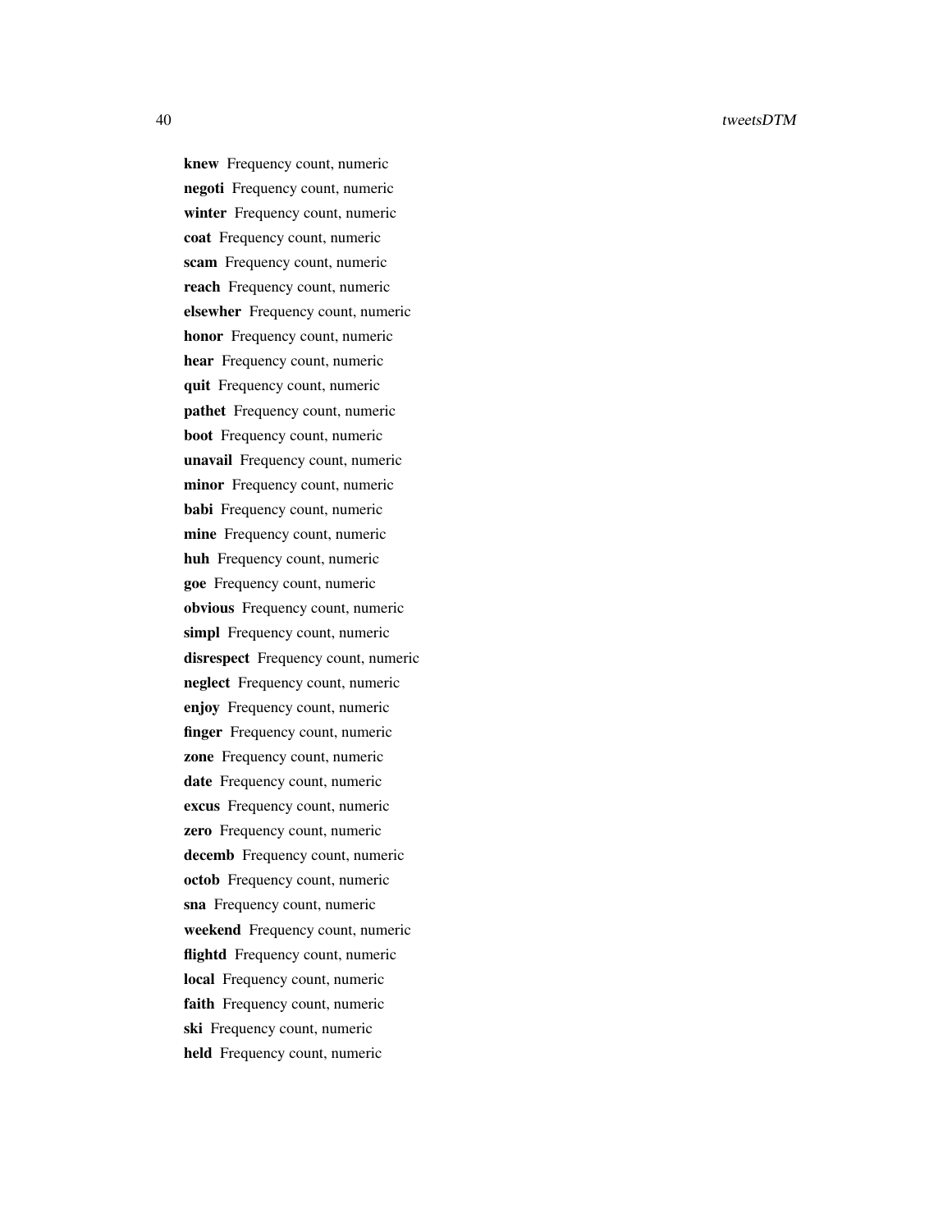**knew** Frequency count, numeric

**negoti** Frequency count, numeric

**winter** Frequency count, numeric

**coat** Frequency count, numeric

**scam** Frequency count, numeric

**reach** Frequency count, numeric

**elsewher** Frequency count, numeric

**honor** Frequency count, numeric

**hear** Frequency count, numeric

**quit** Frequency count, numeric

**pathet** Frequency count, numeric

**boot** Frequency count, numeric

**unavail** Frequency count, numeric

**minor** Frequency count, numeric

**babi** Frequency count, numeric

**mine** Frequency count, numeric

**huh** Frequency count, numeric

**goe** Frequency count, numeric

**obvious** Frequency count, numeric

**simpl** Frequency count, numeric

**disrespect** Frequency count, numeric

**neglect** Frequency count, numeric

**enjoy** Frequency count, numeric

**finger** Frequency count, numeric

**zone** Frequency count, numeric

**date** Frequency count, numeric

**excus** Frequency count, numeric

**zero** Frequency count, numeric

**decemb** Frequency count, numeric

**octob** Frequency count, numeric

**sna** Frequency count, numeric

**weekend** Frequency count, numeric

**flightd** Frequency count, numeric

**local** Frequency count, numeric

**faith** Frequency count, numeric

**ski** Frequency count, numeric

**held** Frequency count, numeric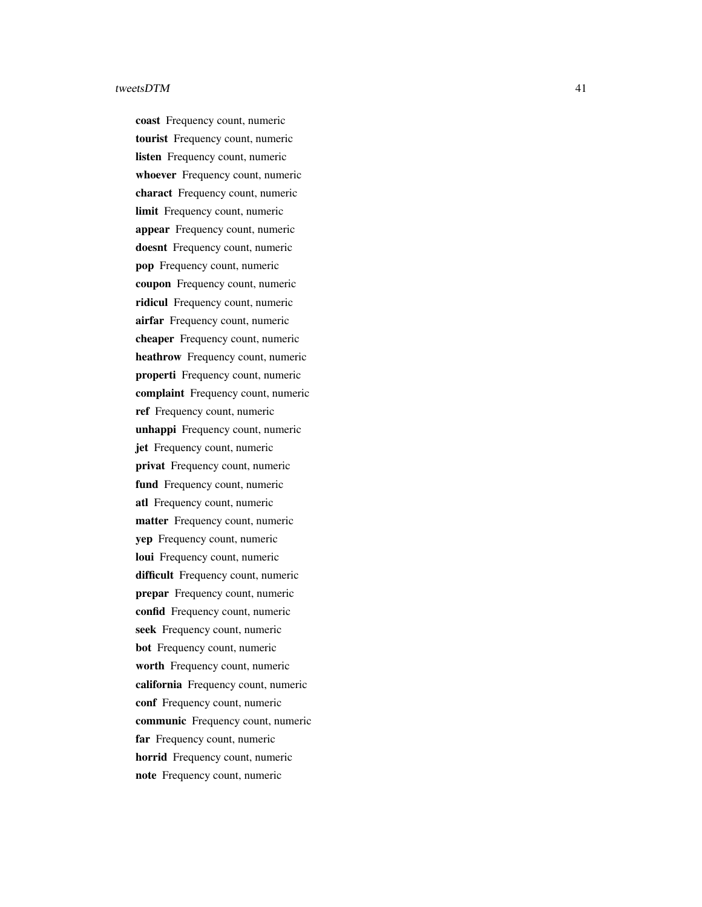**coast** Frequency count, numeric

**tourist** Frequency count, numeric

**listen** Frequency count, numeric

**whoever** Frequency count, numeric

**charact** Frequency count, numeric

**limit** Frequency count, numeric

**appear** Frequency count, numeric

**doesnt** Frequency count, numeric

**pop** Frequency count, numeric

**coupon** Frequency count, numeric

**ridicul** Frequency count, numeric

**airfar** Frequency count, numeric

**cheaper** Frequency count, numeric

**heathrow** Frequency count, numeric

**properti** Frequency count, numeric

**complaint** Frequency count, numeric

**ref** Frequency count, numeric

**unhappi** Frequency count, numeric

**jet** Frequency count, numeric

**privat** Frequency count, numeric

**fund** Frequency count, numeric

**atl** Frequency count, numeric

**matter** Frequency count, numeric

**yep** Frequency count, numeric

**loui** Frequency count, numeric

**difficult** Frequency count, numeric

**prepar** Frequency count, numeric

**confid** Frequency count, numeric

**seek** Frequency count, numeric

**bot** Frequency count, numeric

**worth** Frequency count, numeric

**california** Frequency count, numeric

**conf** Frequency count, numeric

**communic** Frequency count, numeric

**far** Frequency count, numeric

**horrid** Frequency count, numeric

**note** Frequency count, numeric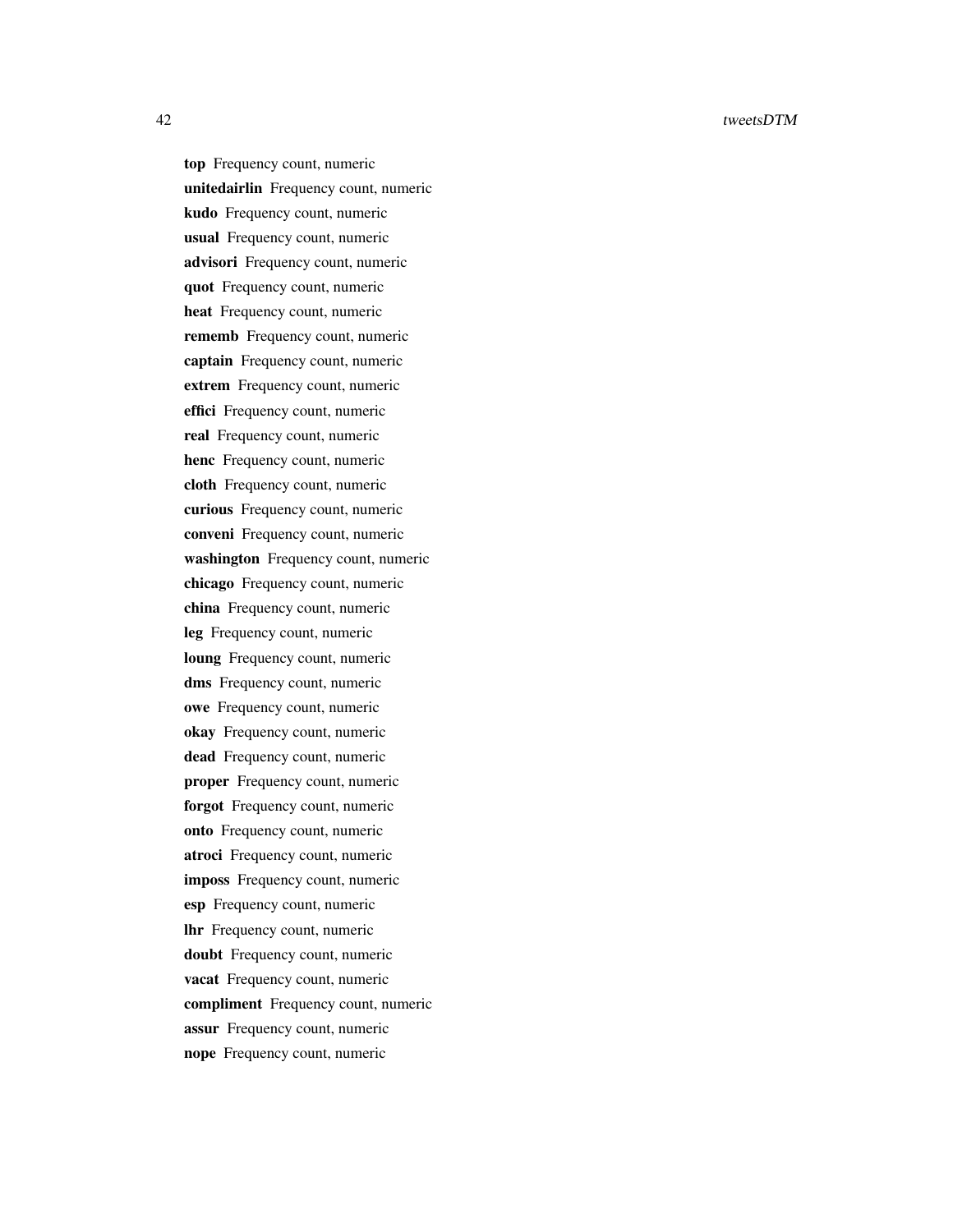**top** Frequency count, numeric

**unitedairlin** Frequency count, numeric

**kudo** Frequency count, numeric

**usual** Frequency count, numeric

**advisori** Frequency count, numeric

**quot** Frequency count, numeric

**heat** Frequency count, numeric

**rememb** Frequency count, numeric

**captain** Frequency count, numeric

**extrem** Frequency count, numeric

**effici** Frequency count, numeric

**real** Frequency count, numeric

**henc** Frequency count, numeric

**cloth** Frequency count, numeric

**curious** Frequency count, numeric

**conveni** Frequency count, numeric

**washington** Frequency count, numeric

**chicago** Frequency count, numeric

**china** Frequency count, numeric

**leg** Frequency count, numeric

**loung** Frequency count, numeric

**dms** Frequency count, numeric

**owe** Frequency count, numeric

**okay** Frequency count, numeric

**dead** Frequency count, numeric

**proper** Frequency count, numeric

**forgot** Frequency count, numeric

**onto** Frequency count, numeric

**atroci** Frequency count, numeric

**imposs** Frequency count, numeric

**esp** Frequency count, numeric

**lhr** Frequency count, numeric

**doubt** Frequency count, numeric

**vacat** Frequency count, numeric

**compliment** Frequency count, numeric

**assur** Frequency count, numeric

**nope** Frequency count, numeric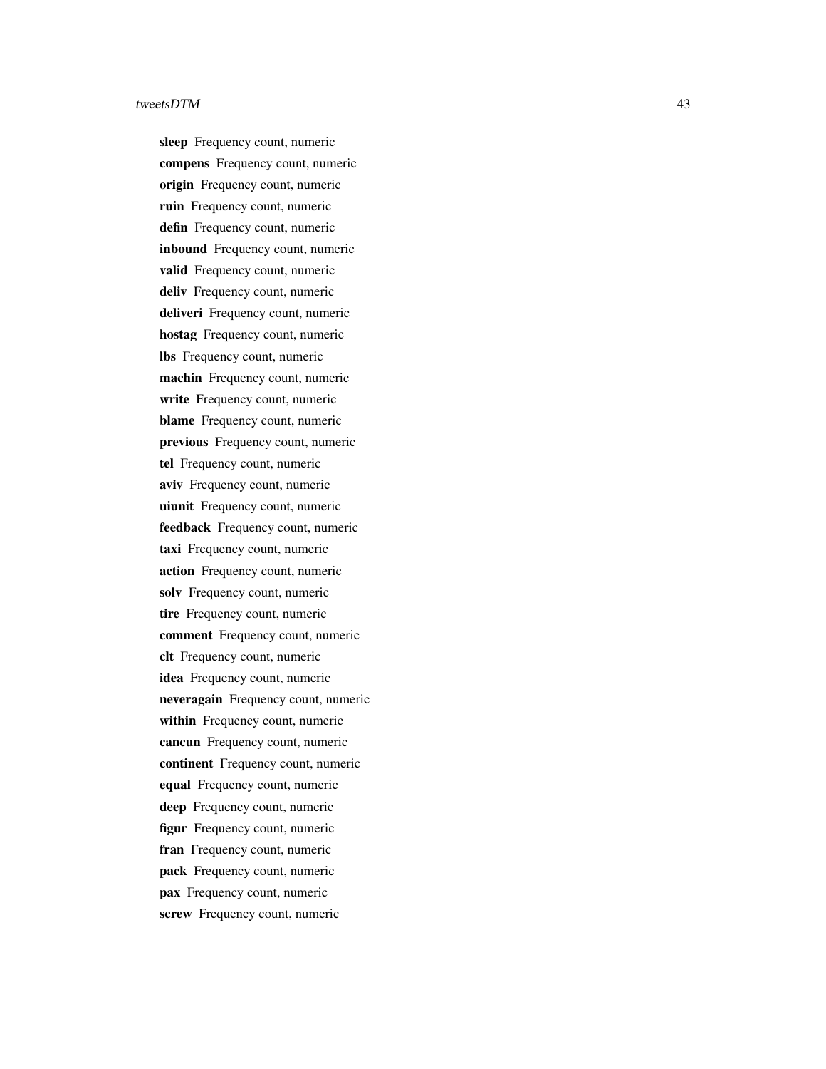**sleep** Frequency count, numeric
**compens** Frequency count, numeric
**origin** Frequency count, numeric
**ruin** Frequency count, numeric
**defin** Frequency count, numeric
**inbound** Frequency count, numeric
**valid** Frequency count, numeric
**deliv** Frequency count, numeric
**deliveri** Frequency count, numeric
**hostag** Frequency count, numeric
**lbs** Frequency count, numeric
**machin** Frequency count, numeric
**write** Frequency count, numeric
**blame** Frequency count, numeric
**previous** Frequency count, numeric
**tel** Frequency count, numeric
**aviv** Frequency count, numeric
**uiunit** Frequency count, numeric
**feedback** Frequency count, numeric
**taxi** Frequency count, numeric
**action** Frequency count, numeric
**solv** Frequency count, numeric
**tire** Frequency count, numeric
**comment** Frequency count, numeric
**clt** Frequency count, numeric
**idea** Frequency count, numeric
**neveragain** Frequency count, numeric
**within** Frequency count, numeric
**cancun** Frequency count, numeric
**continent** Frequency count, numeric
**equal** Frequency count, numeric
**deep** Frequency count, numeric
**figur** Frequency count, numeric
**fran** Frequency count, numeric
**pack** Frequency count, numeric
**pax** Frequency count, numeric
**screw** Frequency count, numeric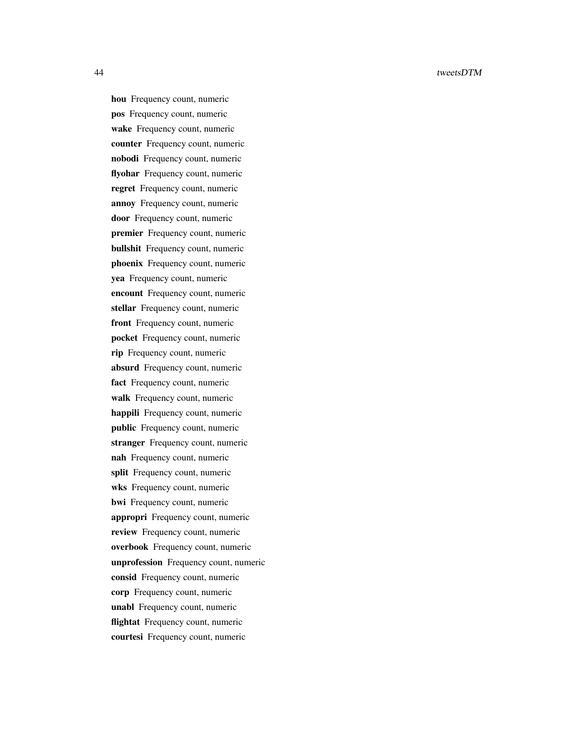**hou** Frequency count, numeric

**pos** Frequency count, numeric

**wake** Frequency count, numeric

**counter** Frequency count, numeric

**nobodi** Frequency count, numeric

**flyohar** Frequency count, numeric

**regret** Frequency count, numeric

**annoy** Frequency count, numeric

**door** Frequency count, numeric

**premier** Frequency count, numeric

**bullshit** Frequency count, numeric

**phoenix** Frequency count, numeric

**yea** Frequency count, numeric

**encount** Frequency count, numeric

**stellar** Frequency count, numeric

**front** Frequency count, numeric

**pocket** Frequency count, numeric

**rip** Frequency count, numeric

**absurd** Frequency count, numeric

**fact** Frequency count, numeric

**walk** Frequency count, numeric

**happili** Frequency count, numeric

**public** Frequency count, numeric

**stranger** Frequency count, numeric

**nah** Frequency count, numeric

**split** Frequency count, numeric

**wks** Frequency count, numeric

**bwi** Frequency count, numeric

**appropri** Frequency count, numeric

**review** Frequency count, numeric

**overbook** Frequency count, numeric

**unprofession** Frequency count, numeric

**consid** Frequency count, numeric

**corp** Frequency count, numeric

**unabl** Frequency count, numeric

**flightat** Frequency count, numeric

**courtesi** Frequency count, numeric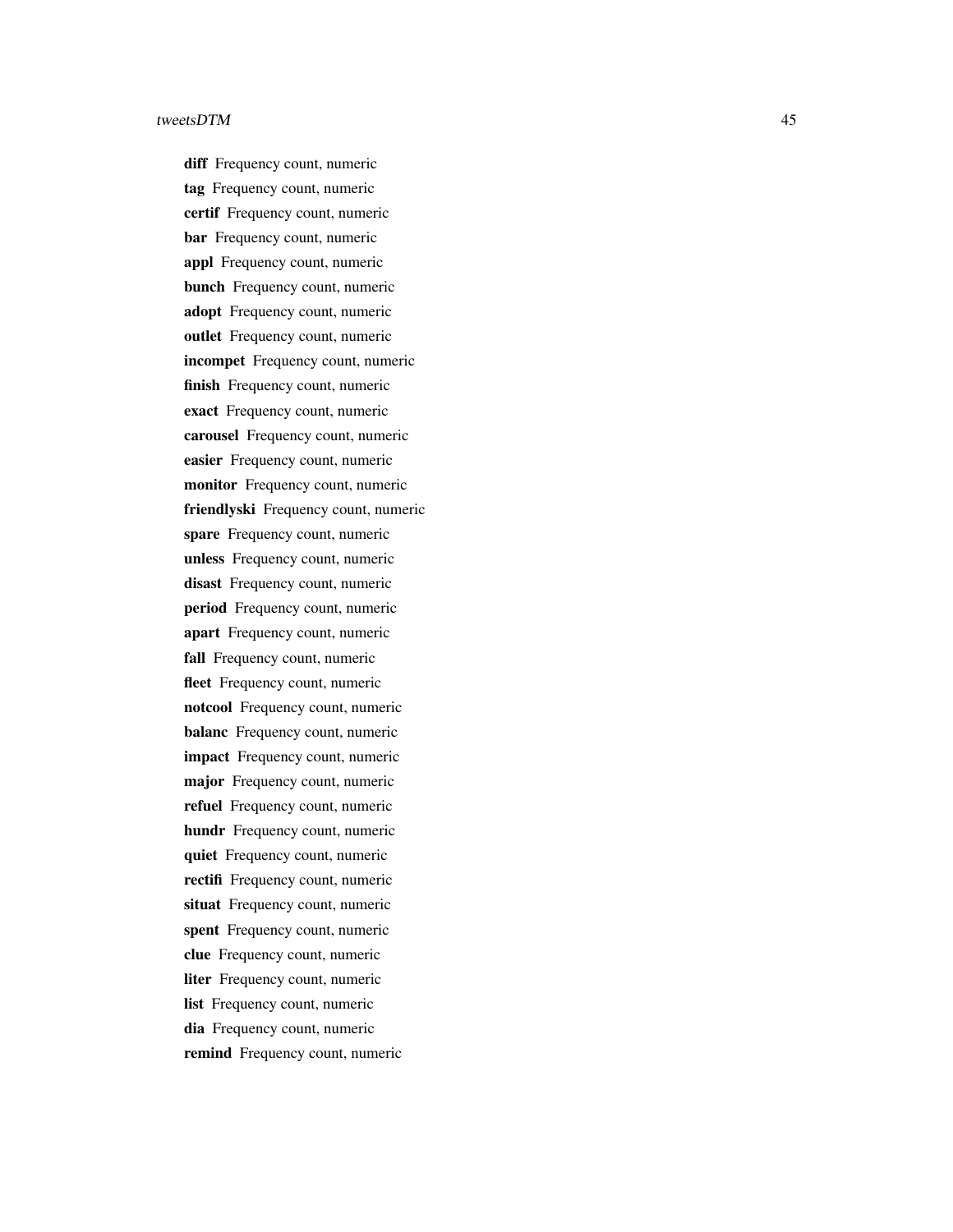**diff** Frequency count, numeric
**tag** Frequency count, numeric
**certif** Frequency count, numeric
**bar** Frequency count, numeric
**appl** Frequency count, numeric
**bunch** Frequency count, numeric
**adopt** Frequency count, numeric
**outlet** Frequency count, numeric
**incompet** Frequency count, numeric
**finish** Frequency count, numeric
**exact** Frequency count, numeric
**carousel** Frequency count, numeric
**easier** Frequency count, numeric
**monitor** Frequency count, numeric
**friendlyski** Frequency count, numeric
**spare** Frequency count, numeric
**unless** Frequency count, numeric
**disast** Frequency count, numeric
**period** Frequency count, numeric
**apart** Frequency count, numeric
**fall** Frequency count, numeric
**fleet** Frequency count, numeric
**notcool** Frequency count, numeric
**balanc** Frequency count, numeric
**impact** Frequency count, numeric
**major** Frequency count, numeric
**refuel** Frequency count, numeric
**hundr** Frequency count, numeric
**quiet** Frequency count, numeric
**rectifi** Frequency count, numeric
**situat** Frequency count, numeric
**spent** Frequency count, numeric
**clue** Frequency count, numeric
**liter** Frequency count, numeric
**list** Frequency count, numeric
**dia** Frequency count, numeric
**remind** Frequency count, numeric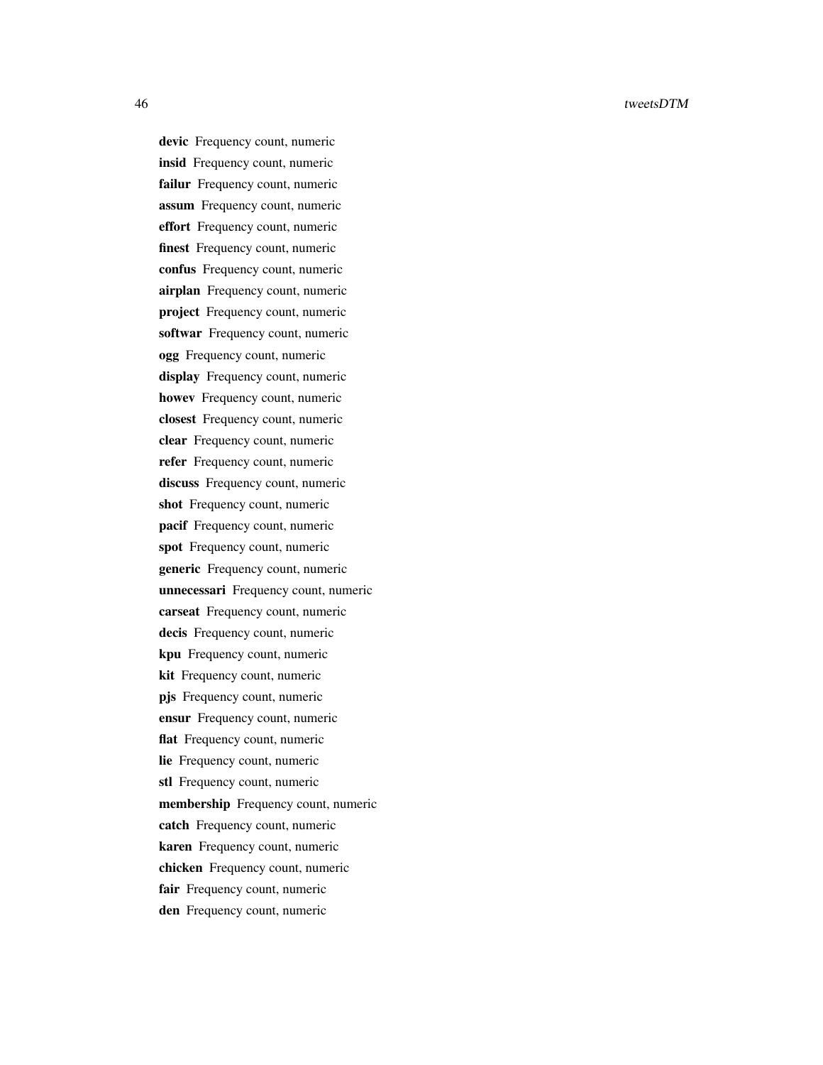**devic** Frequency count, numeric

**insid** Frequency count, numeric

**failur** Frequency count, numeric

**assum** Frequency count, numeric

**effort** Frequency count, numeric

**finest** Frequency count, numeric

**confus** Frequency count, numeric

**airplan** Frequency count, numeric

**project** Frequency count, numeric

**softwar** Frequency count, numeric

**ogg** Frequency count, numeric

**display** Frequency count, numeric

**howev** Frequency count, numeric

**closest** Frequency count, numeric

**clear** Frequency count, numeric

**refer** Frequency count, numeric

**discuss** Frequency count, numeric

**shot** Frequency count, numeric

**pacif** Frequency count, numeric

**spot** Frequency count, numeric

**generic** Frequency count, numeric

**unnecessari** Frequency count, numeric

**carseat** Frequency count, numeric

**decis** Frequency count, numeric

**kpu** Frequency count, numeric

**kit** Frequency count, numeric

**pjs** Frequency count, numeric

**ensur** Frequency count, numeric

**flat** Frequency count, numeric

**lie** Frequency count, numeric

**stl** Frequency count, numeric

**membership** Frequency count, numeric

**catch** Frequency count, numeric

**karen** Frequency count, numeric

**chicken** Frequency count, numeric

**fair** Frequency count, numeric

**den** Frequency count, numeric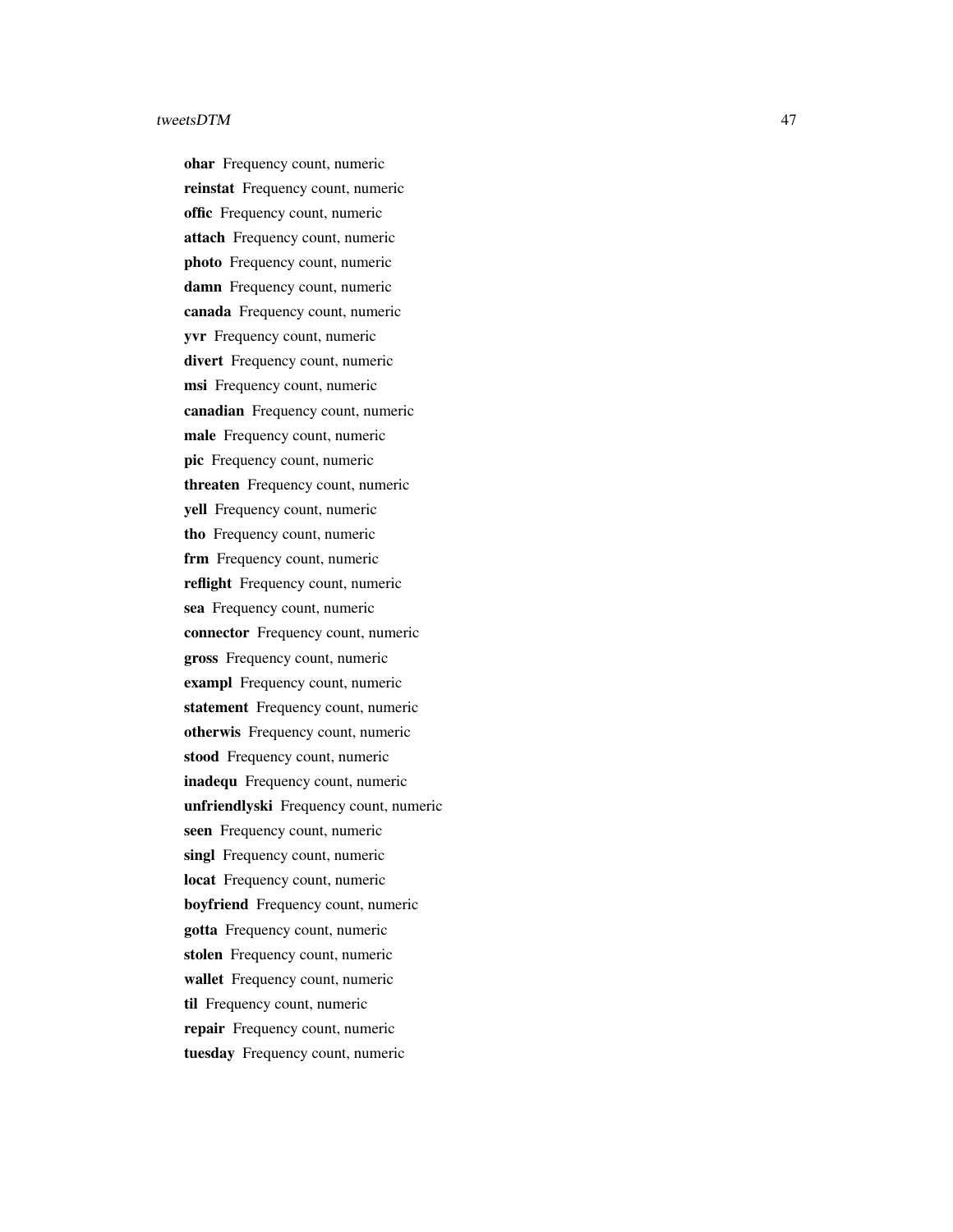**ohar** Frequency count, numeric

**reinstat** Frequency count, numeric

**offic** Frequency count, numeric

**attach** Frequency count, numeric

**photo** Frequency count, numeric

**damn** Frequency count, numeric

**canada** Frequency count, numeric

**yvr** Frequency count, numeric

**divert** Frequency count, numeric

**msi** Frequency count, numeric

**canadian** Frequency count, numeric

**male** Frequency count, numeric

**pic** Frequency count, numeric

**threaten** Frequency count, numeric

**yell** Frequency count, numeric

**tho** Frequency count, numeric

**frm** Frequency count, numeric

**reflight** Frequency count, numeric

**sea** Frequency count, numeric

**connector** Frequency count, numeric

**gross** Frequency count, numeric

**exampl** Frequency count, numeric

**statement** Frequency count, numeric

**otherwis** Frequency count, numeric

**stood** Frequency count, numeric

**inadequ** Frequency count, numeric

**unfriendlyski** Frequency count, numeric

**seen** Frequency count, numeric

**singl** Frequency count, numeric

**locat** Frequency count, numeric

**boyfriend** Frequency count, numeric

**gotta** Frequency count, numeric

**stolen** Frequency count, numeric

**wallet** Frequency count, numeric

**til** Frequency count, numeric

**repair** Frequency count, numeric

**tuesday** Frequency count, numeric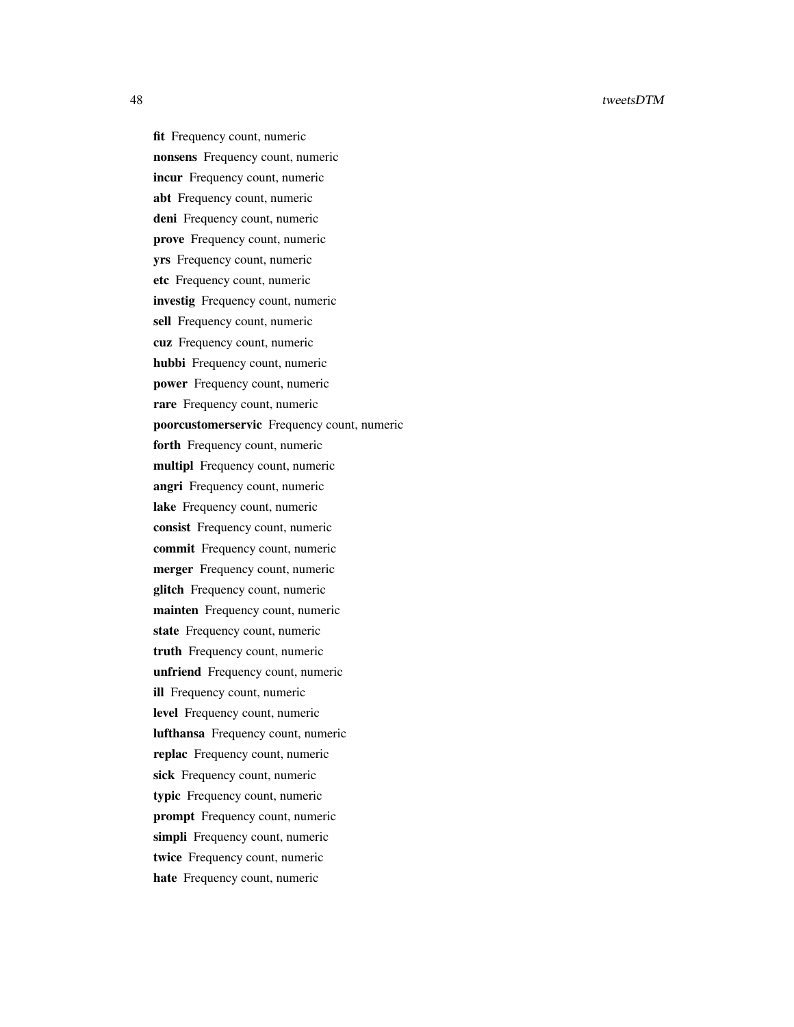**fit** Frequency count, numeric

**nonsens** Frequency count, numeric

**incur** Frequency count, numeric

**abt** Frequency count, numeric

**deni** Frequency count, numeric

**prove** Frequency count, numeric

**yrs** Frequency count, numeric

**etc** Frequency count, numeric

**investig** Frequency count, numeric

**sell** Frequency count, numeric

**cuz** Frequency count, numeric

**hubbi** Frequency count, numeric

**power** Frequency count, numeric

**rare** Frequency count, numeric

**poorcustomerservic** Frequency count, numeric

**forth** Frequency count, numeric

**multipl** Frequency count, numeric

**angri** Frequency count, numeric

**lake** Frequency count, numeric

**consist** Frequency count, numeric

**commit** Frequency count, numeric

**merger** Frequency count, numeric

**glitch** Frequency count, numeric

**mainten** Frequency count, numeric

**state** Frequency count, numeric

**truth** Frequency count, numeric

**unfriend** Frequency count, numeric

**ill** Frequency count, numeric

**level** Frequency count, numeric

**lufthansa** Frequency count, numeric

**replac** Frequency count, numeric

**sick** Frequency count, numeric

**typic** Frequency count, numeric

**prompt** Frequency count, numeric

**simpli** Frequency count, numeric

**twice** Frequency count, numeric

**hate** Frequency count, numeric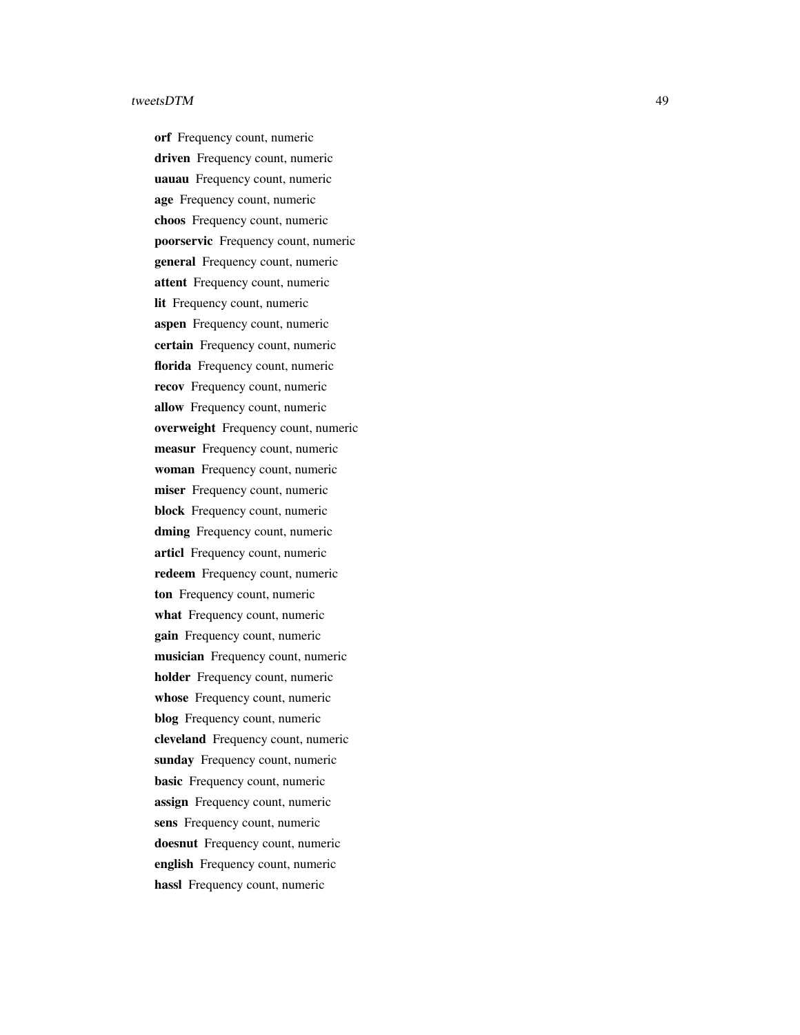**orf** Frequency count, numeric

**driven** Frequency count, numeric

**uauau** Frequency count, numeric

**age** Frequency count, numeric

**choos** Frequency count, numeric

**poorservic** Frequency count, numeric

**general** Frequency count, numeric

**attent** Frequency count, numeric

**lit** Frequency count, numeric

**aspen** Frequency count, numeric

**certain** Frequency count, numeric

**florida** Frequency count, numeric

**recov** Frequency count, numeric

**allow** Frequency count, numeric

**overweight** Frequency count, numeric

**measur** Frequency count, numeric

**woman** Frequency count, numeric

**miser** Frequency count, numeric

**block** Frequency count, numeric

**dming** Frequency count, numeric

**articl** Frequency count, numeric

**redeem** Frequency count, numeric

**ton** Frequency count, numeric

**what** Frequency count, numeric

**gain** Frequency count, numeric

**musician** Frequency count, numeric

**holder** Frequency count, numeric

**whose** Frequency count, numeric

**blog** Frequency count, numeric

**cleveland** Frequency count, numeric

**sunday** Frequency count, numeric

**basic** Frequency count, numeric

**assign** Frequency count, numeric

**sens** Frequency count, numeric

**doesnut** Frequency count, numeric

**english** Frequency count, numeric

**hassl** Frequency count, numeric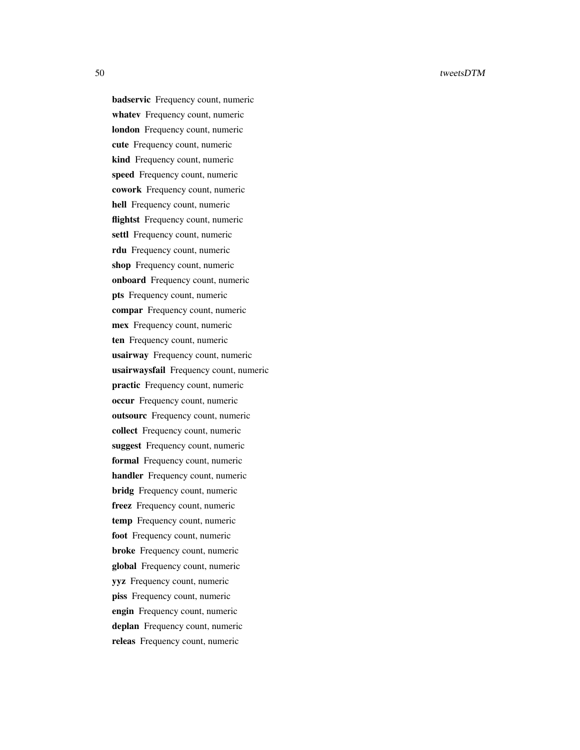**badservic** Frequency count, numeric

**whatev** Frequency count, numeric

**london** Frequency count, numeric

**cute** Frequency count, numeric

**kind** Frequency count, numeric

**speed** Frequency count, numeric

**cowork** Frequency count, numeric

**hell** Frequency count, numeric

**flightst** Frequency count, numeric

**settl** Frequency count, numeric

**rdu** Frequency count, numeric

**shop** Frequency count, numeric

**onboard** Frequency count, numeric

**pts** Frequency count, numeric

**compar** Frequency count, numeric

**mex** Frequency count, numeric

**ten** Frequency count, numeric

**usairway** Frequency count, numeric

**usairwaysfail** Frequency count, numeric

**practic** Frequency count, numeric

**occur** Frequency count, numeric

**outsourc** Frequency count, numeric

**collect** Frequency count, numeric

**suggest** Frequency count, numeric

**formal** Frequency count, numeric

**handler** Frequency count, numeric

**bridg** Frequency count, numeric

**freez** Frequency count, numeric

**temp** Frequency count, numeric

**foot** Frequency count, numeric

**broke** Frequency count, numeric

**global** Frequency count, numeric

**yyz** Frequency count, numeric

**piss** Frequency count, numeric

**engin** Frequency count, numeric

**deplan** Frequency count, numeric

**releas** Frequency count, numeric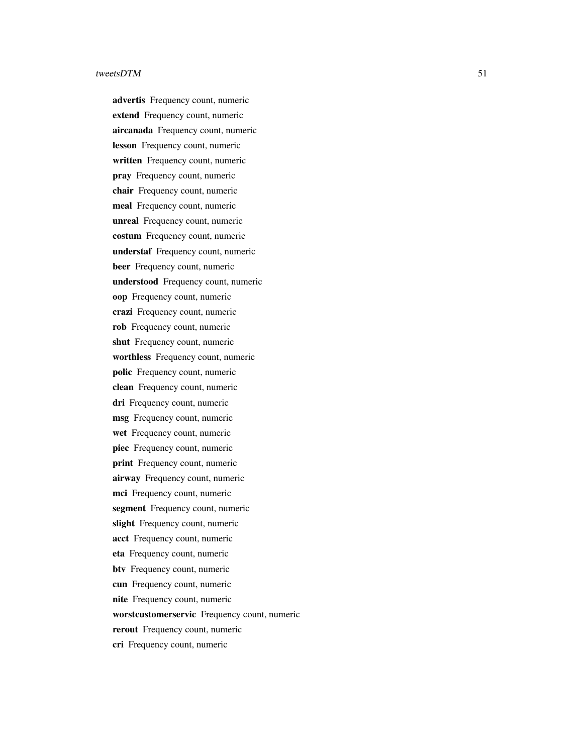**advertis** Frequency count, numeric

**extend** Frequency count, numeric

**aircanada** Frequency count, numeric

**lesson** Frequency count, numeric

**written** Frequency count, numeric

**pray** Frequency count, numeric

**chair** Frequency count, numeric

**meal** Frequency count, numeric

**unreal** Frequency count, numeric

**costum** Frequency count, numeric

**understaf** Frequency count, numeric

**beer** Frequency count, numeric

**understood** Frequency count, numeric

**oop** Frequency count, numeric

**crazi** Frequency count, numeric

**rob** Frequency count, numeric

**shut** Frequency count, numeric

**worthless** Frequency count, numeric

**polic** Frequency count, numeric

**clean** Frequency count, numeric

**dri** Frequency count, numeric

**msg** Frequency count, numeric

**wet** Frequency count, numeric

**piec** Frequency count, numeric

**print** Frequency count, numeric

**airway** Frequency count, numeric

**mci** Frequency count, numeric

**segment** Frequency count, numeric

**slight** Frequency count, numeric

**acct** Frequency count, numeric

**eta** Frequency count, numeric

**btv** Frequency count, numeric

**cun** Frequency count, numeric

**nite** Frequency count, numeric

**worstcustomerservic** Frequency count, numeric

**rerout** Frequency count, numeric

**cri** Frequency count, numeric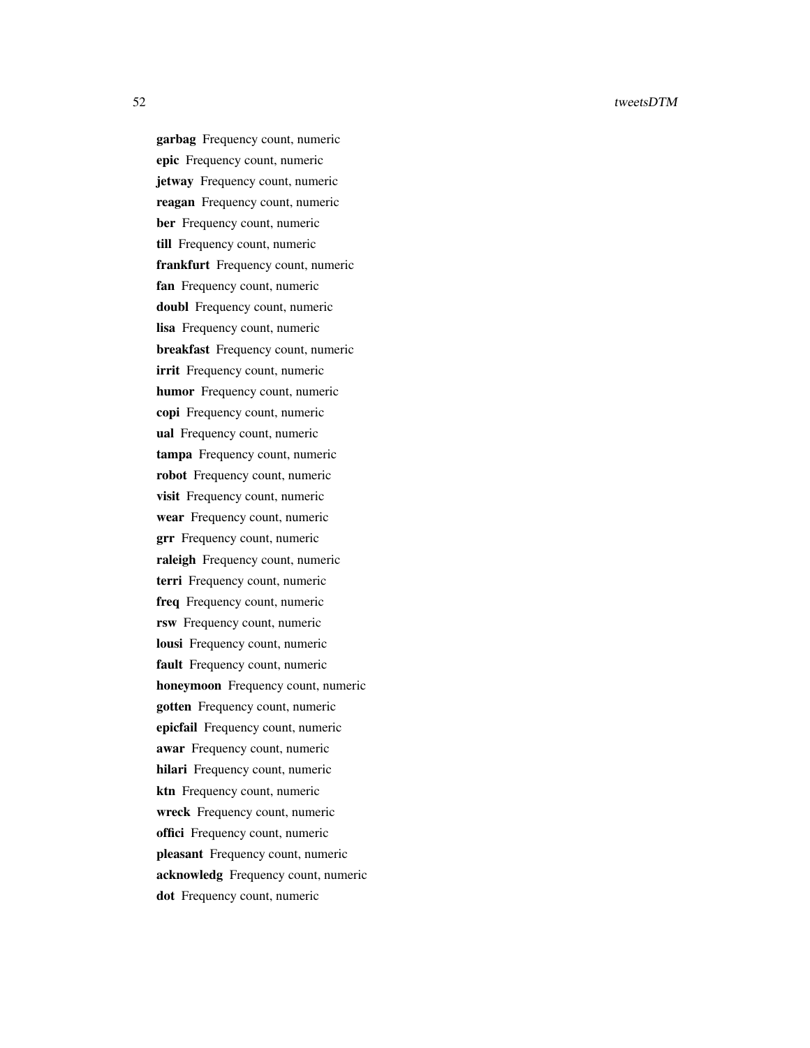**garbag** Frequency count, numeric
**epic** Frequency count, numeric
**jetway** Frequency count, numeric
**reagan** Frequency count, numeric
**ber** Frequency count, numeric
**till** Frequency count, numeric
**frankfurt** Frequency count, numeric
**fan** Frequency count, numeric
**doubl** Frequency count, numeric
**lisa** Frequency count, numeric
**breakfast** Frequency count, numeric
**irrit** Frequency count, numeric
**humor** Frequency count, numeric
**copi** Frequency count, numeric
**ual** Frequency count, numeric
**tampa** Frequency count, numeric
**robot** Frequency count, numeric
**visit** Frequency count, numeric
**wear** Frequency count, numeric
**grr** Frequency count, numeric
**raleigh** Frequency count, numeric
**terri** Frequency count, numeric
**freq** Frequency count, numeric
**rsw** Frequency count, numeric
**lousi** Frequency count, numeric
**fault** Frequency count, numeric
**honeymoon** Frequency count, numeric
**gotten** Frequency count, numeric
**epicfail** Frequency count, numeric
**awar** Frequency count, numeric
**hilari** Frequency count, numeric
**ktn** Frequency count, numeric
**wreck** Frequency count, numeric
**offici** Frequency count, numeric
**pleasant** Frequency count, numeric
**acknowledg** Frequency count, numeric
**dot** Frequency count, numeric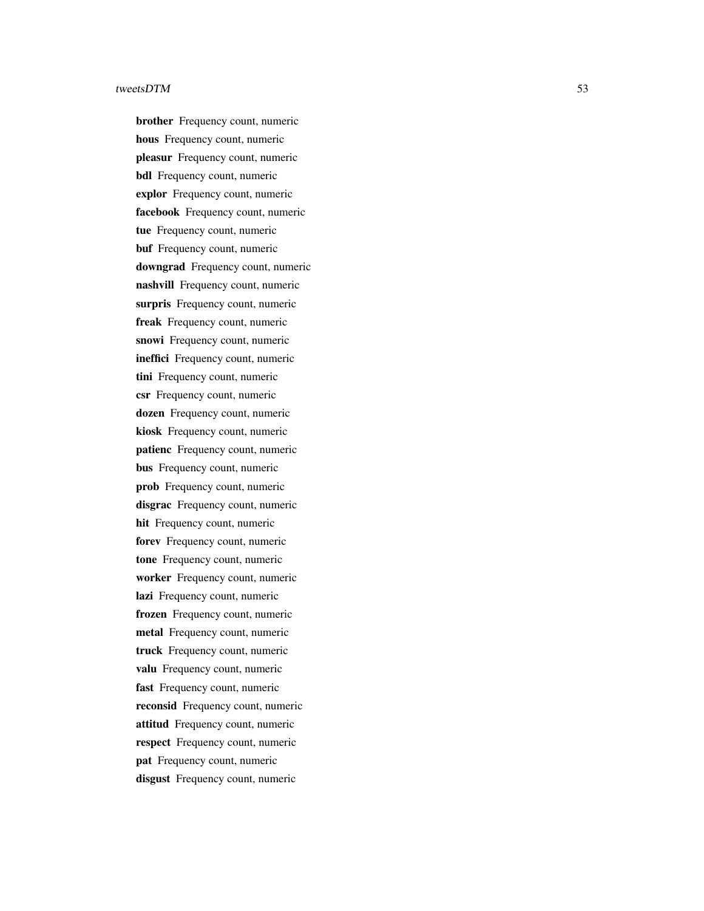**brother** Frequency count, numeric

**hous** Frequency count, numeric

**pleasur** Frequency count, numeric

**bdl** Frequency count, numeric

**explor** Frequency count, numeric

**facebook** Frequency count, numeric

**tue** Frequency count, numeric

**buf** Frequency count, numeric

**downgrad** Frequency count, numeric

**nashvill** Frequency count, numeric

**surpris** Frequency count, numeric

**freak** Frequency count, numeric

**snowi** Frequency count, numeric

**ineffici** Frequency count, numeric

**tini** Frequency count, numeric

**csr** Frequency count, numeric

**dozen** Frequency count, numeric

**kiosk** Frequency count, numeric

**patienc** Frequency count, numeric

**bus** Frequency count, numeric

**prob** Frequency count, numeric

**disgrac** Frequency count, numeric

**hit** Frequency count, numeric

**forev** Frequency count, numeric

**tone** Frequency count, numeric

**worker** Frequency count, numeric

**lazi** Frequency count, numeric

**frozen** Frequency count, numeric

**metal** Frequency count, numeric

**truck** Frequency count, numeric

**valu** Frequency count, numeric

**fast** Frequency count, numeric

**reconsid** Frequency count, numeric

**attitud** Frequency count, numeric

**respect** Frequency count, numeric

**pat** Frequency count, numeric

**disgust** Frequency count, numeric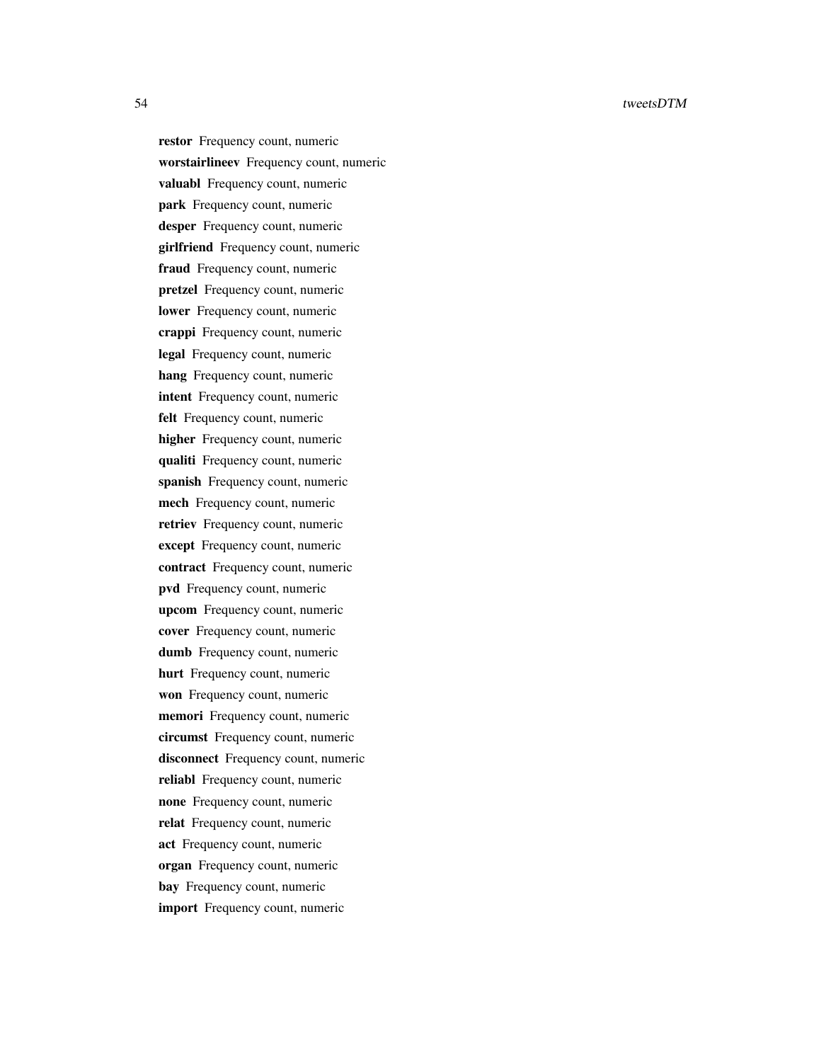**restor** Frequency count, numeric

**worstairlineev** Frequency count, numeric

**valuabl** Frequency count, numeric

**park** Frequency count, numeric

**desper** Frequency count, numeric

**girlfriend** Frequency count, numeric

**fraud** Frequency count, numeric

**pretzel** Frequency count, numeric

**lower** Frequency count, numeric

**crappi** Frequency count, numeric

**legal** Frequency count, numeric

**hang** Frequency count, numeric

**intent** Frequency count, numeric

**felt** Frequency count, numeric

**higher** Frequency count, numeric

**qualiti** Frequency count, numeric

**spanish** Frequency count, numeric

**mech** Frequency count, numeric

**retriev** Frequency count, numeric

**except** Frequency count, numeric

**contract** Frequency count, numeric

**pvd** Frequency count, numeric

**upcom** Frequency count, numeric

**cover** Frequency count, numeric

**dumb** Frequency count, numeric

**hurt** Frequency count, numeric

**won** Frequency count, numeric

**memori** Frequency count, numeric

**circumst** Frequency count, numeric

**disconnect** Frequency count, numeric

**reliabl** Frequency count, numeric

**none** Frequency count, numeric

**relat** Frequency count, numeric

**act** Frequency count, numeric

**organ** Frequency count, numeric

**bay** Frequency count, numeric

**import** Frequency count, numeric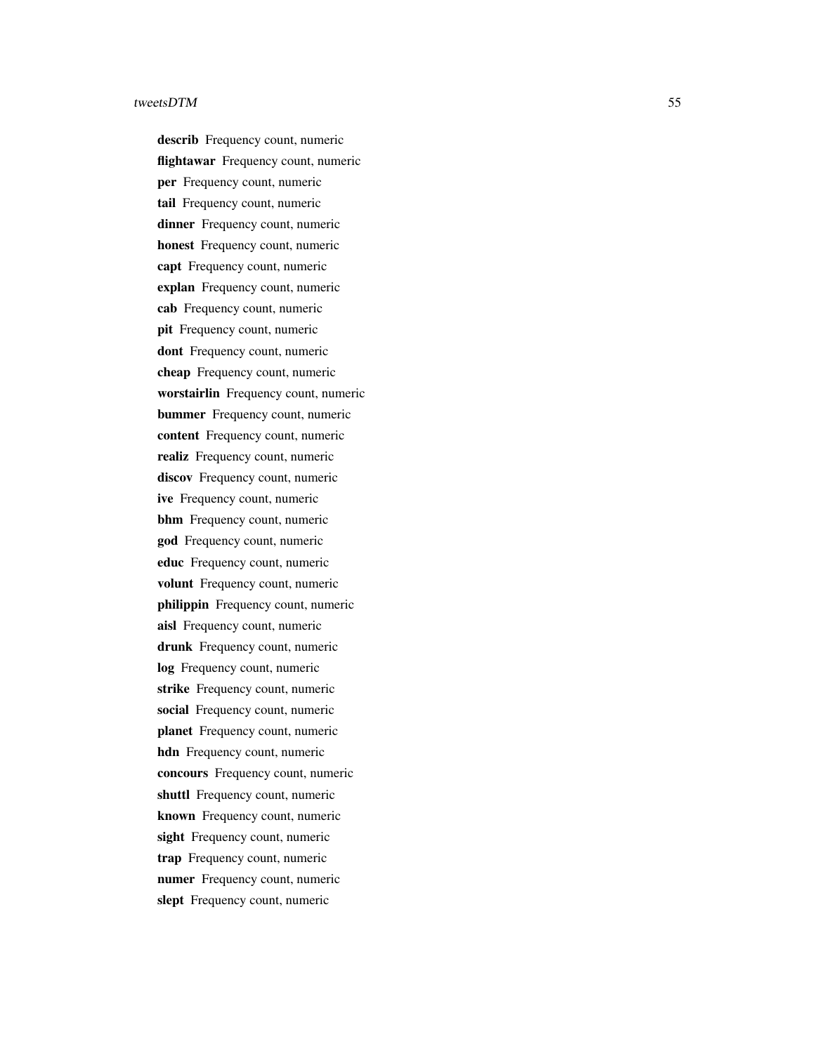**describ** Frequency count, numeric

**flightawar** Frequency count, numeric

**per** Frequency count, numeric

**tail** Frequency count, numeric

**dinner** Frequency count, numeric

**honest** Frequency count, numeric

**capt** Frequency count, numeric

**explan** Frequency count, numeric

**cab** Frequency count, numeric

**pit** Frequency count, numeric

**dont** Frequency count, numeric

**cheap** Frequency count, numeric

**worstairlin** Frequency count, numeric

**bummer** Frequency count, numeric

**content** Frequency count, numeric

**realiz** Frequency count, numeric

**discov** Frequency count, numeric

**ive** Frequency count, numeric

**bhm** Frequency count, numeric

**god** Frequency count, numeric

**educ** Frequency count, numeric

**volunt** Frequency count, numeric

**philippin** Frequency count, numeric

**aisl** Frequency count, numeric

**drunk** Frequency count, numeric

**log** Frequency count, numeric

**strike** Frequency count, numeric

**social** Frequency count, numeric

**planet** Frequency count, numeric

**hdn** Frequency count, numeric

**concours** Frequency count, numeric

**shuttl** Frequency count, numeric

**known** Frequency count, numeric

**sight** Frequency count, numeric

**trap** Frequency count, numeric

**numer** Frequency count, numeric

**slept** Frequency count, numeric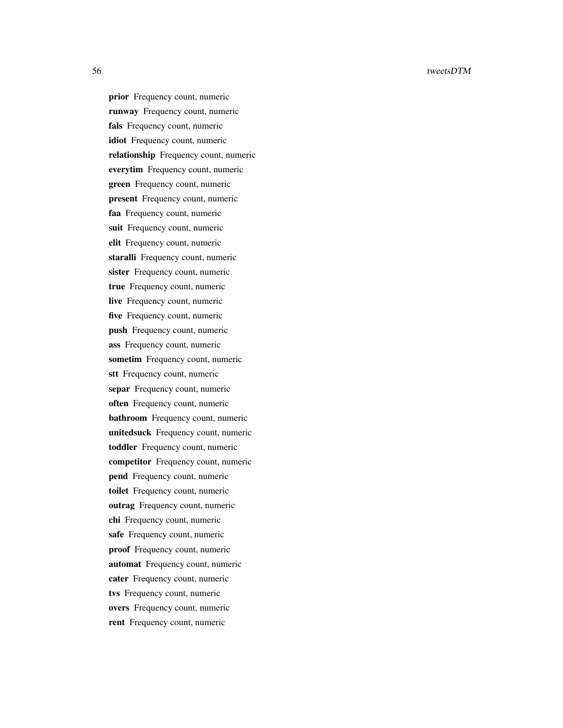**prior** Frequency count, numeric

**runway** Frequency count, numeric

**fals** Frequency count, numeric

**idiot** Frequency count, numeric

**relationship** Frequency count, numeric

**everytim** Frequency count, numeric

**green** Frequency count, numeric

**present** Frequency count, numeric

**faa** Frequency count, numeric

**suit** Frequency count, numeric

**elit** Frequency count, numeric

**staralli** Frequency count, numeric

**sister** Frequency count, numeric

**true** Frequency count, numeric

**live** Frequency count, numeric

**five** Frequency count, numeric

**push** Frequency count, numeric

**ass** Frequency count, numeric

**sometim** Frequency count, numeric

**stt** Frequency count, numeric

**separ** Frequency count, numeric

**often** Frequency count, numeric

**bathroom** Frequency count, numeric

**unitedsuck** Frequency count, numeric

**toddler** Frequency count, numeric

**competitor** Frequency count, numeric

**pend** Frequency count, numeric

**toilet** Frequency count, numeric

**outrag** Frequency count, numeric

**chi** Frequency count, numeric

**safe** Frequency count, numeric

**proof** Frequency count, numeric

**automat** Frequency count, numeric

**cater** Frequency count, numeric

**tvs** Frequency count, numeric

**overs** Frequency count, numeric

**rent** Frequency count, numeric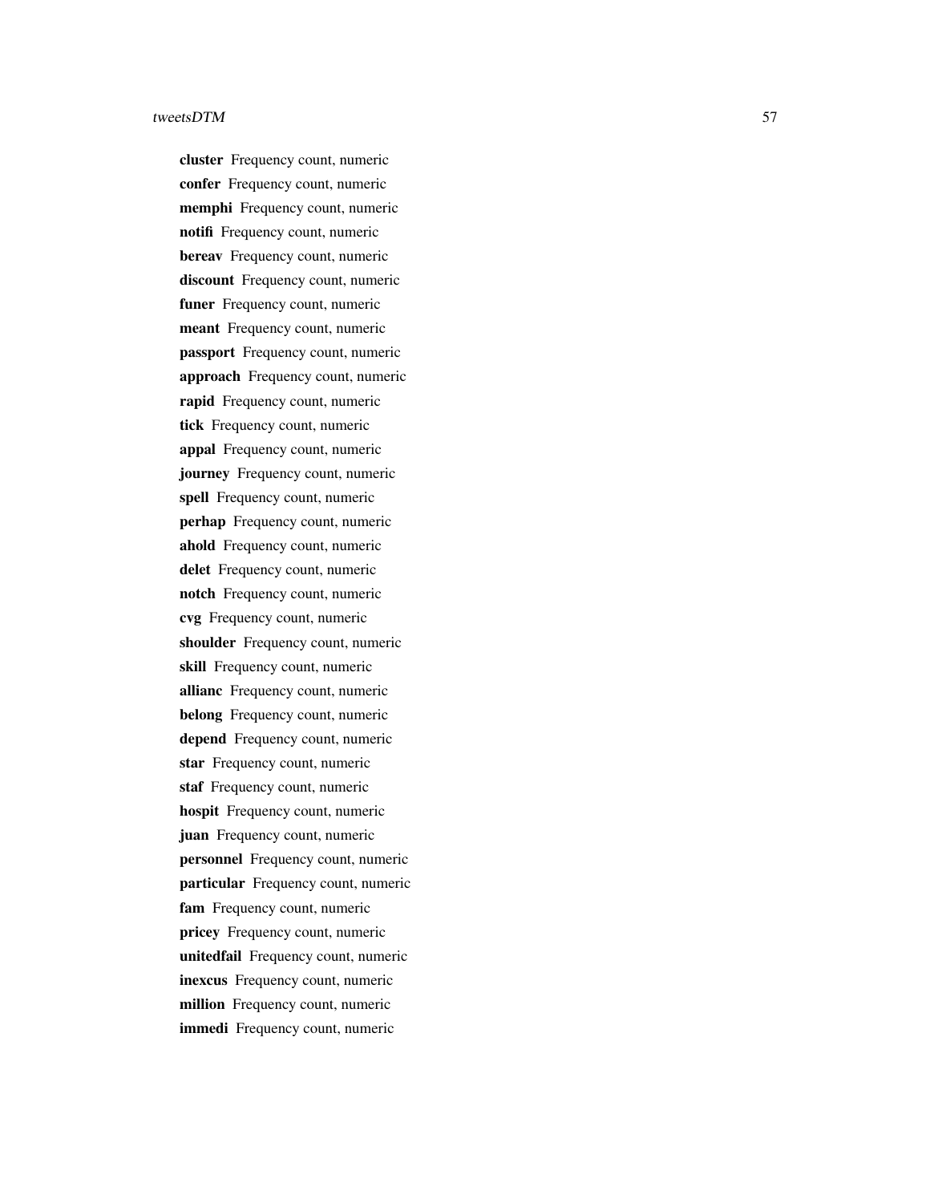**cluster** Frequency count, numeric
**confer** Frequency count, numeric
**memphi** Frequency count, numeric
**notifi** Frequency count, numeric
**bereav** Frequency count, numeric
**discount** Frequency count, numeric
**funer** Frequency count, numeric
**meant** Frequency count, numeric
**passport** Frequency count, numeric
**approach** Frequency count, numeric
**rapid** Frequency count, numeric
**tick** Frequency count, numeric
**appal** Frequency count, numeric
**journey** Frequency count, numeric
**spell** Frequency count, numeric
**perhap** Frequency count, numeric
**ahold** Frequency count, numeric
**delet** Frequency count, numeric
**notch** Frequency count, numeric
**cvg** Frequency count, numeric
**shoulder** Frequency count, numeric
**skill** Frequency count, numeric
**allianc** Frequency count, numeric
**belong** Frequency count, numeric
**depend** Frequency count, numeric
**star** Frequency count, numeric
**staf** Frequency count, numeric
**hospit** Frequency count, numeric
**juan** Frequency count, numeric
**personnel** Frequency count, numeric
**particular** Frequency count, numeric
**fam** Frequency count, numeric
**pricey** Frequency count, numeric
**unitedfail** Frequency count, numeric
**inexcus** Frequency count, numeric
**million** Frequency count, numeric
**immedi** Frequency count, numeric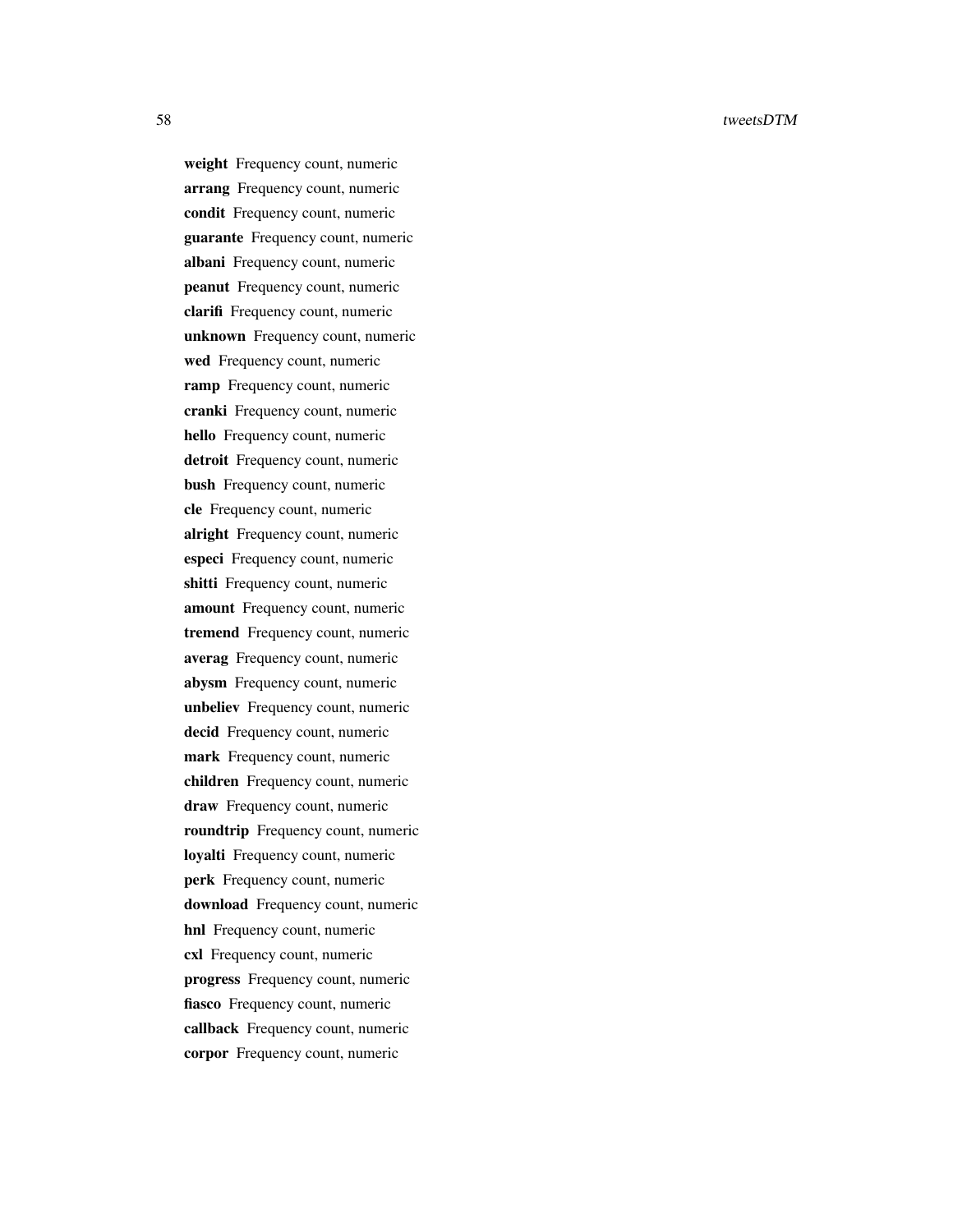**weight** Frequency count, numeric
**arrang** Frequency count, numeric
**condit** Frequency count, numeric
**guarante** Frequency count, numeric
**albani** Frequency count, numeric
**peanut** Frequency count, numeric
**clarifi** Frequency count, numeric
**unknown** Frequency count, numeric
**wed** Frequency count, numeric
**ramp** Frequency count, numeric
**cranki** Frequency count, numeric
**hello** Frequency count, numeric
**detroit** Frequency count, numeric
**bush** Frequency count, numeric
**cle** Frequency count, numeric
**alright** Frequency count, numeric
**especi** Frequency count, numeric
**shitti** Frequency count, numeric
**amount** Frequency count, numeric
**tremend** Frequency count, numeric
**averag** Frequency count, numeric
**abysm** Frequency count, numeric
**unbeliev** Frequency count, numeric
**decid** Frequency count, numeric
**mark** Frequency count, numeric
**children** Frequency count, numeric
**draw** Frequency count, numeric
**roundtrip** Frequency count, numeric
**loyalti** Frequency count, numeric
**perk** Frequency count, numeric
**download** Frequency count, numeric
**hnl** Frequency count, numeric
**cxl** Frequency count, numeric
**progress** Frequency count, numeric
**fiasco** Frequency count, numeric
**callback** Frequency count, numeric
**corpor** Frequency count, numeric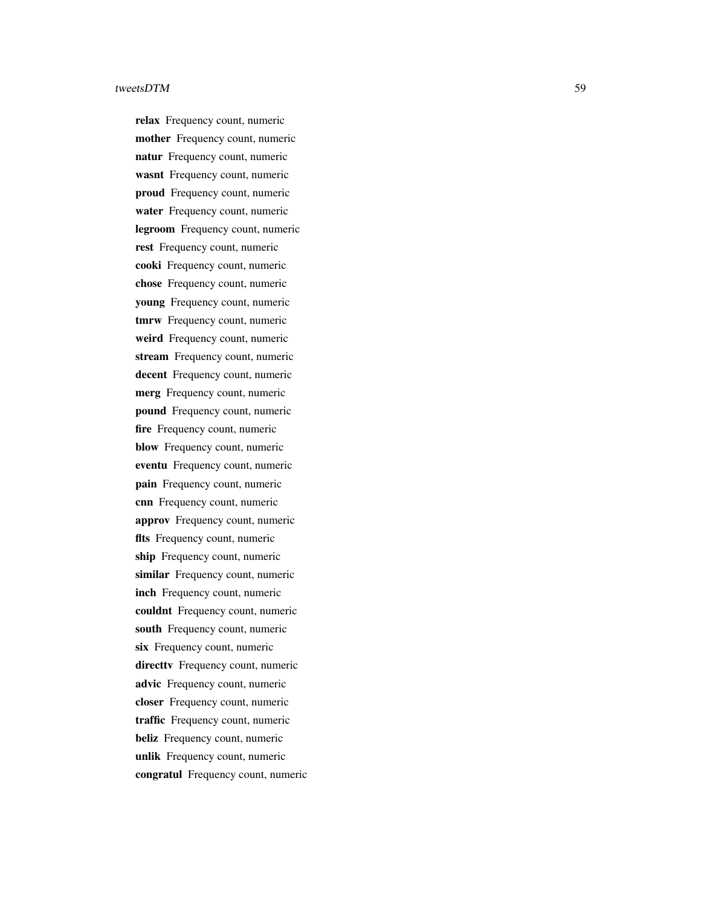**relax** Frequency count, numeric
**mother** Frequency count, numeric
**natur** Frequency count, numeric
**wasnt** Frequency count, numeric
**proud** Frequency count, numeric
**water** Frequency count, numeric
**legroom** Frequency count, numeric
**rest** Frequency count, numeric
**cooki** Frequency count, numeric
**chose** Frequency count, numeric
**young** Frequency count, numeric
**tmrw** Frequency count, numeric
**weird** Frequency count, numeric
**stream** Frequency count, numeric
**decent** Frequency count, numeric
**merg** Frequency count, numeric
**pound** Frequency count, numeric
**fire** Frequency count, numeric
**blow** Frequency count, numeric
**eventu** Frequency count, numeric
**pain** Frequency count, numeric
**cnn** Frequency count, numeric
**approv** Frequency count, numeric
**flts** Frequency count, numeric
**ship** Frequency count, numeric
**similar** Frequency count, numeric
**inch** Frequency count, numeric
**couldnt** Frequency count, numeric
**south** Frequency count, numeric
**six** Frequency count, numeric
**directtv** Frequency count, numeric
**advic** Frequency count, numeric
**closer** Frequency count, numeric
**traffic** Frequency count, numeric
**beliz** Frequency count, numeric
**unlik** Frequency count, numeric
**congratul** Frequency count, numeric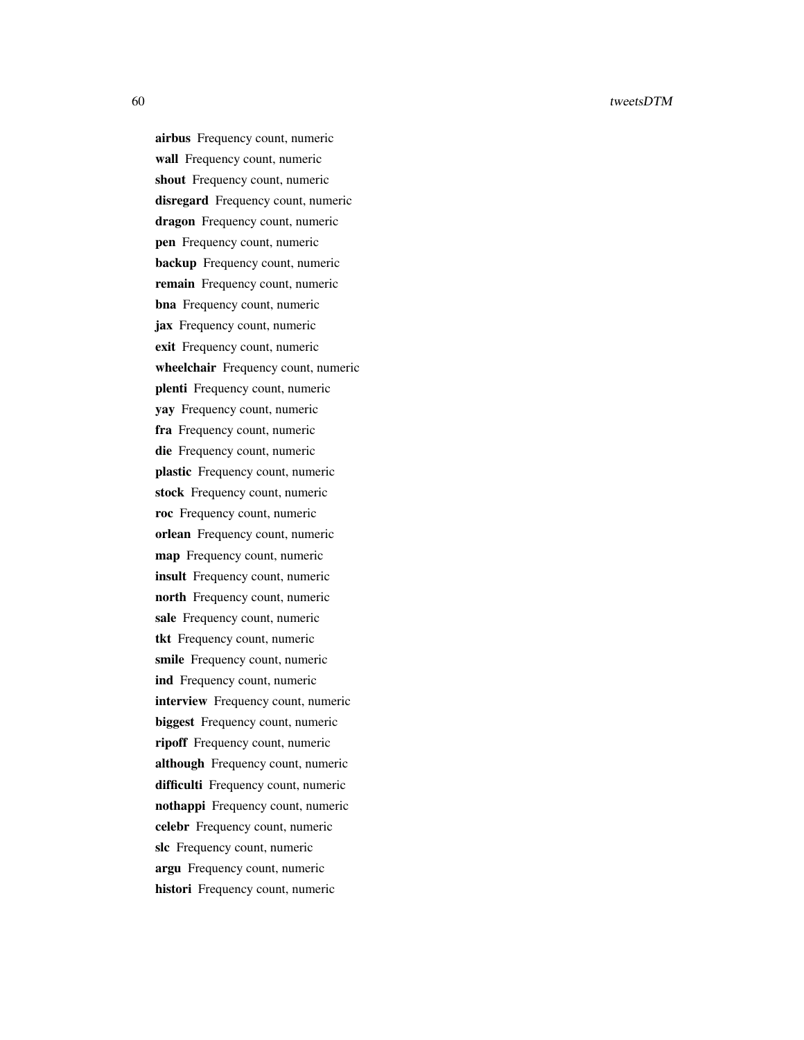**airbus** Frequency count, numeric

**wall** Frequency count, numeric

**shout** Frequency count, numeric

**disregard** Frequency count, numeric

**dragon** Frequency count, numeric

**pen** Frequency count, numeric

**backup** Frequency count, numeric

**remain** Frequency count, numeric

**bna** Frequency count, numeric

**jax** Frequency count, numeric

**exit** Frequency count, numeric

**wheelchair** Frequency count, numeric

**plenti** Frequency count, numeric

**yay** Frequency count, numeric

**fra** Frequency count, numeric

**die** Frequency count, numeric

**plastic** Frequency count, numeric

**stock** Frequency count, numeric

**roc** Frequency count, numeric

**orlean** Frequency count, numeric

**map** Frequency count, numeric

**insult** Frequency count, numeric

**north** Frequency count, numeric

**sale** Frequency count, numeric

**tkt** Frequency count, numeric

**smile** Frequency count, numeric

**ind** Frequency count, numeric

**interview** Frequency count, numeric

**biggest** Frequency count, numeric

**ripoff** Frequency count, numeric

**although** Frequency count, numeric

**difficulti** Frequency count, numeric

**nothappi** Frequency count, numeric

**celebr** Frequency count, numeric

**slc** Frequency count, numeric

**argu** Frequency count, numeric

**histori** Frequency count, numeric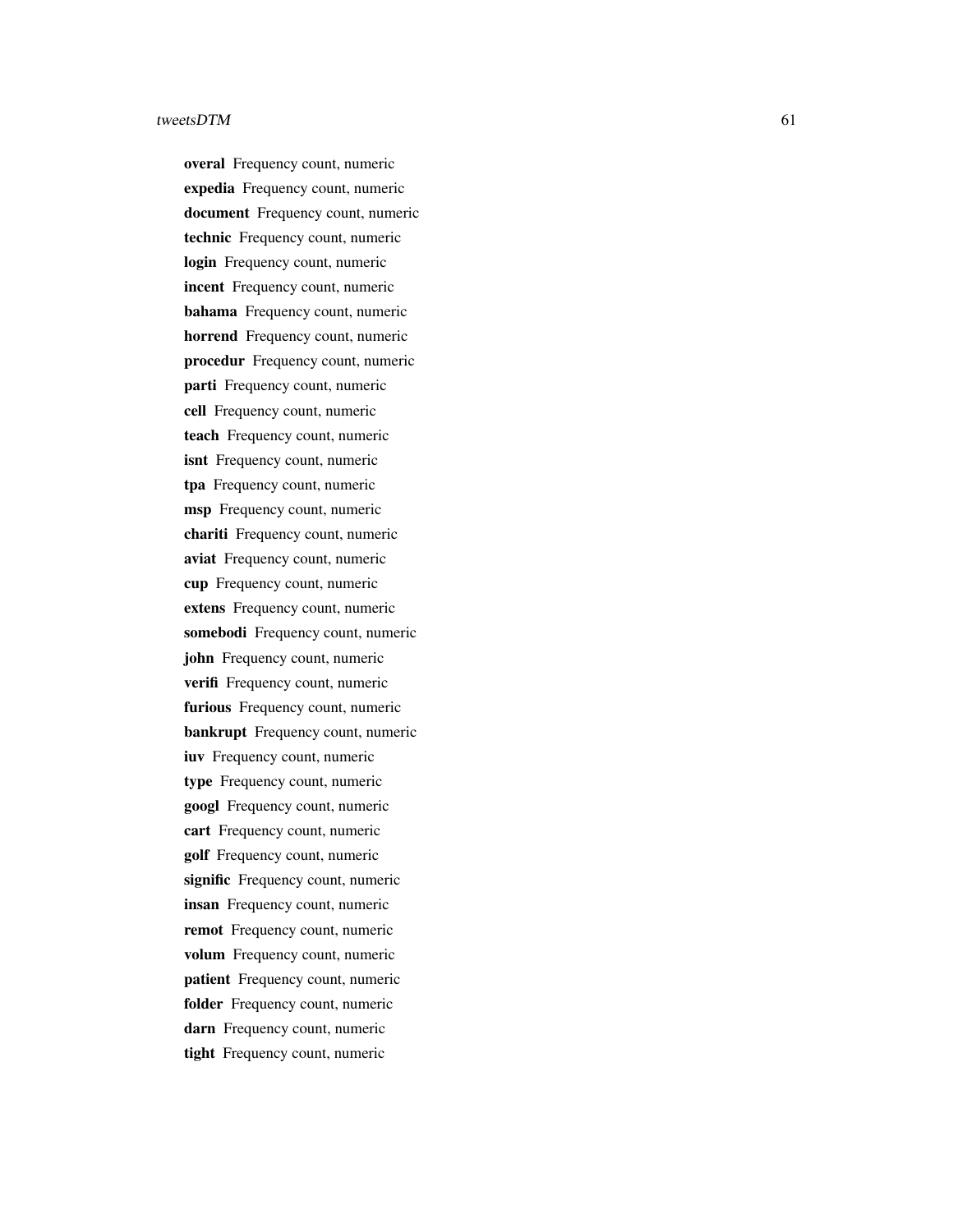**overal** Frequency count, numeric
**expedia** Frequency count, numeric
**document** Frequency count, numeric
**technic** Frequency count, numeric
**login** Frequency count, numeric
**incent** Frequency count, numeric
**bahama** Frequency count, numeric
**horrend** Frequency count, numeric
**procedur** Frequency count, numeric
**parti** Frequency count, numeric
**cell** Frequency count, numeric
**teach** Frequency count, numeric
**isnt** Frequency count, numeric
**tpa** Frequency count, numeric
**msp** Frequency count, numeric
**chariti** Frequency count, numeric
**aviat** Frequency count, numeric
**cup** Frequency count, numeric
**extens** Frequency count, numeric
**somebodi** Frequency count, numeric
**john** Frequency count, numeric
**verifi** Frequency count, numeric
**furious** Frequency count, numeric
**bankrupt** Frequency count, numeric
**iuv** Frequency count, numeric
**type** Frequency count, numeric
**googl** Frequency count, numeric
**cart** Frequency count, numeric
**golf** Frequency count, numeric
**signific** Frequency count, numeric
**insan** Frequency count, numeric
**remot** Frequency count, numeric
**volum** Frequency count, numeric
**patient** Frequency count, numeric
**folder** Frequency count, numeric
**darn** Frequency count, numeric
**tight** Frequency count, numeric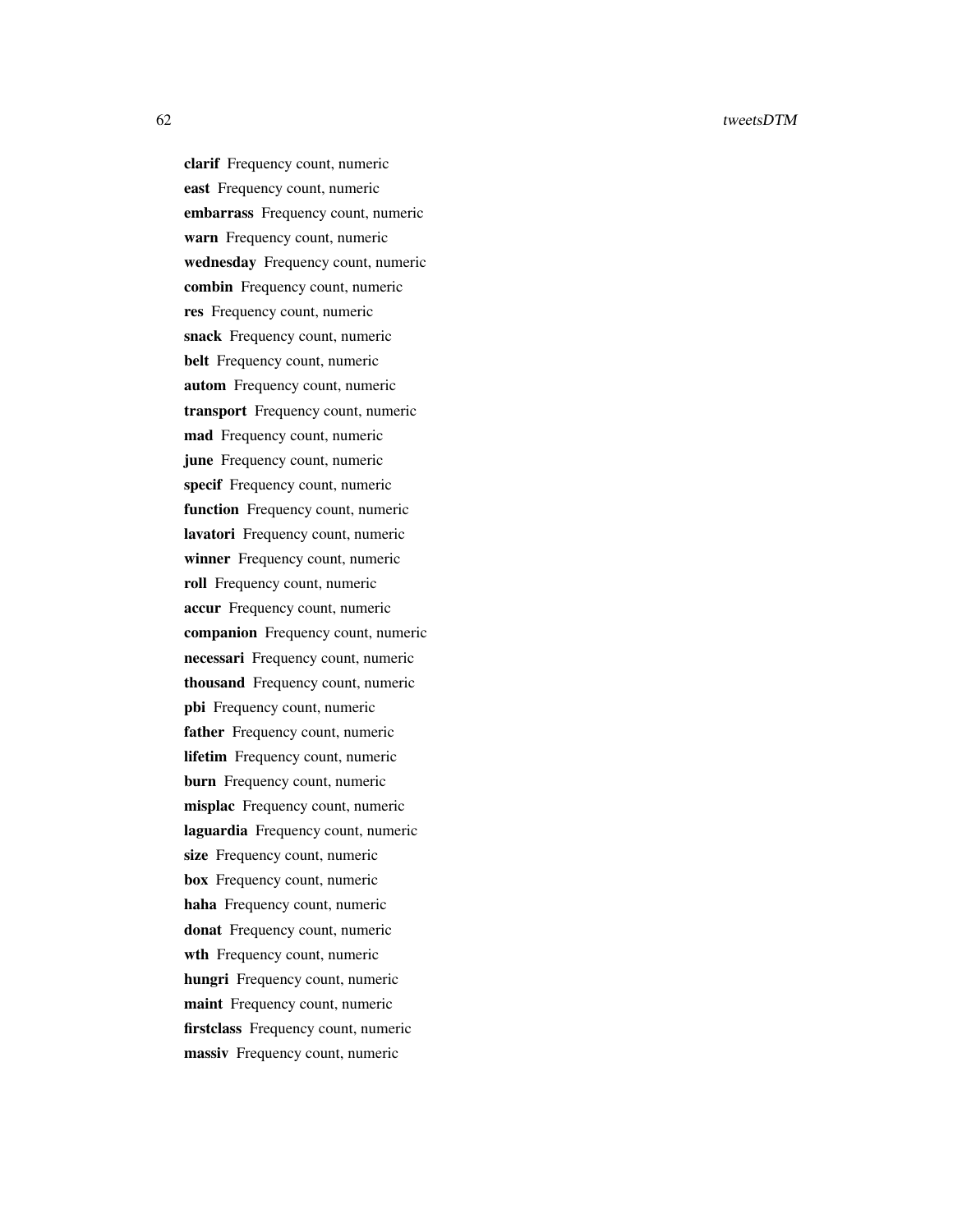**clarif** Frequency count, numeric
**east** Frequency count, numeric
**embarrass** Frequency count, numeric
**warn** Frequency count, numeric
**wednesday** Frequency count, numeric
**combin** Frequency count, numeric
**res** Frequency count, numeric
**snack** Frequency count, numeric
**belt** Frequency count, numeric
**autom** Frequency count, numeric
**transport** Frequency count, numeric
**mad** Frequency count, numeric
**june** Frequency count, numeric
**specif** Frequency count, numeric
**function** Frequency count, numeric
**lavatori** Frequency count, numeric
**winner** Frequency count, numeric
**roll** Frequency count, numeric
**accur** Frequency count, numeric
**companion** Frequency count, numeric
**necessari** Frequency count, numeric
**thousand** Frequency count, numeric
**pbi** Frequency count, numeric
**father** Frequency count, numeric
**lifetim** Frequency count, numeric
**burn** Frequency count, numeric
**misplac** Frequency count, numeric
**laguardia** Frequency count, numeric
**size** Frequency count, numeric
**box** Frequency count, numeric
**haha** Frequency count, numeric
**donat** Frequency count, numeric
**wth** Frequency count, numeric
**hungri** Frequency count, numeric
**maint** Frequency count, numeric
**firstclass** Frequency count, numeric
**massiv** Frequency count, numeric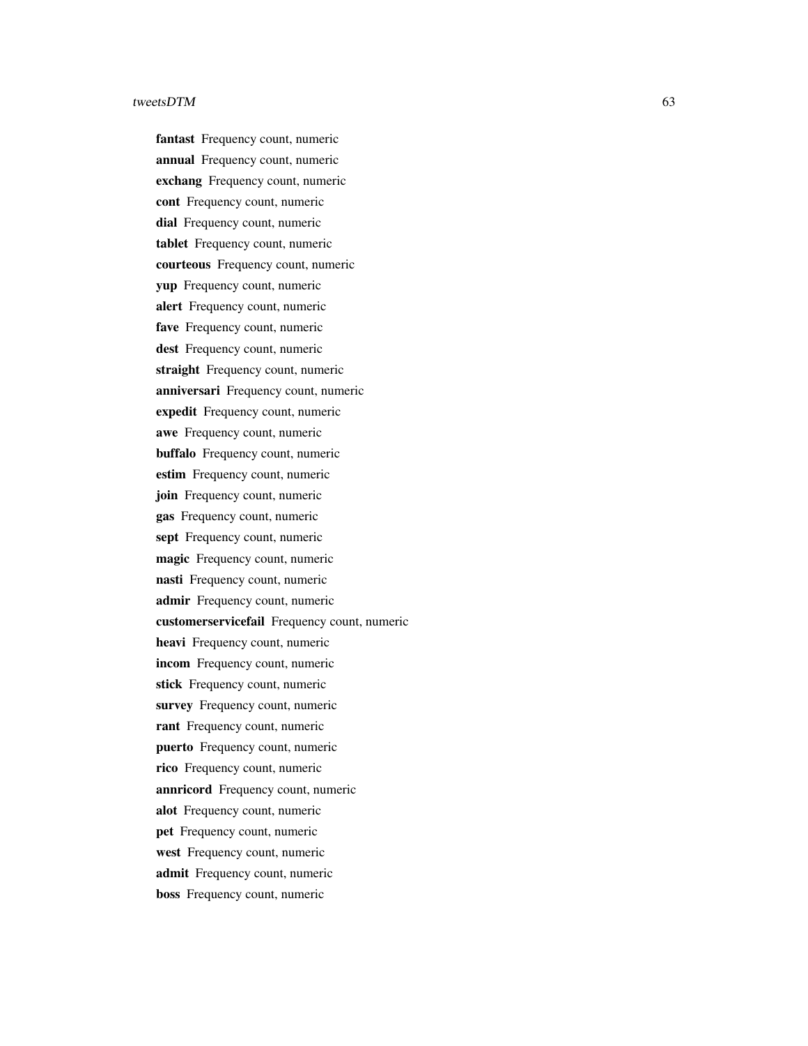**fantast** Frequency count, numeric

**annual** Frequency count, numeric

**exchang** Frequency count, numeric

**cont** Frequency count, numeric

**dial** Frequency count, numeric

**tablet** Frequency count, numeric

**courteous** Frequency count, numeric

**yup** Frequency count, numeric

**alert** Frequency count, numeric

**fave** Frequency count, numeric

**dest** Frequency count, numeric

**straight** Frequency count, numeric

**anniversari** Frequency count, numeric

**expedit** Frequency count, numeric

**awe** Frequency count, numeric

**buffalo** Frequency count, numeric

**estim** Frequency count, numeric

**join** Frequency count, numeric

**gas** Frequency count, numeric

**sept** Frequency count, numeric

**magic** Frequency count, numeric

**nasti** Frequency count, numeric

**admir** Frequency count, numeric

**customerservicefail** Frequency count, numeric

**heavi** Frequency count, numeric

**incom** Frequency count, numeric

**stick** Frequency count, numeric

**survey** Frequency count, numeric

**rant** Frequency count, numeric

**puerto** Frequency count, numeric

**rico** Frequency count, numeric

**annricord** Frequency count, numeric

**alot** Frequency count, numeric

**pet** Frequency count, numeric

**west** Frequency count, numeric

**admit** Frequency count, numeric

**boss** Frequency count, numeric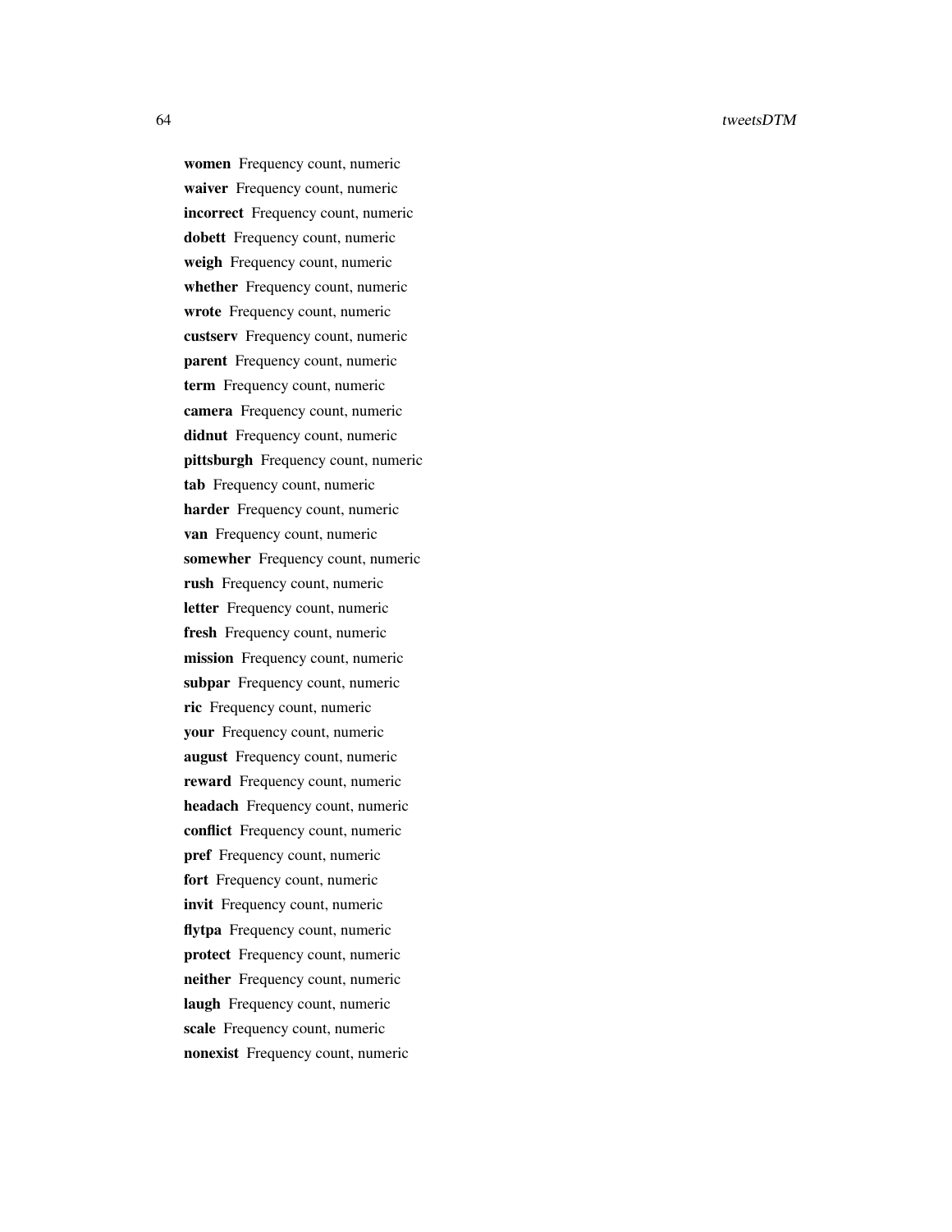**women** Frequency count, numeric
**waiver** Frequency count, numeric
**incorrect** Frequency count, numeric
**dobett** Frequency count, numeric
**weigh** Frequency count, numeric
**whether** Frequency count, numeric
**wrote** Frequency count, numeric
**custserv** Frequency count, numeric
**parent** Frequency count, numeric
**term** Frequency count, numeric
**camera** Frequency count, numeric
**didnut** Frequency count, numeric
**pittsburgh** Frequency count, numeric
**tab** Frequency count, numeric
**harder** Frequency count, numeric
**van** Frequency count, numeric
**somewher** Frequency count, numeric
**rush** Frequency count, numeric
**letter** Frequency count, numeric
**fresh** Frequency count, numeric
**mission** Frequency count, numeric
**subpar** Frequency count, numeric
**ric** Frequency count, numeric
**your** Frequency count, numeric
**august** Frequency count, numeric
**reward** Frequency count, numeric
**headach** Frequency count, numeric
**conflict** Frequency count, numeric
**pref** Frequency count, numeric
**fort** Frequency count, numeric
**invit** Frequency count, numeric
**flytpa** Frequency count, numeric
**protect** Frequency count, numeric
**neither** Frequency count, numeric
**laugh** Frequency count, numeric
**scale** Frequency count, numeric
**nonexist** Frequency count, numeric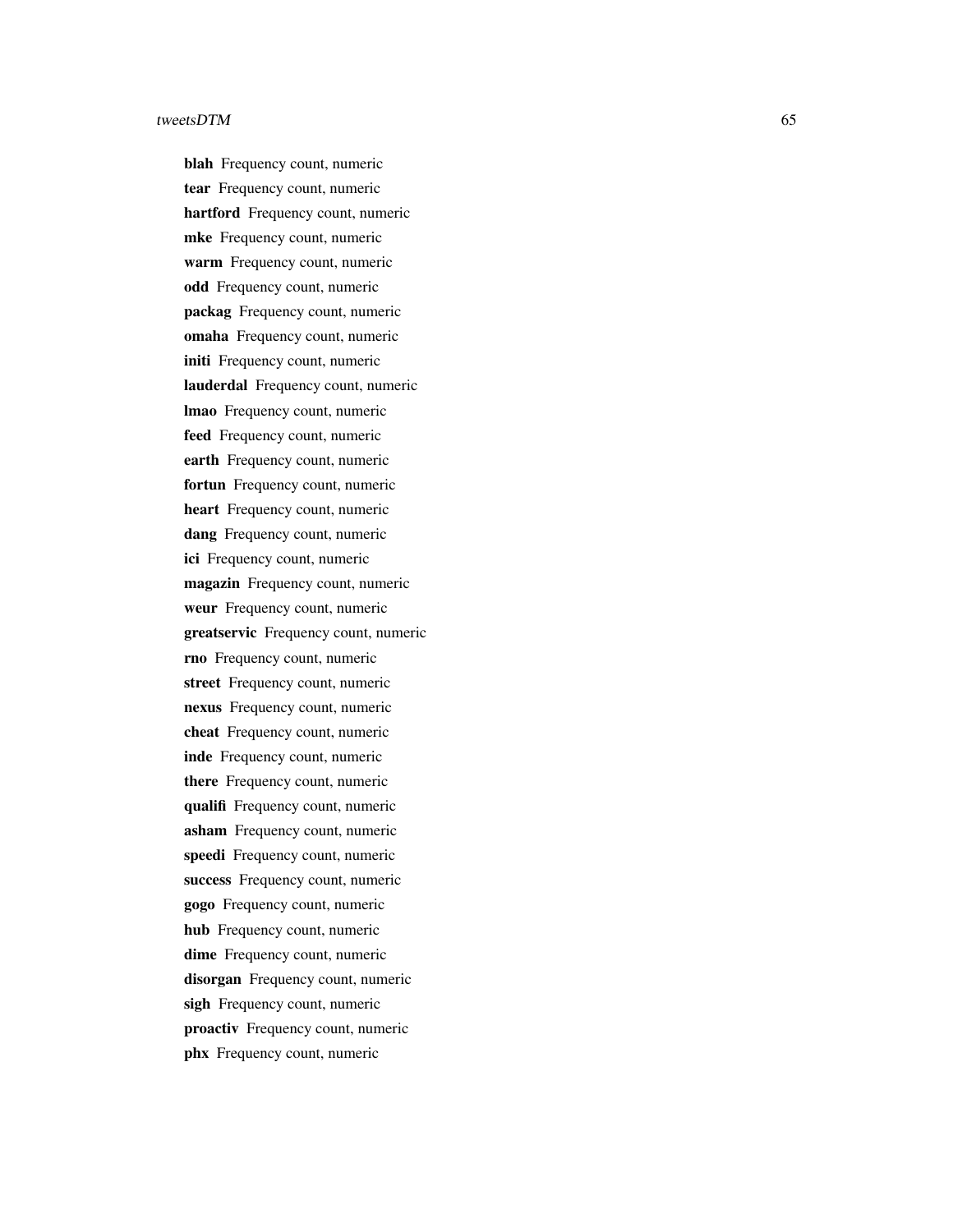**blah** Frequency count, numeric

**tear** Frequency count, numeric

**hartford** Frequency count, numeric

**mke** Frequency count, numeric

**warm** Frequency count, numeric

**odd** Frequency count, numeric

**packag** Frequency count, numeric

**omaha** Frequency count, numeric

**initi** Frequency count, numeric

**lauderdal** Frequency count, numeric

**lmao** Frequency count, numeric

**feed** Frequency count, numeric

**earth** Frequency count, numeric

**fortun** Frequency count, numeric

**heart** Frequency count, numeric

**dang** Frequency count, numeric

**ici** Frequency count, numeric

**magazin** Frequency count, numeric

**weur** Frequency count, numeric

**greatservic** Frequency count, numeric

**rno** Frequency count, numeric

**street** Frequency count, numeric

**nexus** Frequency count, numeric

**cheat** Frequency count, numeric

**inde** Frequency count, numeric

**there** Frequency count, numeric

**qualifi** Frequency count, numeric

**asham** Frequency count, numeric

**speedi** Frequency count, numeric

**success** Frequency count, numeric

**gogo** Frequency count, numeric

**hub** Frequency count, numeric

**dime** Frequency count, numeric

**disorgan** Frequency count, numeric

**sigh** Frequency count, numeric

**proactiv** Frequency count, numeric

**phx** Frequency count, numeric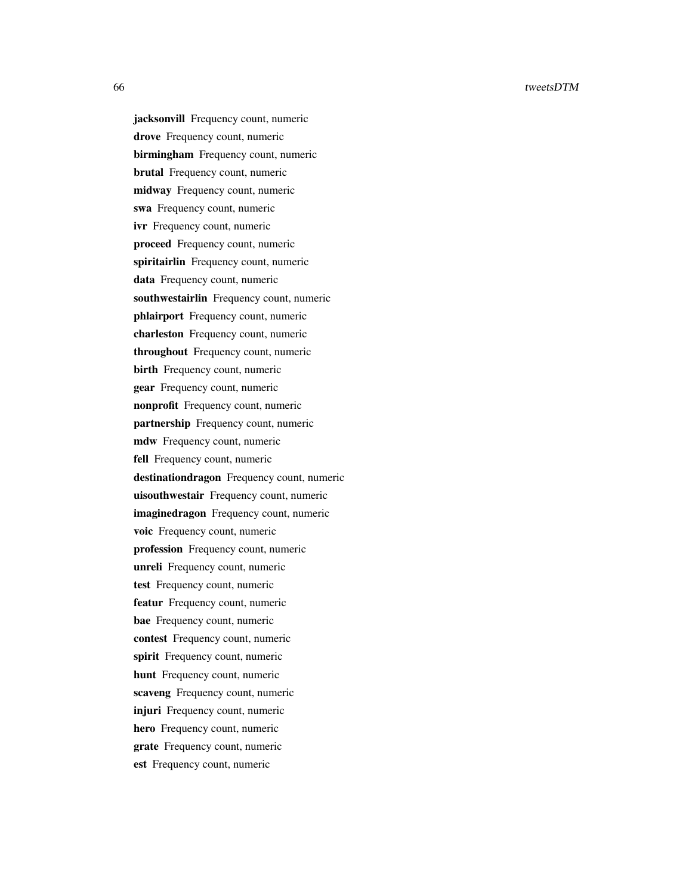**jacksonvill** Frequency count, numeric
**drove** Frequency count, numeric
**birmingham** Frequency count, numeric
**brutal** Frequency count, numeric
**midway** Frequency count, numeric
**swa** Frequency count, numeric
**ivr** Frequency count, numeric
**proceed** Frequency count, numeric
**spiritairlin** Frequency count, numeric
**data** Frequency count, numeric
**southwestairlin** Frequency count, numeric
**phlairport** Frequency count, numeric
**charleston** Frequency count, numeric
**throughout** Frequency count, numeric
**birth** Frequency count, numeric
**gear** Frequency count, numeric
**nonprofit** Frequency count, numeric
**partnership** Frequency count, numeric
**mdw** Frequency count, numeric
**fell** Frequency count, numeric
**destinationdragon** Frequency count, numeric
**uisouthwestair** Frequency count, numeric
**imaginedragon** Frequency count, numeric
**voic** Frequency count, numeric
**profession** Frequency count, numeric
**unreli** Frequency count, numeric
**test** Frequency count, numeric
**featur** Frequency count, numeric
**bae** Frequency count, numeric
**contest** Frequency count, numeric
**spirit** Frequency count, numeric
**hunt** Frequency count, numeric
**scaveng** Frequency count, numeric
**injuri** Frequency count, numeric
**hero** Frequency count, numeric
**grate** Frequency count, numeric
**est** Frequency count, numeric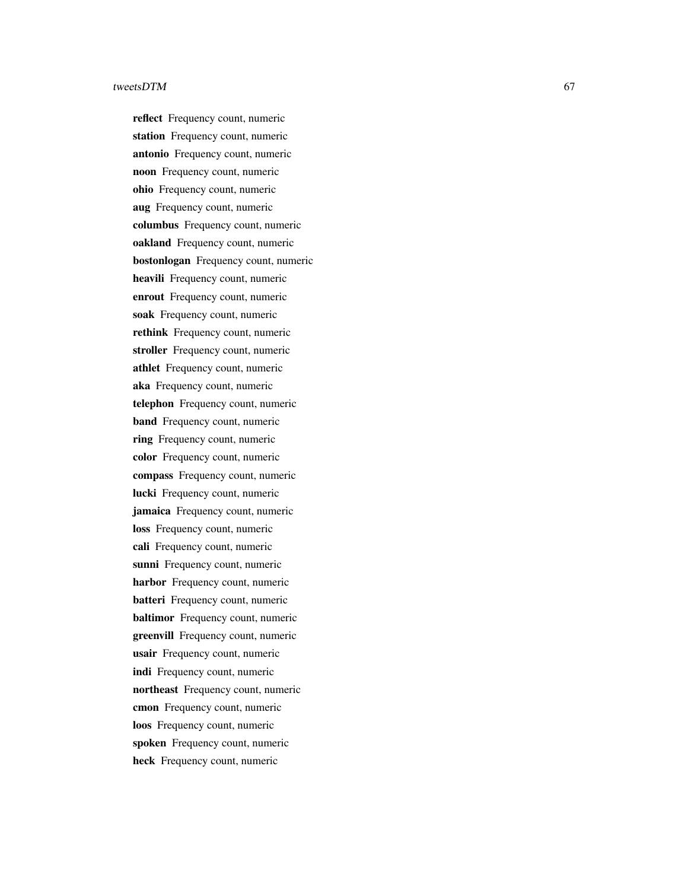**reflect** Frequency count, numeric

**station** Frequency count, numeric

**antonio** Frequency count, numeric

**noon** Frequency count, numeric

**ohio** Frequency count, numeric

**aug** Frequency count, numeric

**columbus** Frequency count, numeric

**oakland** Frequency count, numeric

**bostonlogan** Frequency count, numeric

**heavili** Frequency count, numeric

**enrout** Frequency count, numeric

**soak** Frequency count, numeric

**rethink** Frequency count, numeric

**stroller** Frequency count, numeric

**athlet** Frequency count, numeric

**aka** Frequency count, numeric

**telephon** Frequency count, numeric

**band** Frequency count, numeric

**ring** Frequency count, numeric

**color** Frequency count, numeric

**compass** Frequency count, numeric

**lucki** Frequency count, numeric

**jamaica** Frequency count, numeric

**loss** Frequency count, numeric

**cali** Frequency count, numeric

**sunni** Frequency count, numeric

**harbor** Frequency count, numeric

**batteri** Frequency count, numeric

**baltimor** Frequency count, numeric

**greenvill** Frequency count, numeric

**usair** Frequency count, numeric

**indi** Frequency count, numeric

**northeast** Frequency count, numeric

**cmon** Frequency count, numeric

**loos** Frequency count, numeric

**spoken** Frequency count, numeric

**heck** Frequency count, numeric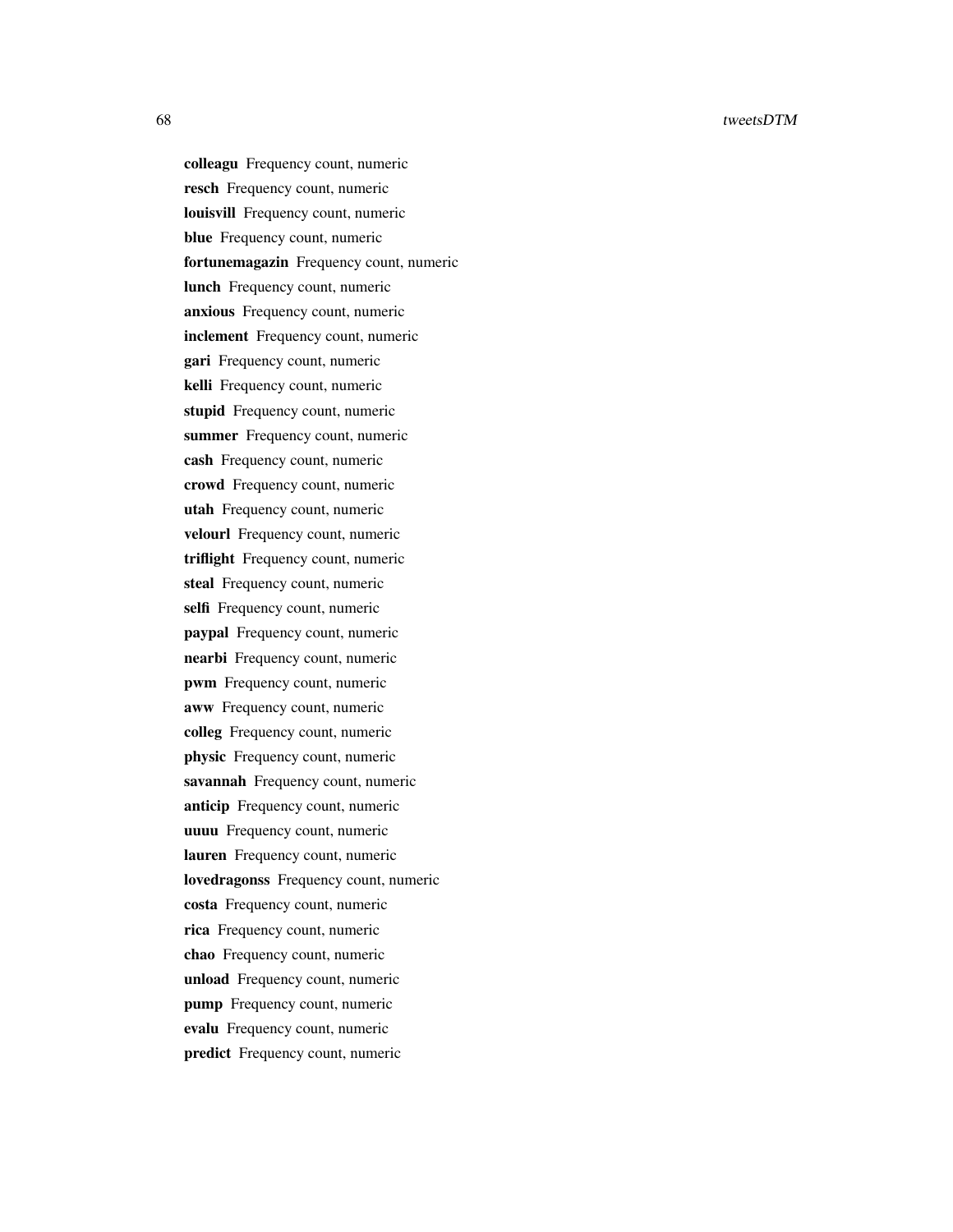**colleagu** Frequency count, numeric
**resch** Frequency count, numeric
**louisvill** Frequency count, numeric
**blue** Frequency count, numeric
**fortunemagazin** Frequency count, numeric
**lunch** Frequency count, numeric
**anxious** Frequency count, numeric
**inclement** Frequency count, numeric
**gari** Frequency count, numeric
**kelli** Frequency count, numeric
**stupid** Frequency count, numeric
**summer** Frequency count, numeric
**cash** Frequency count, numeric
**crowd** Frequency count, numeric
**utah** Frequency count, numeric
**velourl** Frequency count, numeric
**triflight** Frequency count, numeric
**steal** Frequency count, numeric
**selfi** Frequency count, numeric
**paypal** Frequency count, numeric
**nearbi** Frequency count, numeric
**pwm** Frequency count, numeric
**aww** Frequency count, numeric
**colleg** Frequency count, numeric
**physic** Frequency count, numeric
**savannah** Frequency count, numeric
**anticip** Frequency count, numeric
**uuuu** Frequency count, numeric
**lauren** Frequency count, numeric
**lovedragonss** Frequency count, numeric
**costa** Frequency count, numeric
**rica** Frequency count, numeric
**chao** Frequency count, numeric
**unload** Frequency count, numeric
**pump** Frequency count, numeric
**evalu** Frequency count, numeric
**predict** Frequency count, numeric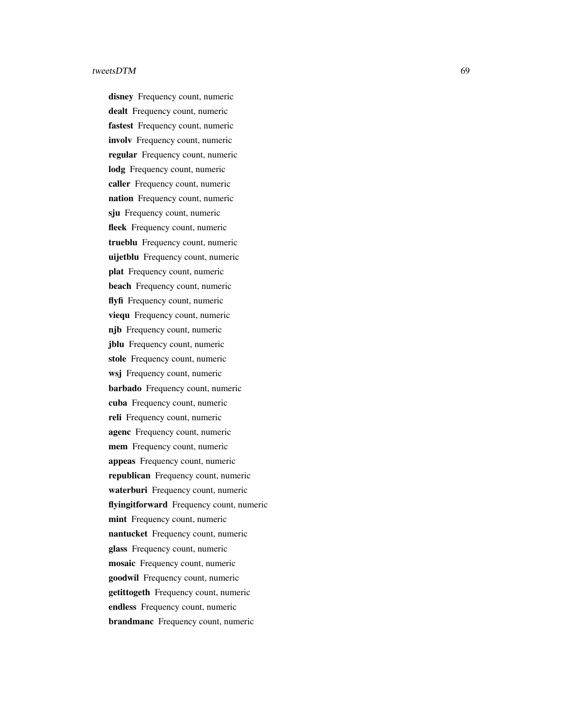**disney** Frequency count, numeric

**dealt** Frequency count, numeric

**fastest** Frequency count, numeric

**involv** Frequency count, numeric

**regular** Frequency count, numeric

**lodg** Frequency count, numeric

**caller** Frequency count, numeric

**nation** Frequency count, numeric

**sju** Frequency count, numeric

**fleek** Frequency count, numeric

**trueblu** Frequency count, numeric

**uijetblu** Frequency count, numeric

**plat** Frequency count, numeric

**beach** Frequency count, numeric

**flyfi** Frequency count, numeric

**viequ** Frequency count, numeric

**njb** Frequency count, numeric

**jblu** Frequency count, numeric

**stole** Frequency count, numeric

**wsj** Frequency count, numeric

**barbado** Frequency count, numeric

**cuba** Frequency count, numeric

**reli** Frequency count, numeric

**agenc** Frequency count, numeric

**mem** Frequency count, numeric

**appeas** Frequency count, numeric

**republican** Frequency count, numeric

**waterburi** Frequency count, numeric

**flyingitforward** Frequency count, numeric

**mint** Frequency count, numeric

**nantucket** Frequency count, numeric

**glass** Frequency count, numeric

**mosaic** Frequency count, numeric

**goodwil** Frequency count, numeric

**getittogeth** Frequency count, numeric

**endless** Frequency count, numeric

**brandmanc** Frequency count, numeric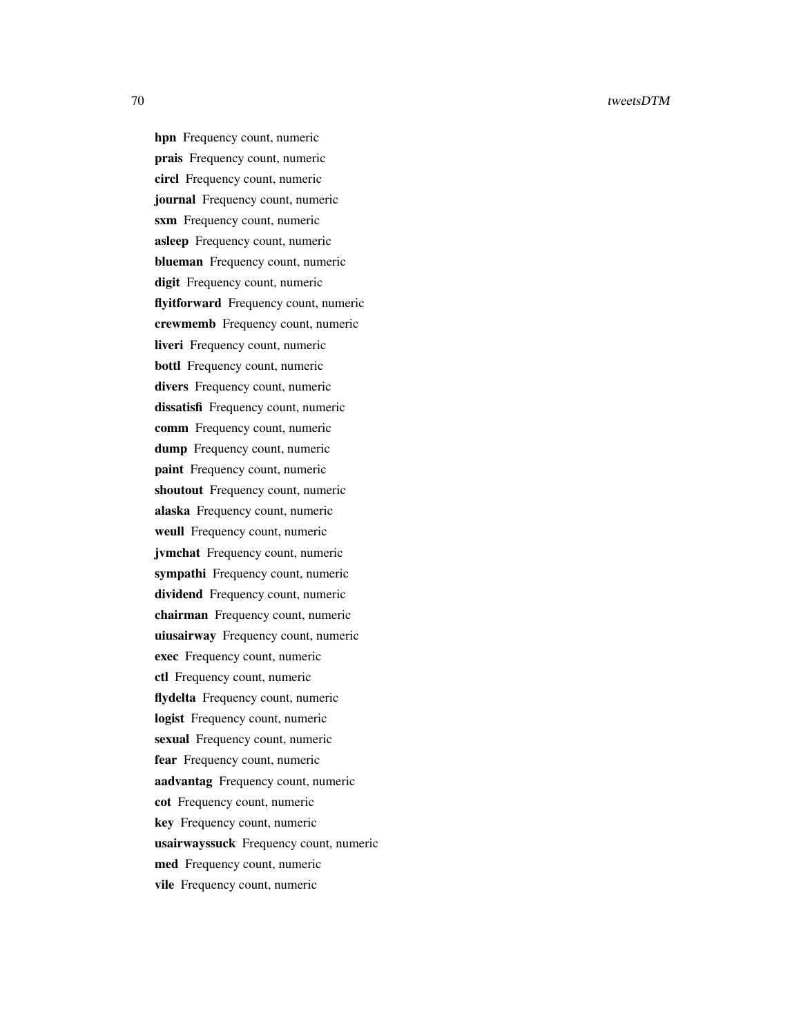**hpn** Frequency count, numeric

**prais** Frequency count, numeric

**circl** Frequency count, numeric

**journal** Frequency count, numeric

**sxm** Frequency count, numeric

**asleep** Frequency count, numeric

**blueman** Frequency count, numeric

**digit** Frequency count, numeric

**flyitforward** Frequency count, numeric

**crewmemb** Frequency count, numeric

**liveri** Frequency count, numeric

**bottl** Frequency count, numeric

**divers** Frequency count, numeric

**dissatisfi** Frequency count, numeric

**comm** Frequency count, numeric

**dump** Frequency count, numeric

**paint** Frequency count, numeric

**shoutout** Frequency count, numeric

**alaska** Frequency count, numeric

**weull** Frequency count, numeric

**jvmchat** Frequency count, numeric

**sympathi** Frequency count, numeric

**dividend** Frequency count, numeric

**chairman** Frequency count, numeric

**uiusairway** Frequency count, numeric

**exec** Frequency count, numeric

**ctl** Frequency count, numeric

**flydelta** Frequency count, numeric

**logist** Frequency count, numeric

**sexual** Frequency count, numeric

**fear** Frequency count, numeric

**aadvantag** Frequency count, numeric

**cot** Frequency count, numeric

**key** Frequency count, numeric

**usairwayssuck** Frequency count, numeric

**med** Frequency count, numeric

**vile** Frequency count, numeric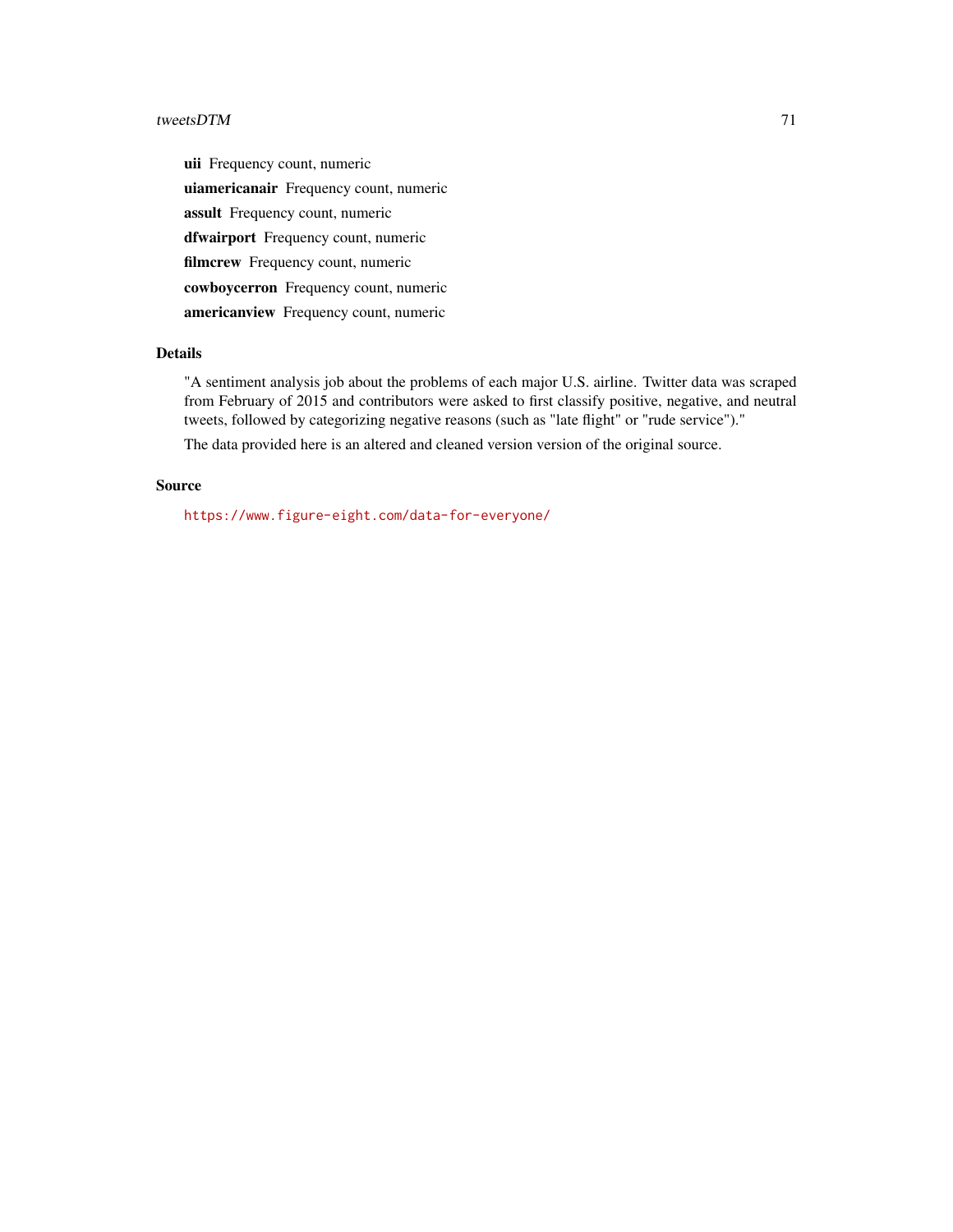**uii** Frequency count, numeric

**uiamericanair** Frequency count, numeric

**assult** Frequency count, numeric

**dfwairport** Frequency count, numeric

**filmcrew** Frequency count, numeric

**cowboycerron** Frequency count, numeric

**americanview** Frequency count, numeric

## Details

"A sentiment analysis job about the problems of each major U.S. airline. Twitter data was scraped from February of 2015 and contributors were asked to first classify positive, negative, and neutral tweets, followed by categorizing negative reasons (such as "late flight" or "rude service")."

The data provided here is an altered and cleaned version version of the original source.

## Source

https://www.figure-eight.com/data-for-everyone/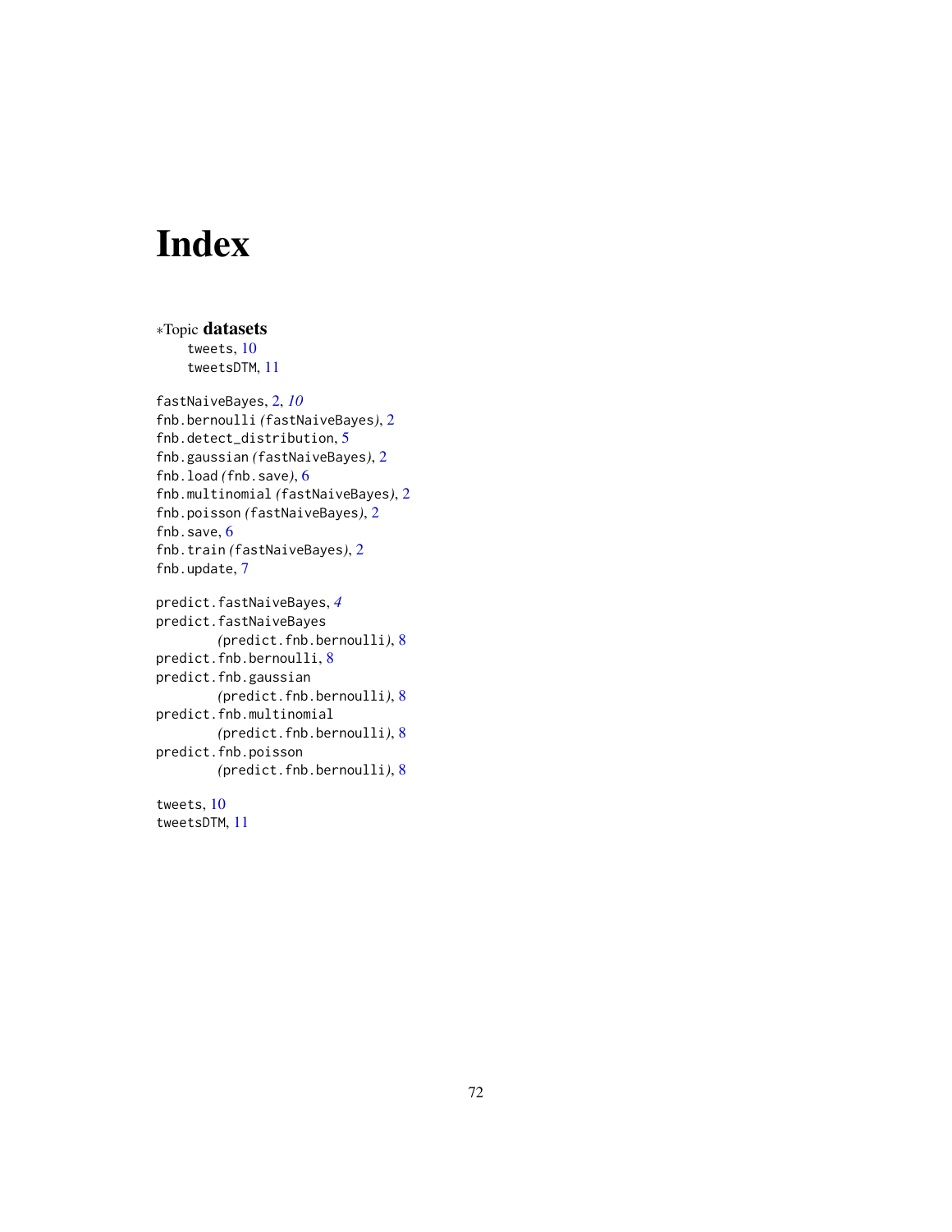# Index

∗Topic **datasets**
    tweets, 10
    tweetsDTM, 11

fastNaiveBayes, 2, *10*
fnb.bernoulli *(*fastNaiveBayes*)*, 2
fnb.detect_distribution, 5
fnb.gaussian *(*fastNaiveBayes*)*, 2
fnb.load *(*fnb.save*)*, 6
fnb.multinomial *(*fastNaiveBayes*)*, 2
fnb.poisson *(*fastNaiveBayes*)*, 2
fnb.save, 6
fnb.train *(*fastNaiveBayes*)*, 2
fnb.update, 7

predict.fastNaiveBayes, *4*
predict.fastNaiveBayes
        *(*predict.fnb.bernoulli*)*, 8
predict.fnb.bernoulli, 8
predict.fnb.gaussian
        *(*predict.fnb.bernoulli*)*, 8
predict.fnb.multinomial
        *(*predict.fnb.bernoulli*)*, 8
predict.fnb.poisson
        *(*predict.fnb.bernoulli*)*, 8

tweets, 10
tweetsDTM, 11